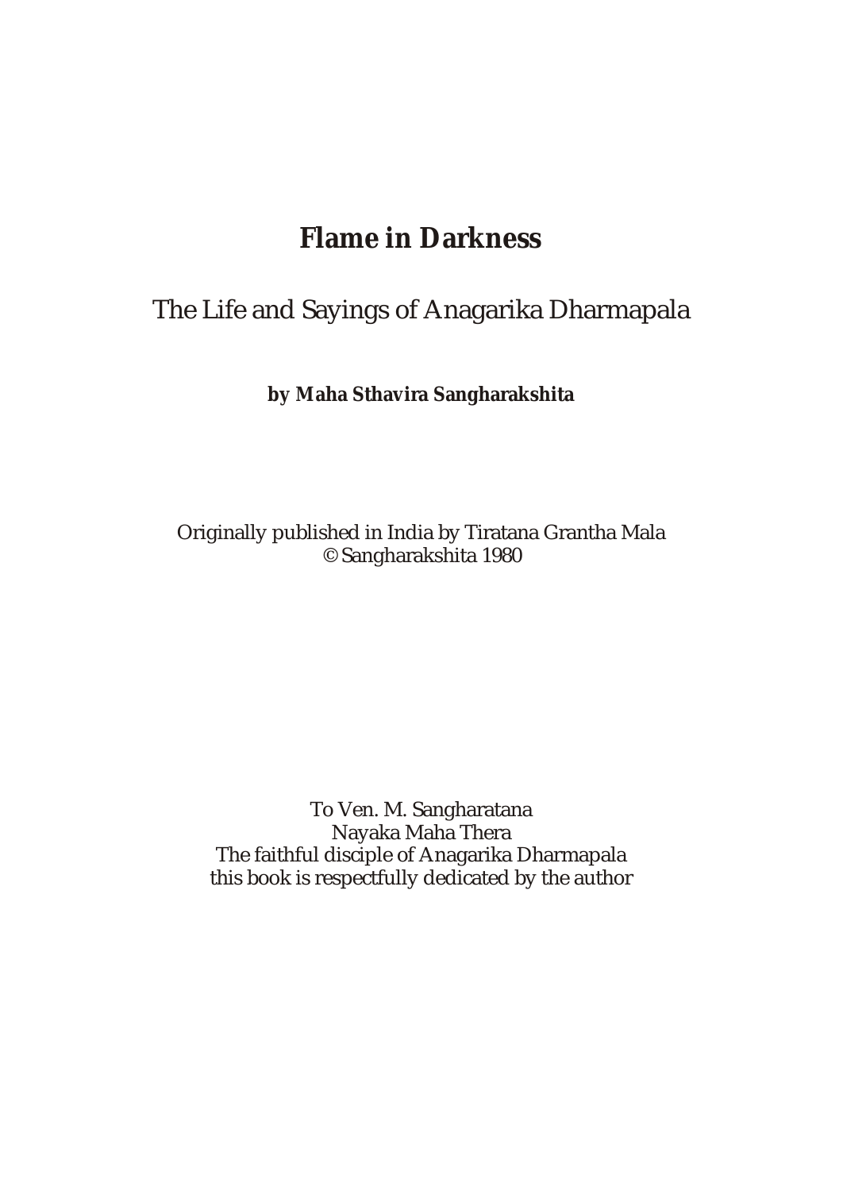# Flame in Darkness

## The Life and Sayings of Anagarika Dharmapala

**by Maha Sthavira Sangharakshita**

Originally published in India by Tiratana Grantha Mala
© Sangharakshita 1980

To Ven. M. Sangharatana
Nayaka Maha Thera
The faithful disciple of Anagarika Dharmapala
this book is respectfully dedicated by the author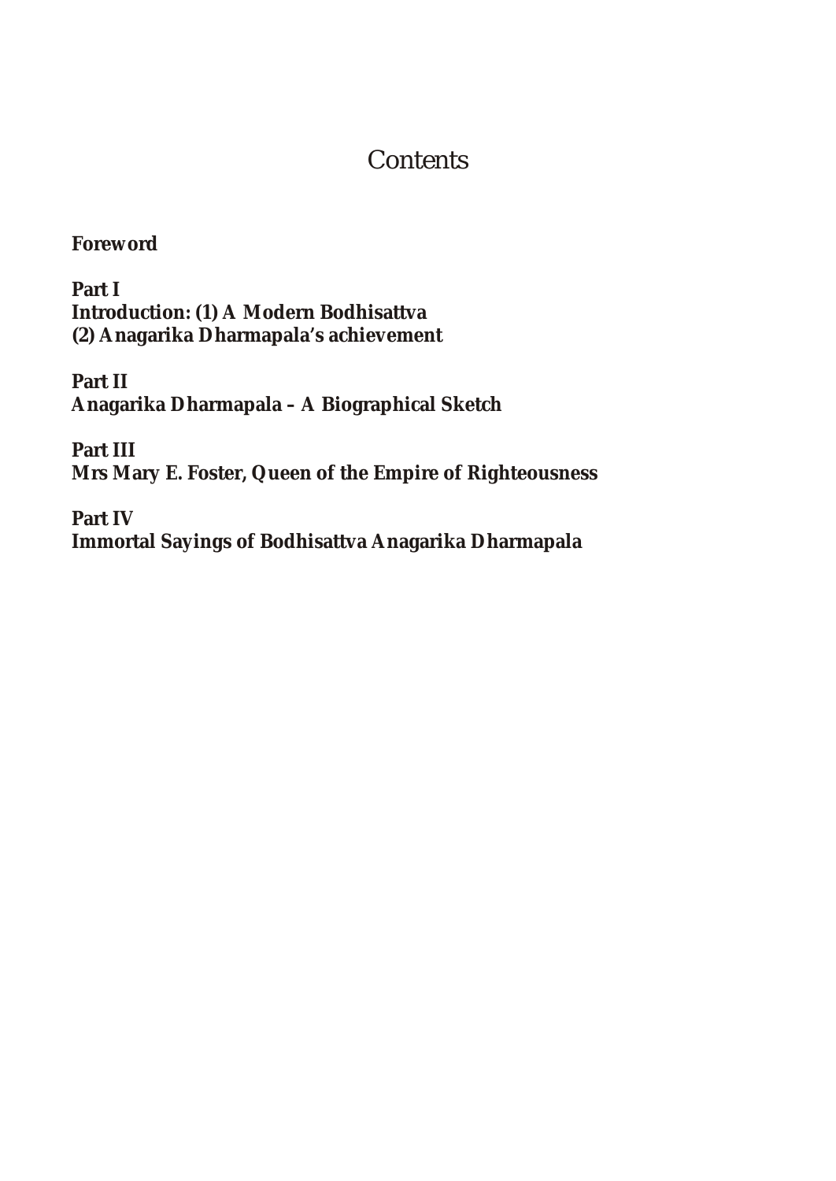# Contents

**Foreword**

**Part I**
**Introduction: (1) A Modern Bodhisattva**
**(2) Anagarika Dharmapala's achievement**

**Part II**
**Anagarika Dharmapala – A Biographical Sketch**

**Part III**
**Mrs Mary E. Foster, Queen of the Empire of Righteousness**

**Part IV**
**Immortal Sayings of Bodhisattva Anagarika Dharmapala**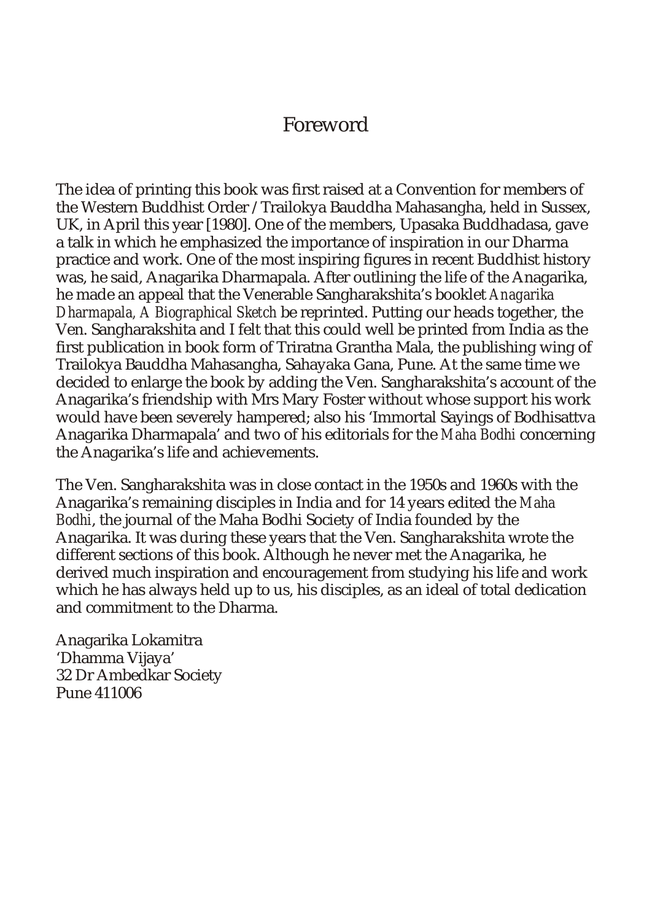# Foreword

The idea of printing this book was first raised at a Convention for members of the Western Buddhist Order / Trailokya Bauddha Mahasangha, held in Sussex, UK, in April this year [1980]. One of the members, Upasaka Buddhadasa, gave a talk in which he emphasized the importance of inspiration in our Dharma practice and work. One of the most inspiring figures in recent Buddhist history was, he said, Anagarika Dharmapala. After outlining the life of the Anagarika, he made an appeal that the Venerable Sangharakshita's booklet *Anagarika Dharmapala, A Biographical Sketch* be reprinted. Putting our heads together, the Ven. Sangharakshita and I felt that this could well be printed from India as the first publication in book form of Triratna Grantha Mala, the publishing wing of Trailokya Bauddha Mahasangha, Sahayaka Gana, Pune. At the same time we decided to enlarge the book by adding the Ven. Sangharakshita's account of the Anagarika's friendship with Mrs Mary Foster without whose support his work would have been severely hampered; also his 'Immortal Sayings of Bodhisattva Anagarika Dharmapala' and two of his editorials for the *Maha Bodhi* concerning the Anagarika's life and achievements.

The Ven. Sangharakshita was in close contact in the 1950s and 1960s with the Anagarika's remaining disciples in India and for 14 years edited the *Maha Bodhi*, the journal of the Maha Bodhi Society of India founded by the Anagarika. It was during these years that the Ven. Sangharakshita wrote the different sections of this book. Although he never met the Anagarika, he derived much inspiration and encouragement from studying his life and work which he has always held up to us, his disciples, as an ideal of total dedication and commitment to the Dharma.

Anagarika Lokamitra
'Dhamma Vijaya'
32 Dr Ambedkar Society
Pune 411006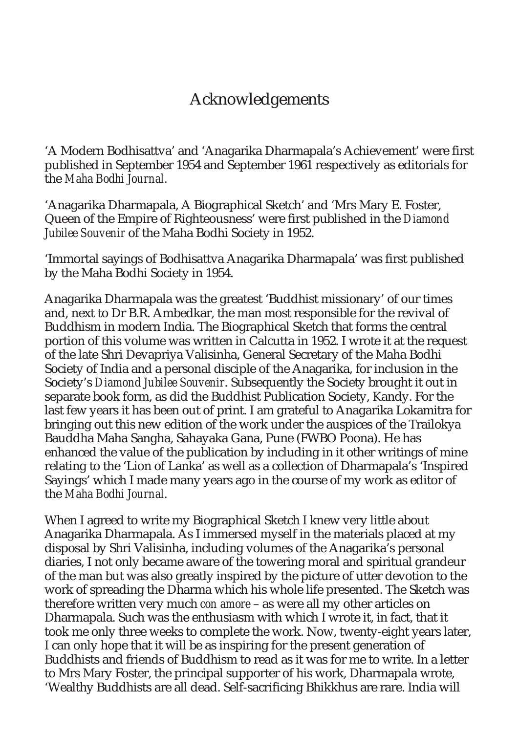# Acknowledgements

'A Modern Bodhisattva' and 'Anagarika Dharmapala's Achievement' were first published in September 1954 and September 1961 respectively as editorials for the *Maha Bodhi Journal*.

'Anagarika Dharmapala, A Biographical Sketch' and 'Mrs Mary E. Foster, Queen of the Empire of Righteousness' were first published in the *Diamond Jubilee Souvenir* of the Maha Bodhi Society in 1952.

'Immortal sayings of Bodhisattva Anagarika Dharmapala' was first published by the Maha Bodhi Society in 1954.

Anagarika Dharmapala was the greatest 'Buddhist missionary' of our times and, next to Dr B.R. Ambedkar, the man most responsible for the revival of Buddhism in modern India. The Biographical Sketch that forms the central portion of this volume was written in Calcutta in 1952. I wrote it at the request of the late Shri Devapriya Valisinha, General Secretary of the Maha Bodhi Society of India and a personal disciple of the Anagarika, for inclusion in the Society's *Diamond Jubilee Souvenir*. Subsequently the Society brought it out in separate book form, as did the Buddhist Publication Society, Kandy. For the last few years it has been out of print. I am grateful to Anagarika Lokamitra for bringing out this new edition of the work under the auspices of the Trailokya Bauddha Maha Sangha, Sahayaka Gana, Pune (FWBO Poona). He has enhanced the value of the publication by including in it other writings of mine relating to the 'Lion of Lanka' as well as a collection of Dharmapala's 'Inspired Sayings' which I made many years ago in the course of my work as editor of the *Maha Bodhi Journal*.

When I agreed to write my Biographical Sketch I knew very little about Anagarika Dharmapala. As I immersed myself in the materials placed at my disposal by Shri Valisinha, including volumes of the Anagarika's personal diaries, I not only became aware of the towering moral and spiritual grandeur of the man but was also greatly inspired by the picture of utter devotion to the work of spreading the Dharma which his whole life presented. The Sketch was therefore written very much *con amore* – as were all my other articles on Dharmapala. Such was the enthusiasm with which I wrote it, in fact, that it took me only three weeks to complete the work. Now, twenty-eight years later, I can only hope that it will be as inspiring for the present generation of Buddhists and friends of Buddhism to read as it was for me to write. In a letter to Mrs Mary Foster, the principal supporter of his work, Dharmapala wrote, 'Wealthy Buddhists are all dead. Self-sacrificing Bhikkhus are rare. India will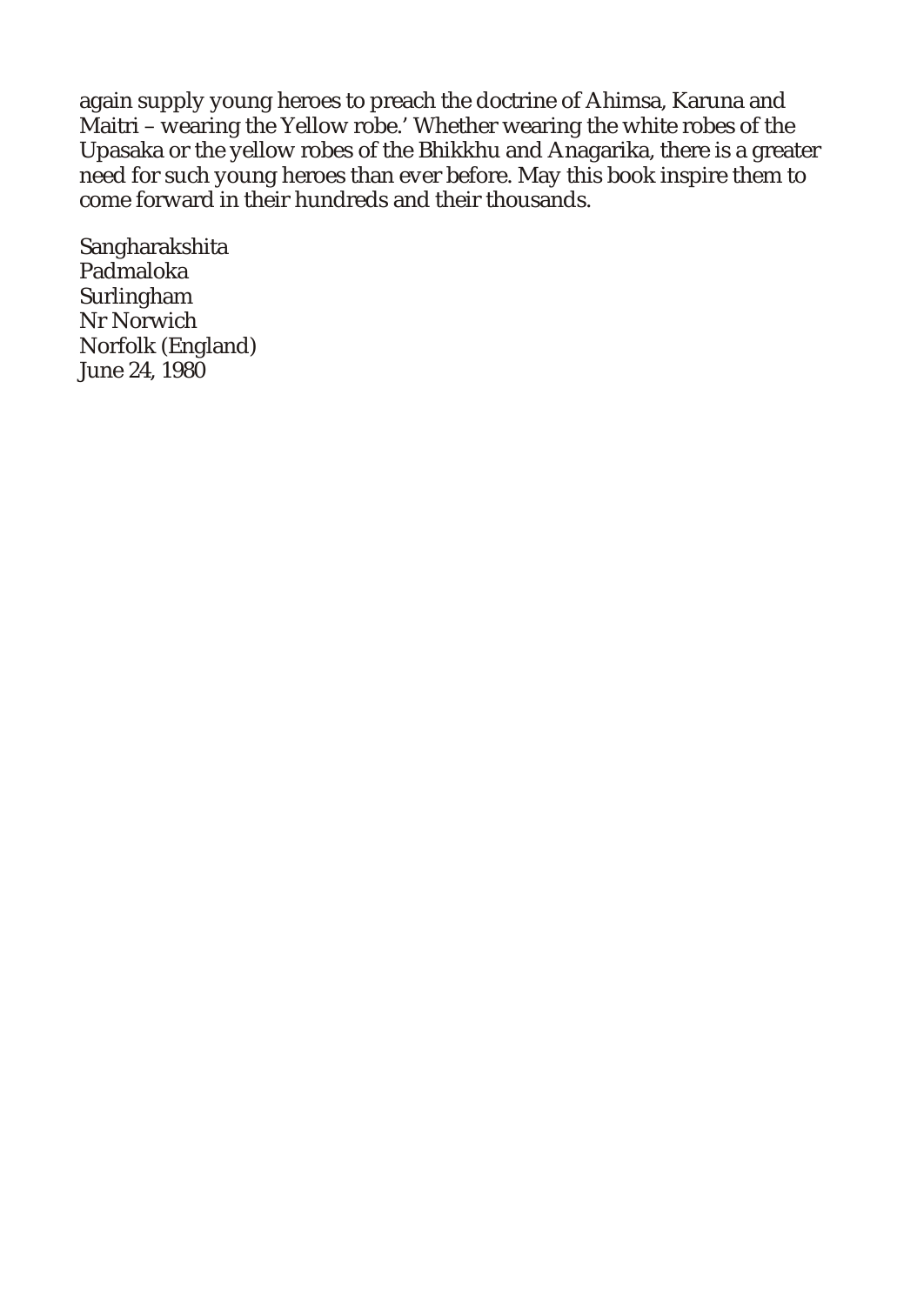again supply young heroes to preach the doctrine of Ahimsa, Karuna and Maitri – wearing the Yellow robe.' Whether wearing the white robes of the Upasaka or the yellow robes of the Bhikkhu and Anagarika, there is a greater need for such young heroes than ever before. May this book inspire them to come forward in their hundreds and their thousands.

Sangharakshita
Padmaloka
Surlingham
Nr Norwich
Norfolk (England)
June 24, 1980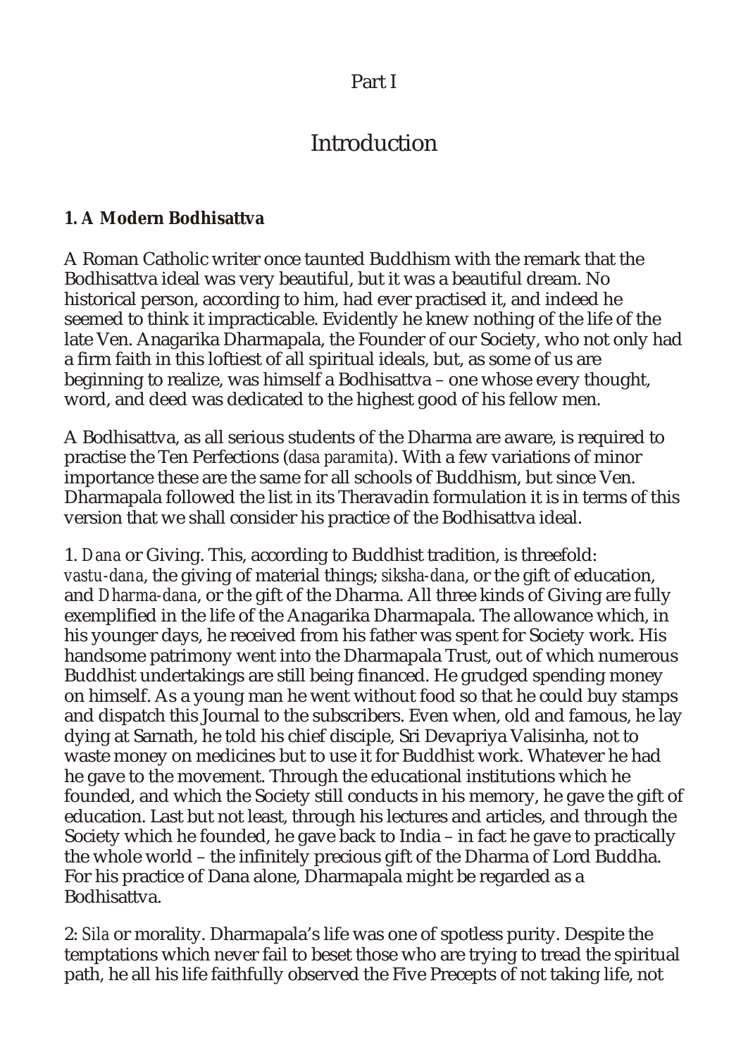# Part I

## Introduction

### 1. A Modern Bodhisattva

A Roman Catholic writer once taunted Buddhism with the remark that the Bodhisattva ideal was very beautiful, but it was a beautiful dream. No historical person, according to him, had ever practised it, and indeed he seemed to think it impracticable. Evidently he knew nothing of the life of the late Ven. Anagarika Dharmapala, the Founder of our Society, who not only had a firm faith in this loftiest of all spiritual ideals, but, as some of us are beginning to realize, was himself a Bodhisattva – one whose every thought, word, and deed was dedicated to the highest good of his fellow men.

A Bodhisattva, as all serious students of the Dharma are aware, is required to practise the Ten Perfections (*dasa paramita*). With a few variations of minor importance these are the same for all schools of Buddhism, but since Ven. Dharmapala followed the list in its Theravadin formulation it is in terms of this version that we shall consider his practice of the Bodhisattva ideal.

1. *Dana* or Giving. This, according to Buddhist tradition, is threefold: *vastu-dana*, the giving of material things; *siksha-dana*, or the gift of education, and *Dharma-dana*, or the gift of the Dharma. All three kinds of Giving are fully exemplified in the life of the Anagarika Dharmapala. The allowance which, in his younger days, he received from his father was spent for Society work. His handsome patrimony went into the Dharmapala Trust, out of which numerous Buddhist undertakings are still being financed. He grudged spending money on himself. As a young man he went without food so that he could buy stamps and dispatch this Journal to the subscribers. Even when, old and famous, he lay dying at Sarnath, he told his chief disciple, Sri Devapriya Valisinha, not to waste money on medicines but to use it for Buddhist work. Whatever he had he gave to the movement. Through the educational institutions which he founded, and which the Society still conducts in his memory, he gave the gift of education. Last but not least, through his lectures and articles, and through the Society which he founded, he gave back to India – in fact he gave to practically the whole world – the infinitely precious gift of the Dharma of Lord Buddha. For his practice of Dana alone, Dharmapala might be regarded as a Bodhisattva.

2: *Sila* or morality. Dharmapala's life was one of spotless purity. Despite the temptations which never fail to beset those who are trying to tread the spiritual path, he all his life faithfully observed the Five Precepts of not taking life, not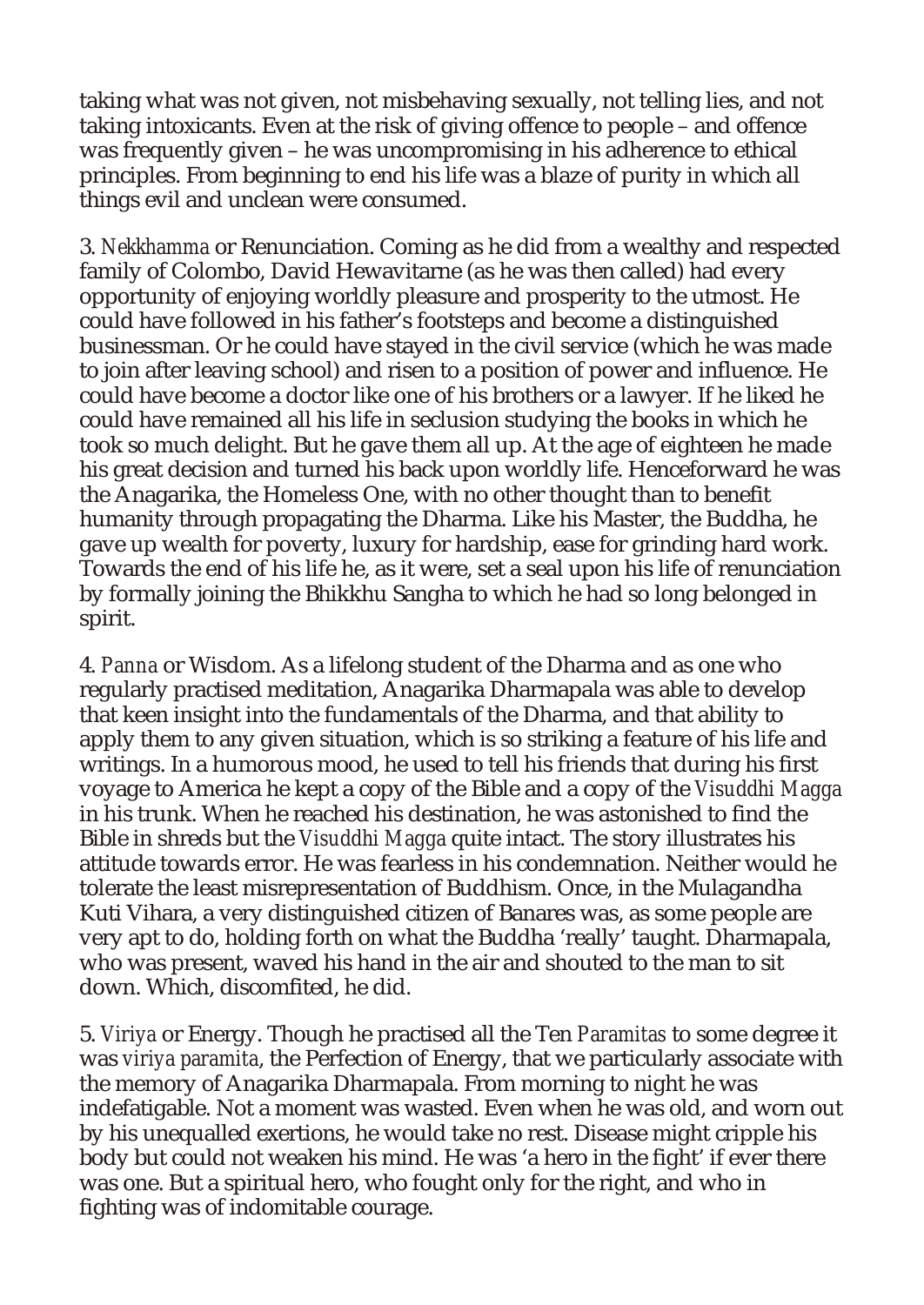taking what was not given, not misbehaving sexually, not telling lies, and not taking intoxicants. Even at the risk of giving offence to people – and offence was frequently given – he was uncompromising in his adherence to ethical principles. From beginning to end his life was a blaze of purity in which all things evil and unclean were consumed.

3. *Nekkhamma* or Renunciation. Coming as he did from a wealthy and respected family of Colombo, David Hewavitarne (as he was then called) had every opportunity of enjoying worldly pleasure and prosperity to the utmost. He could have followed in his father's footsteps and become a distinguished businessman. Or he could have stayed in the civil service (which he was made to join after leaving school) and risen to a position of power and influence. He could have become a doctor like one of his brothers or a lawyer. If he liked he could have remained all his life in seclusion studying the books in which he took so much delight. But he gave them all up. At the age of eighteen he made his great decision and turned his back upon worldly life. Henceforward he was the Anagarika, the Homeless One, with no other thought than to benefit humanity through propagating the Dharma. Like his Master, the Buddha, he gave up wealth for poverty, luxury for hardship, ease for grinding hard work. Towards the end of his life he, as it were, set a seal upon his life of renunciation by formally joining the Bhikkhu Sangha to which he had so long belonged in spirit.

4. *Panna* or Wisdom. As a lifelong student of the Dharma and as one who regularly practised meditation, Anagarika Dharmapala was able to develop that keen insight into the fundamentals of the Dharma, and that ability to apply them to any given situation, which is so striking a feature of his life and writings. In a humorous mood, he used to tell his friends that during his first voyage to America he kept a copy of the Bible and a copy of the *Visuddhi Magga* in his trunk. When he reached his destination, he was astonished to find the Bible in shreds but the *Visuddhi Magga* quite intact. The story illustrates his attitude towards error. He was fearless in his condemnation. Neither would he tolerate the least misrepresentation of Buddhism. Once, in the Mulagandha Kuti Vihara, a very distinguished citizen of Banares was, as some people are very apt to do, holding forth on what the Buddha 'really' taught. Dharmapala, who was present, waved his hand in the air and shouted to the man to sit down. Which, discomfited, he did.

5. *Viriya* or Energy. Though he practised all the Ten *Paramitas* to some degree it was *viriya paramita*, the Perfection of Energy, that we particularly associate with the memory of Anagarika Dharmapala. From morning to night he was indefatigable. Not a moment was wasted. Even when he was old, and worn out by his unequalled exertions, he would take no rest. Disease might cripple his body but could not weaken his mind. He was 'a hero in the fight' if ever there was one. But a spiritual hero, who fought only for the right, and who in fighting was of indomitable courage.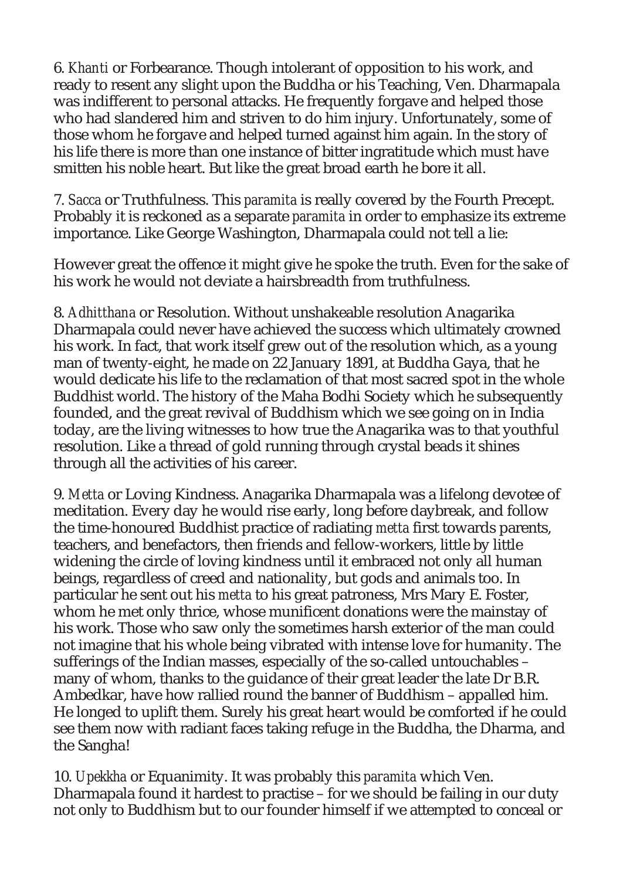6. *Khanti* or Forbearance. Though intolerant of opposition to his work, and ready to resent any slight upon the Buddha or his Teaching, Ven. Dharmapala was indifferent to personal attacks. He frequently forgave and helped those who had slandered him and striven to do him injury. Unfortunately, some of those whom he forgave and helped turned against him again. In the story of his life there is more than one instance of bitter ingratitude which must have smitten his noble heart. But like the great broad earth he bore it all.

7. *Sacca* or Truthfulness. This *paramita* is really covered by the Fourth Precept. Probably it is reckoned as a separate *paramita* in order to emphasize its extreme importance. Like George Washington, Dharmapala could not tell a lie:

However great the offence it might give he spoke the truth. Even for the sake of his work he would not deviate a hairsbreadth from truthfulness.

8. *Adhitthana* or Resolution. Without unshakeable resolution Anagarika Dharmapala could never have achieved the success which ultimately crowned his work. In fact, that work itself grew out of the resolution which, as a young man of twenty-eight, he made on 22 January 1891, at Buddha Gaya, that he would dedicate his life to the reclamation of that most sacred spot in the whole Buddhist world. The history of the Maha Bodhi Society which he subsequently founded, and the great revival of Buddhism which we see going on in India today, are the living witnesses to how true the Anagarika was to that youthful resolution. Like a thread of gold running through crystal beads it shines through all the activities of his career.

9. *Metta* or Loving Kindness. Anagarika Dharmapala was a lifelong devotee of meditation. Every day he would rise early, long before daybreak, and follow the time-honoured Buddhist practice of radiating *metta* first towards parents, teachers, and benefactors, then friends and fellow-workers, little by little widening the circle of loving kindness until it embraced not only all human beings, regardless of creed and nationality, but gods and animals too. In particular he sent out his *metta* to his great patroness, Mrs Mary E. Foster, whom he met only thrice, whose munificent donations were the mainstay of his work. Those who saw only the sometimes harsh exterior of the man could not imagine that his whole being vibrated with intense love for humanity. The sufferings of the Indian masses, especially of the so-called untouchables – many of whom, thanks to the guidance of their great leader the late Dr B.R. Ambedkar, have how rallied round the banner of Buddhism – appalled him. He longed to uplift them. Surely his great heart would be comforted if he could see them now with radiant faces taking refuge in the Buddha, the Dharma, and the Sangha!

10. *Upekkha* or Equanimity. It was probably this *paramita* which Ven. Dharmapala found it hardest to practise – for we should be failing in our duty not only to Buddhism but to our founder himself if we attempted to conceal or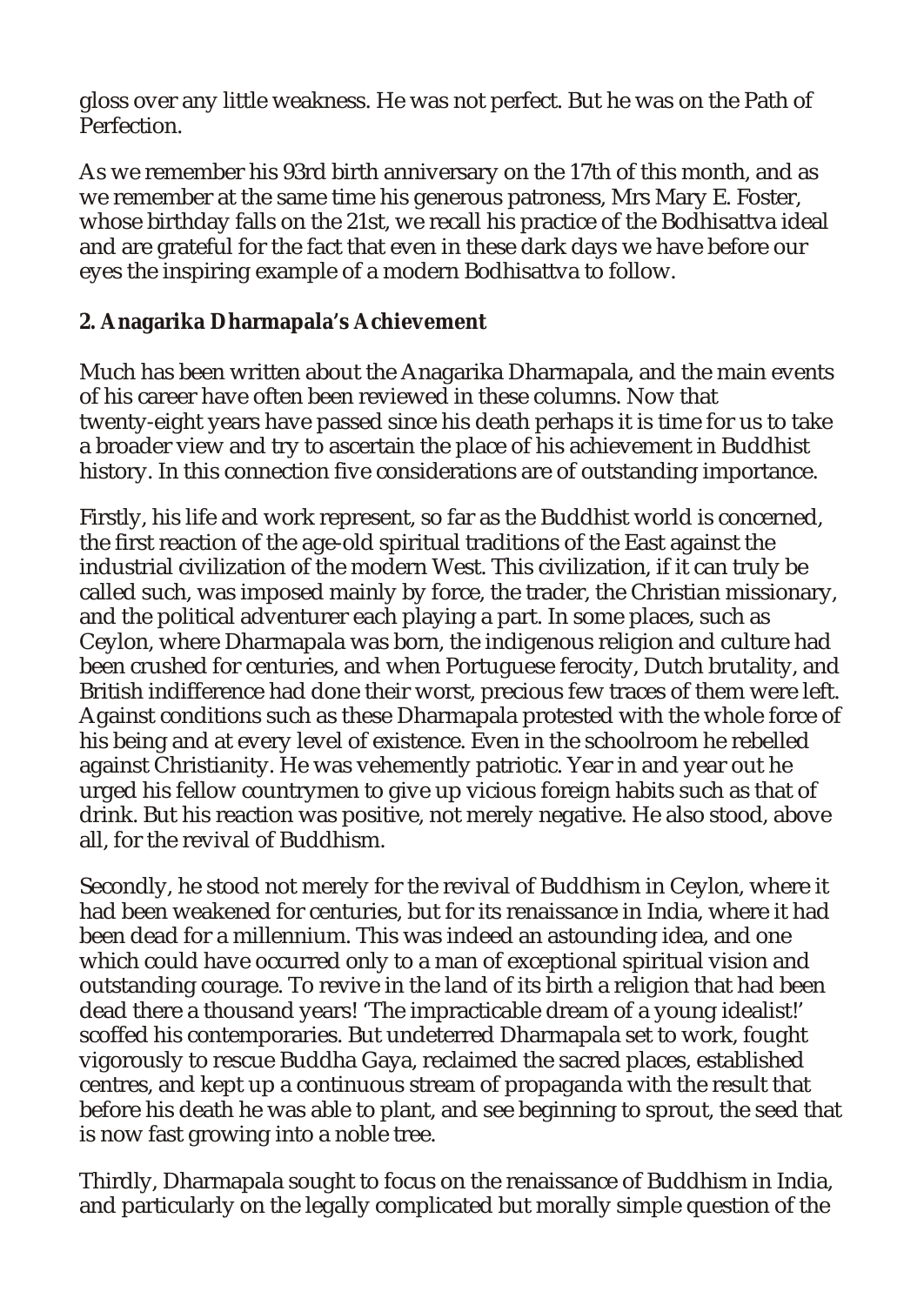gloss over any little weakness. He was not perfect. But he was on the Path of Perfection.

As we remember his 93rd birth anniversary on the 17th of this month, and as we remember at the same time his generous patroness, Mrs Mary E. Foster, whose birthday falls on the 21st, we recall his practice of the Bodhisattva ideal and are grateful for the fact that even in these dark days we have before our eyes the inspiring example of a modern Bodhisattva to follow.

## 2. Anagarika Dharmapala's Achievement

Much has been written about the Anagarika Dharmapala, and the main events of his career have often been reviewed in these columns. Now that twenty-eight years have passed since his death perhaps it is time for us to take a broader view and try to ascertain the place of his achievement in Buddhist history. In this connection five considerations are of outstanding importance.

Firstly, his life and work represent, so far as the Buddhist world is concerned, the first reaction of the age-old spiritual traditions of the East against the industrial civilization of the modern West. This civilization, if it can truly be called such, was imposed mainly by force, the trader, the Christian missionary, and the political adventurer each playing a part. In some places, such as Ceylon, where Dharmapala was born, the indigenous religion and culture had been crushed for centuries, and when Portuguese ferocity, Dutch brutality, and British indifference had done their worst, precious few traces of them were left. Against conditions such as these Dharmapala protested with the whole force of his being and at every level of existence. Even in the schoolroom he rebelled against Christianity. He was vehemently patriotic. Year in and year out he urged his fellow countrymen to give up vicious foreign habits such as that of drink. But his reaction was positive, not merely negative. He also stood, above all, for the revival of Buddhism.

Secondly, he stood not merely for the revival of Buddhism in Ceylon, where it had been weakened for centuries, but for its renaissance in India, where it had been dead for a millennium. This was indeed an astounding idea, and one which could have occurred only to a man of exceptional spiritual vision and outstanding courage. To revive in the land of its birth a religion that had been dead there a thousand years! 'The impracticable dream of a young idealist!' scoffed his contemporaries. But undeterred Dharmapala set to work, fought vigorously to rescue Buddha Gaya, reclaimed the sacred places, established centres, and kept up a continuous stream of propaganda with the result that before his death he was able to plant, and see beginning to sprout, the seed that is now fast growing into a noble tree.

Thirdly, Dharmapala sought to focus on the renaissance of Buddhism in India, and particularly on the legally complicated but morally simple question of the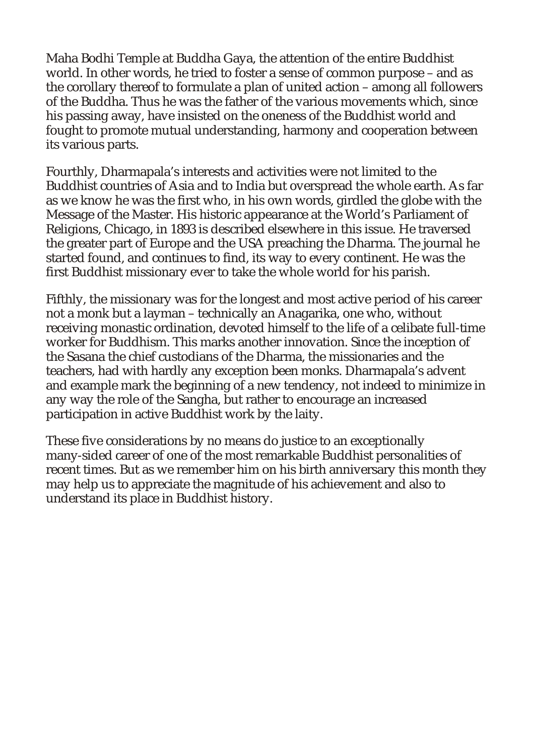Maha Bodhi Temple at Buddha Gaya, the attention of the entire Buddhist world. In other words, he tried to foster a sense of common purpose – and as the corollary thereof to formulate a plan of united action – among all followers of the Buddha. Thus he was the father of the various movements which, since his passing away, have insisted on the oneness of the Buddhist world and fought to promote mutual understanding, harmony and cooperation between its various parts.

Fourthly, Dharmapala's interests and activities were not limited to the Buddhist countries of Asia and to India but overspread the whole earth. As far as we know he was the first who, in his own words, girdled the globe with the Message of the Master. His historic appearance at the World's Parliament of Religions, Chicago, in 1893 is described elsewhere in this issue. He traversed the greater part of Europe and the USA preaching the Dharma. The journal he started found, and continues to find, its way to every continent. He was the first Buddhist missionary ever to take the whole world for his parish.

Fifthly, the missionary was for the longest and most active period of his career not a monk but a layman – technically an Anagarika, one who, without receiving monastic ordination, devoted himself to the life of a celibate full-time worker for Buddhism. This marks another innovation. Since the inception of the Sasana the chief custodians of the Dharma, the missionaries and the teachers, had with hardly any exception been monks. Dharmapala's advent and example mark the beginning of a new tendency, not indeed to minimize in any way the role of the Sangha, but rather to encourage an increased participation in active Buddhist work by the laity.

These five considerations by no means do justice to an exceptionally many-sided career of one of the most remarkable Buddhist personalities of recent times. But as we remember him on his birth anniversary this month they may help us to appreciate the magnitude of his achievement and also to understand its place in Buddhist history.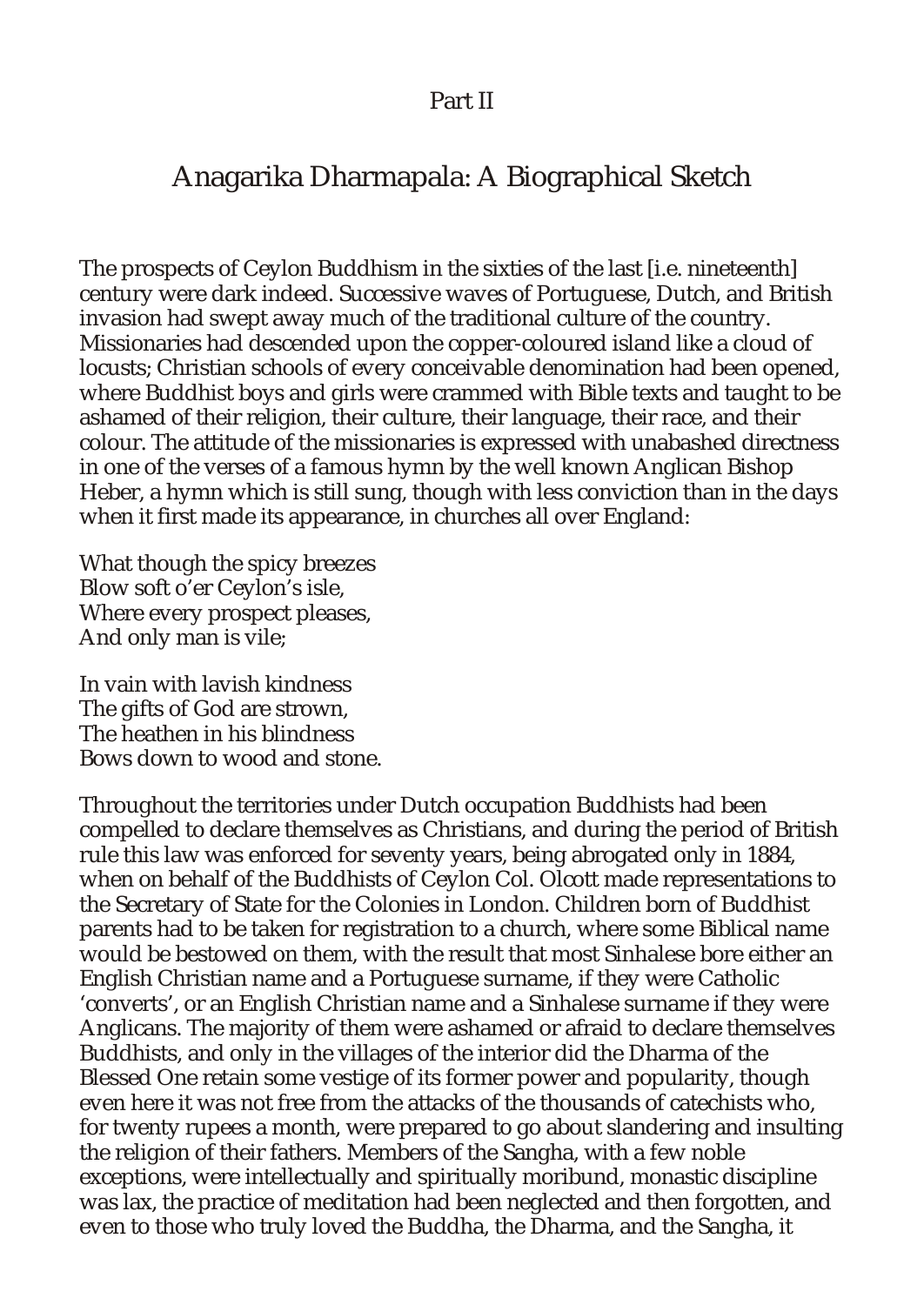Part II

# Anagarika Dharmapala: A Biographical Sketch

The prospects of Ceylon Buddhism in the sixties of the last [i.e. nineteenth] century were dark indeed. Successive waves of Portuguese, Dutch, and British invasion had swept away much of the traditional culture of the country. Missionaries had descended upon the copper-coloured island like a cloud of locusts; Christian schools of every conceivable denomination had been opened, where Buddhist boys and girls were crammed with Bible texts and taught to be ashamed of their religion, their culture, their language, their race, and their colour. The attitude of the missionaries is expressed with unabashed directness in one of the verses of a famous hymn by the well known Anglican Bishop Heber, a hymn which is still sung, though with less conviction than in the days when it first made its appearance, in churches all over England:

What though the spicy breezes
Blow soft o'er Ceylon's isle,
Where every prospect pleases,
And only man is vile;

In vain with lavish kindness
The gifts of God are strown,
The heathen in his blindness
Bows down to wood and stone.

Throughout the territories under Dutch occupation Buddhists had been compelled to declare themselves as Christians, and during the period of British rule this law was enforced for seventy years, being abrogated only in 1884, when on behalf of the Buddhists of Ceylon Col. Olcott made representations to the Secretary of State for the Colonies in London. Children born of Buddhist parents had to be taken for registration to a church, where some Biblical name would be bestowed on them, with the result that most Sinhalese bore either an English Christian name and a Portuguese surname, if they were Catholic 'converts', or an English Christian name and a Sinhalese surname if they were Anglicans. The majority of them were ashamed or afraid to declare themselves Buddhists, and only in the villages of the interior did the Dharma of the Blessed One retain some vestige of its former power and popularity, though even here it was not free from the attacks of the thousands of catechists who, for twenty rupees a month, were prepared to go about slandering and insulting the religion of their fathers. Members of the Sangha, with a few noble exceptions, were intellectually and spiritually moribund, monastic discipline was lax, the practice of meditation had been neglected and then forgotten, and even to those who truly loved the Buddha, the Dharma, and the Sangha, it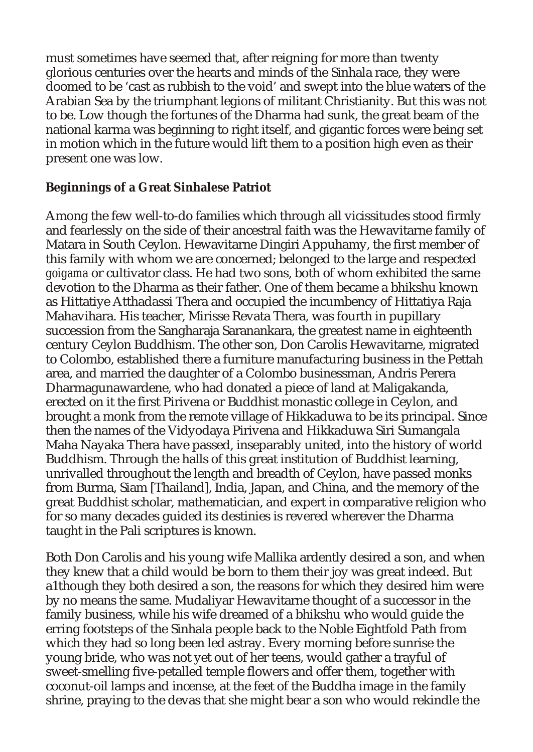must sometimes have seemed that, after reigning for more than twenty glorious centuries over the hearts and minds of the Sinhala race, they were doomed to be 'cast as rubbish to the void' and swept into the blue waters of the Arabian Sea by the triumphant legions of militant Christianity. But this was not to be. Low though the fortunes of the Dharma had sunk, the great beam of the national karma was beginning to right itself, and gigantic forces were being set in motion which in the future would lift them to a position high even as their present one was low.

**Beginnings of a Great Sinhalese Patriot**

Among the few well-to-do families which through all vicissitudes stood firmly and fearlessly on the side of their ancestral faith was the Hewavitarne family of Matara in South Ceylon. Hewavitarne Dingiri Appuhamy, the first member of this family with whom we are concerned; belonged to the large and respected *goigama* or cultivator class. He had two sons, both of whom exhibited the same devotion to the Dharma as their father. One of them became a bhikshu known as Hittatiye Atthadassi Thera and occupied the incumbency of Hittatiya Raja Mahavihara. His teacher, Mirisse Revata Thera, was fourth in pupillary succession from the Sangharaja Saranankara, the greatest name in eighteenth century Ceylon Buddhism. The other son, Don Carolis Hewavitarne, migrated to Colombo, established there a furniture manufacturing business in the Pettah area, and married the daughter of a Colombo businessman, Andris Perera Dharmagunawardene, who had donated a piece of land at Maligakanda, erected on it the first Pirivena or Buddhist monastic college in Ceylon, and brought a monk from the remote village of Hikkaduwa to be its principal. Since then the names of the Vidyodaya Pirivena and Hikkaduwa Siri Sumangala Maha Nayaka Thera have passed, inseparably united, into the history of world Buddhism. Through the halls of this great institution of Buddhist learning, unrivalled throughout the length and breadth of Ceylon, have passed monks from Burma, Siam [Thailand], India, Japan, and China, and the memory of the great Buddhist scholar, mathematician, and expert in comparative religion who for so many decades guided its destinies is revered wherever the Dharma taught in the Pali scriptures is known.

Both Don Carolis and his young wife Mallika ardently desired a son, and when they knew that a child would be born to them their joy was great indeed. But a1though they both desired a son, the reasons for which they desired him were by no means the same. Mudaliyar Hewavitarne thought of a successor in the family business, while his wife dreamed of a bhikshu who would guide the erring footsteps of the Sinhala people back to the Noble Eightfold Path from which they had so long been led astray. Every morning before sunrise the young bride, who was not yet out of her teens, would gather a trayful of sweet-smelling five-petalled temple flowers and offer them, together with coconut-oil lamps and incense, at the feet of the Buddha image in the family shrine, praying to the devas that she might bear a son who would rekindle the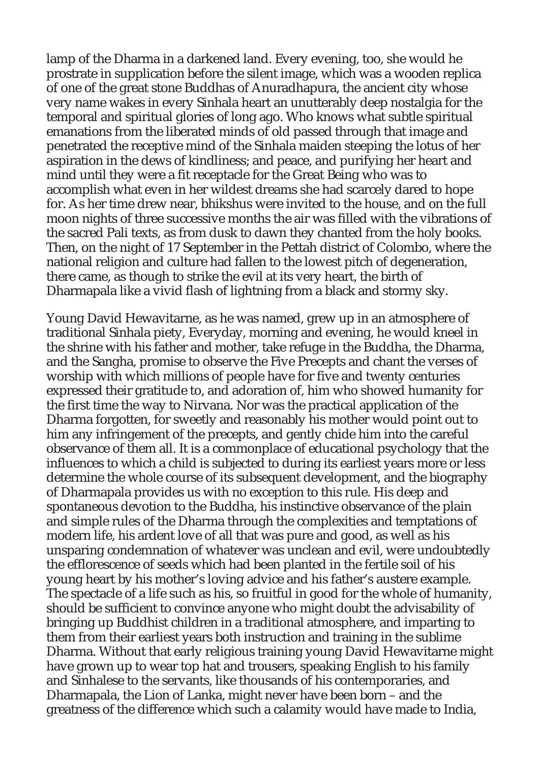lamp of the Dharma in a darkened land. Every evening, too, she would he prostrate in supplication before the silent image, which was a wooden replica of one of the great stone Buddhas of Anuradhapura, the ancient city whose very name wakes in every Sinhala heart an unutterably deep nostalgia for the temporal and spiritual glories of long ago. Who knows what subtle spiritual emanations from the liberated minds of old passed through that image and penetrated the receptive mind of the Sinhala maiden steeping the lotus of her aspiration in the dews of kindliness; and peace, and purifying her heart and mind until they were a fit receptacle for the Great Being who was to accomplish what even in her wildest dreams she had scarcely dared to hope for. As her time drew near, bhikshus were invited to the house, and on the full moon nights of three successive months the air was filled with the vibrations of the sacred Pali texts, as from dusk to dawn they chanted from the holy books. Then, on the night of 17 September in the Pettah district of Colombo, where the national religion and culture had fallen to the lowest pitch of degeneration, there came, as though to strike the evil at its very heart, the birth of Dharmapala like a vivid flash of lightning from a black and stormy sky.

Young David Hewavitarne, as he was named, grew up in an atmosphere of traditional Sinhala piety, Everyday, morning and evening, he would kneel in the shrine with his father and mother, take refuge in the Buddha, the Dharma, and the Sangha, promise to observe the Five Precepts and chant the verses of worship with which millions of people have for five and twenty centuries expressed their gratitude to, and adoration of, him who showed humanity for the first time the way to Nirvana. Nor was the practical application of the Dharma forgotten, for sweetly and reasonably his mother would point out to him any infringement of the precepts, and gently chide him into the careful observance of them all. It is a commonplace of educational psychology that the influences to which a child is subjected to during its earliest years more or less determine the whole course of its subsequent development, and the biography of Dharmapala provides us with no exception to this rule. His deep and spontaneous devotion to the Buddha, his instinctive observance of the plain and simple rules of the Dharma through the complexities and temptations of modern life, his ardent love of all that was pure and good, as well as his unsparing condemnation of whatever was unclean and evil, were undoubtedly the efflorescence of seeds which had been planted in the fertile soil of his young heart by his mother's loving advice and his father's austere example. The spectacle of a life such as his, so fruitful in good for the whole of humanity, should be sufficient to convince anyone who might doubt the advisability of bringing up Buddhist children in a traditional atmosphere, and imparting to them from their earliest years both instruction and training in the sublime Dharma. Without that early religious training young David Hewavitarne might have grown up to wear top hat and trousers, speaking English to his family and Sinhalese to the servants, like thousands of his contemporaries, and Dharmapala, the Lion of Lanka, might never have been born – and the greatness of the difference which such a calamity would have made to India,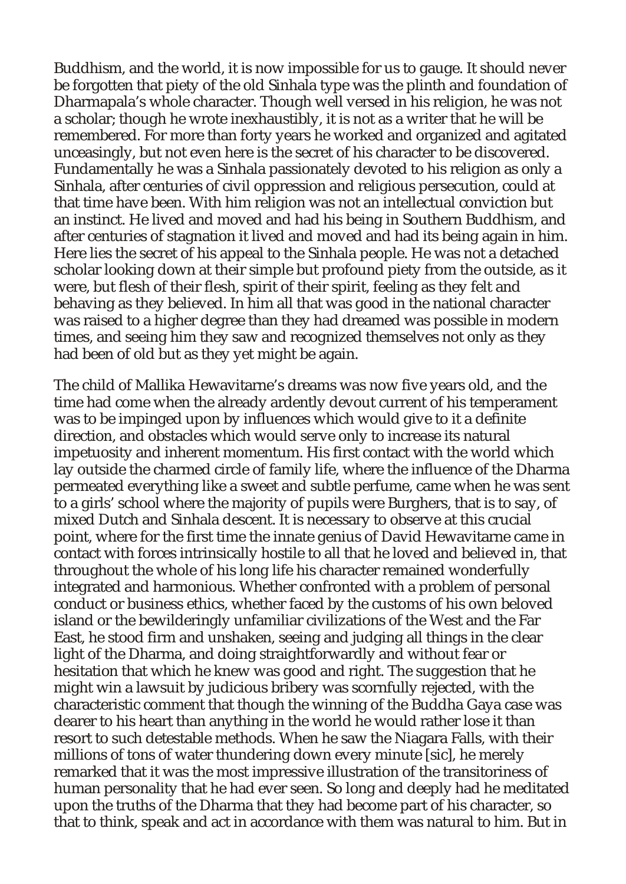Buddhism, and the world, it is now impossible for us to gauge. It should never be forgotten that piety of the old Sinhala type was the plinth and foundation of Dharmapala's whole character. Though well versed in his religion, he was not a scholar; though he wrote inexhaustibly, it is not as a writer that he will be remembered. For more than forty years he worked and organized and agitated unceasingly, but not even here is the secret of his character to be discovered. Fundamentally he was a Sinhala passionately devoted to his religion as only a Sinhala, after centuries of civil oppression and religious persecution, could at that time have been. With him religion was not an intellectual conviction but an instinct. He lived and moved and had his being in Southern Buddhism, and after centuries of stagnation it lived and moved and had its being again in him. Here lies the secret of his appeal to the Sinhala people. He was not a detached scholar looking down at their simple but profound piety from the outside, as it were, but flesh of their flesh, spirit of their spirit, feeling as they felt and behaving as they believed. In him all that was good in the national character was raised to a higher degree than they had dreamed was possible in modern times, and seeing him they saw and recognized themselves not only as they had been of old but as they yet might be again.

The child of Mallika Hewavitarne's dreams was now five years old, and the time had come when the already ardently devout current of his temperament was to be impinged upon by influences which would give to it a definite direction, and obstacles which would serve only to increase its natural impetuosity and inherent momentum. His first contact with the world which lay outside the charmed circle of family life, where the influence of the Dharma permeated everything like a sweet and subtle perfume, came when he was sent to a girls' school where the majority of pupils were Burghers, that is to say, of mixed Dutch and Sinhala descent. It is necessary to observe at this crucial point, where for the first time the innate genius of David Hewavitarne came in contact with forces intrinsically hostile to all that he loved and believed in, that throughout the whole of his long life his character remained wonderfully integrated and harmonious. Whether confronted with a problem of personal conduct or business ethics, whether faced by the customs of his own beloved island or the bewilderingly unfamiliar civilizations of the West and the Far East, he stood firm and unshaken, seeing and judging all things in the clear light of the Dharma, and doing straightforwardly and without fear or hesitation that which he knew was good and right. The suggestion that he might win a lawsuit by judicious bribery was scornfully rejected, with the characteristic comment that though the winning of the Buddha Gaya case was dearer to his heart than anything in the world he would rather lose it than resort to such detestable methods. When he saw the Niagara Falls, with their millions of tons of water thundering down every minute [sic], he merely remarked that it was the most impressive illustration of the transitoriness of human personality that he had ever seen. So long and deeply had he meditated upon the truths of the Dharma that they had become part of his character, so that to think, speak and act in accordance with them was natural to him. But in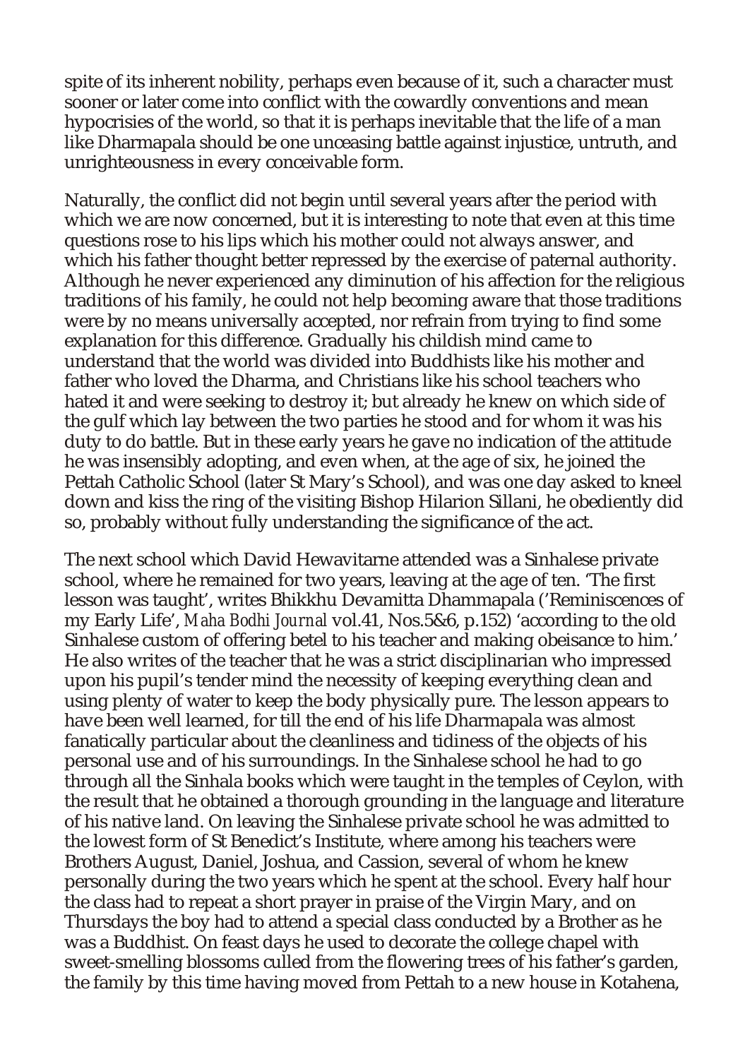spite of its inherent nobility, perhaps even because of it, such a character must sooner or later come into conflict with the cowardly conventions and mean hypocrisies of the world, so that it is perhaps inevitable that the life of a man like Dharmapala should be one unceasing battle against injustice, untruth, and unrighteousness in every conceivable form.

Naturally, the conflict did not begin until several years after the period with which we are now concerned, but it is interesting to note that even at this time questions rose to his lips which his mother could not always answer, and which his father thought better repressed by the exercise of paternal authority. Although he never experienced any diminution of his affection for the religious traditions of his family, he could not help becoming aware that those traditions were by no means universally accepted, nor refrain from trying to find some explanation for this difference. Gradually his childish mind came to understand that the world was divided into Buddhists like his mother and father who loved the Dharma, and Christians like his school teachers who hated it and were seeking to destroy it; but already he knew on which side of the gulf which lay between the two parties he stood and for whom it was his duty to do battle. But in these early years he gave no indication of the attitude he was insensibly adopting, and even when, at the age of six, he joined the Pettah Catholic School (later St Mary's School), and was one day asked to kneel down and kiss the ring of the visiting Bishop Hilarion Sillani, he obediently did so, probably without fully understanding the significance of the act.

The next school which David Hewavitarne attended was a Sinhalese private school, where he remained for two years, leaving at the age of ten. 'The first lesson was taught', writes Bhikkhu Devamitta Dhammapala ('Reminiscences of my Early Life', *Maha Bodhi Journal* vol.41, Nos.5&6, p.152) 'according to the old Sinhalese custom of offering betel to his teacher and making obeisance to him.' He also writes of the teacher that he was a strict disciplinarian who impressed upon his pupil's tender mind the necessity of keeping everything clean and using plenty of water to keep the body physically pure. The lesson appears to have been well learned, for till the end of his life Dharmapala was almost fanatically particular about the cleanliness and tidiness of the objects of his personal use and of his surroundings. In the Sinhalese school he had to go through all the Sinhala books which were taught in the temples of Ceylon, with the result that he obtained a thorough grounding in the language and literature of his native land. On leaving the Sinhalese private school he was admitted to the lowest form of St Benedict's Institute, where among his teachers were Brothers August, Daniel, Joshua, and Cassion, several of whom he knew personally during the two years which he spent at the school. Every half hour the class had to repeat a short prayer in praise of the Virgin Mary, and on Thursdays the boy had to attend a special class conducted by a Brother as he was a Buddhist. On feast days he used to decorate the college chapel with sweet-smelling blossoms culled from the flowering trees of his father's garden, the family by this time having moved from Pettah to a new house in Kotahena,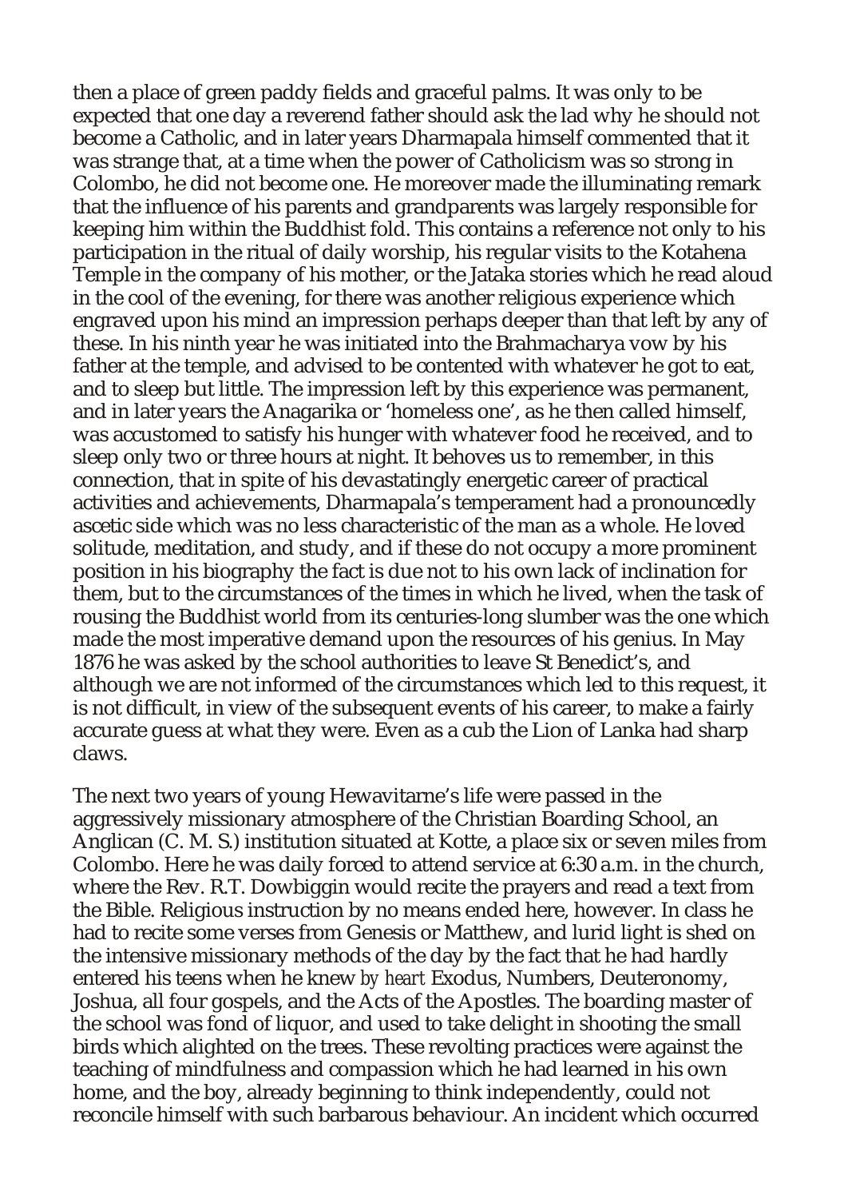then a place of green paddy fields and graceful palms. It was only to be expected that one day a reverend father should ask the lad why he should not become a Catholic, and in later years Dharmapala himself commented that it was strange that, at a time when the power of Catholicism was so strong in Colombo, he did not become one. He moreover made the illuminating remark that the influence of his parents and grandparents was largely responsible for keeping him within the Buddhist fold. This contains a reference not only to his participation in the ritual of daily worship, his regular visits to the Kotahena Temple in the company of his mother, or the Jataka stories which he read aloud in the cool of the evening, for there was another religious experience which engraved upon his mind an impression perhaps deeper than that left by any of these. In his ninth year he was initiated into the Brahmacharya vow by his father at the temple, and advised to be contented with whatever he got to eat, and to sleep but little. The impression left by this experience was permanent, and in later years the Anagarika or 'homeless one', as he then called himself, was accustomed to satisfy his hunger with whatever food he received, and to sleep only two or three hours at night. It behoves us to remember, in this connection, that in spite of his devastatingly energetic career of practical activities and achievements, Dharmapala's temperament had a pronouncedly ascetic side which was no less characteristic of the man as a whole. He loved solitude, meditation, and study, and if these do not occupy a more prominent position in his biography the fact is due not to his own lack of inclination for them, but to the circumstances of the times in which he lived, when the task of rousing the Buddhist world from its centuries-long slumber was the one which made the most imperative demand upon the resources of his genius. In May 1876 he was asked by the school authorities to leave St Benedict's, and although we are not informed of the circumstances which led to this request, it is not difficult, in view of the subsequent events of his career, to make a fairly accurate guess at what they were. Even as a cub the Lion of Lanka had sharp claws.

The next two years of young Hewavitarne's life were passed in the aggressively missionary atmosphere of the Christian Boarding School, an Anglican (C. M. S.) institution situated at Kotte, a place six or seven miles from Colombo. Here he was daily forced to attend service at 6:30 a.m. in the church, where the Rev. R.T. Dowbiggin would recite the prayers and read a text from the Bible. Religious instruction by no means ended here, however. In class he had to recite some verses from Genesis or Matthew, and lurid light is shed on the intensive missionary methods of the day by the fact that he had hardly entered his teens when he knew *by heart* Exodus, Numbers, Deuteronomy, Joshua, all four gospels, and the Acts of the Apostles. The boarding master of the school was fond of liquor, and used to take delight in shooting the small birds which alighted on the trees. These revolting practices were against the teaching of mindfulness and compassion which he had learned in his own home, and the boy, already beginning to think independently, could not reconcile himself with such barbarous behaviour. An incident which occurred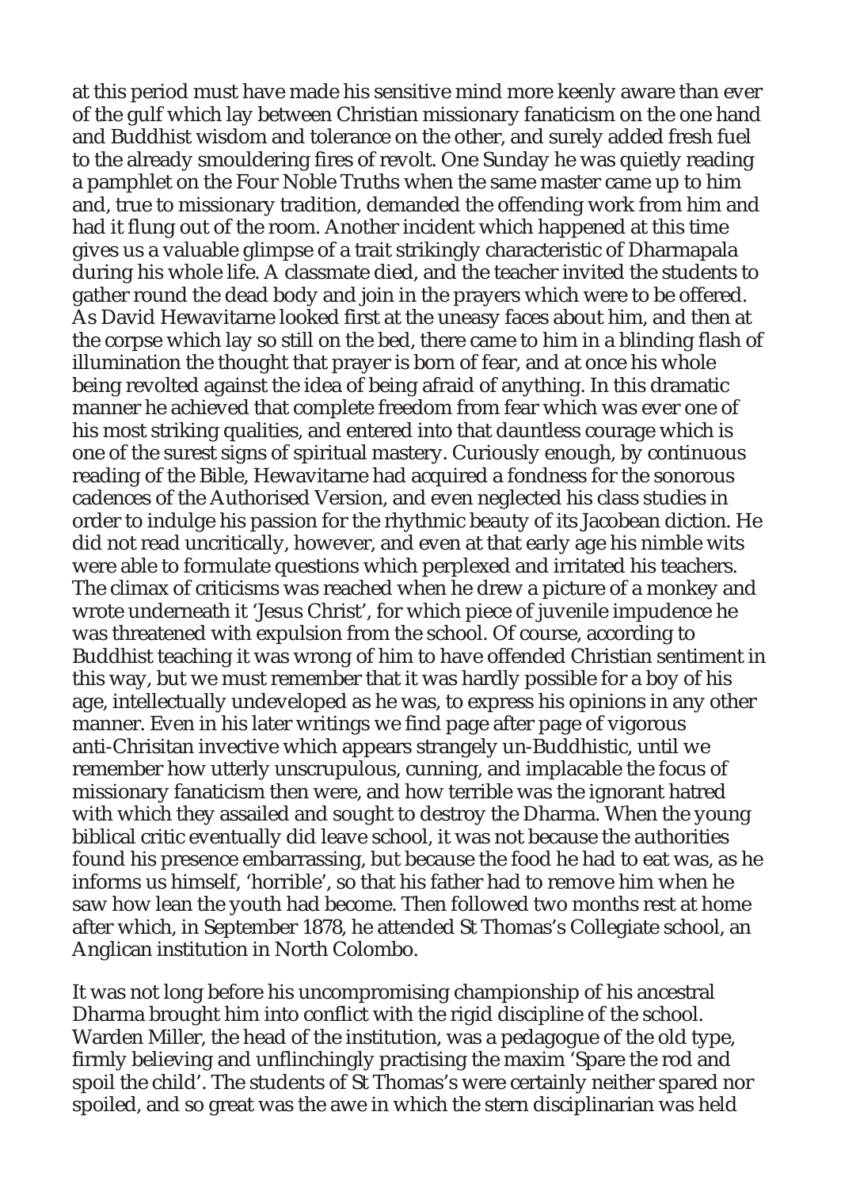at this period must have made his sensitive mind more keenly aware than ever of the gulf which lay between Christian missionary fanaticism on the one hand and Buddhist wisdom and tolerance on the other, and surely added fresh fuel to the already smouldering fires of revolt. One Sunday he was quietly reading a pamphlet on the Four Noble Truths when the same master came up to him and, true to missionary tradition, demanded the offending work from him and had it flung out of the room. Another incident which happened at this time gives us a valuable glimpse of a trait strikingly characteristic of Dharmapala during his whole life. A classmate died, and the teacher invited the students to gather round the dead body and join in the prayers which were to be offered. As David Hewavitarne looked first at the uneasy faces about him, and then at the corpse which lay so still on the bed, there came to him in a blinding flash of illumination the thought that prayer is born of fear, and at once his whole being revolted against the idea of being afraid of anything. In this dramatic manner he achieved that complete freedom from fear which was ever one of his most striking qualities, and entered into that dauntless courage which is one of the surest signs of spiritual mastery. Curiously enough, by continuous reading of the Bible, Hewavitarne had acquired a fondness for the sonorous cadences of the Authorised Version, and even neglected his class studies in order to indulge his passion for the rhythmic beauty of its Jacobean diction. He did not read uncritically, however, and even at that early age his nimble wits were able to formulate questions which perplexed and irritated his teachers. The climax of criticisms was reached when he drew a picture of a monkey and wrote underneath it 'Jesus Christ', for which piece of juvenile impudence he was threatened with expulsion from the school. Of course, according to Buddhist teaching it was wrong of him to have offended Christian sentiment in this way, but we must remember that it was hardly possible for a boy of his age, intellectually undeveloped as he was, to express his opinions in any other manner. Even in his later writings we find page after page of vigorous anti-Chrisitan invective which appears strangely un-Buddhistic, until we remember how utterly unscrupulous, cunning, and implacable the focus of missionary fanaticism then were, and how terrible was the ignorant hatred with which they assailed and sought to destroy the Dharma. When the young biblical critic eventually did leave school, it was not because the authorities found his presence embarrassing, but because the food he had to eat was, as he informs us himself, 'horrible', so that his father had to remove him when he saw how lean the youth had become. Then followed two months rest at home after which, in September 1878, he attended St Thomas's Collegiate school, an Anglican institution in North Colombo.

It was not long before his uncompromising championship of his ancestral Dharma brought him into conflict with the rigid discipline of the school. Warden Miller, the head of the institution, was a pedagogue of the old type, firmly believing and unflinchingly practising the maxim 'Spare the rod and spoil the child'. The students of St Thomas's were certainly neither spared nor spoiled, and so great was the awe in which the stern disciplinarian was held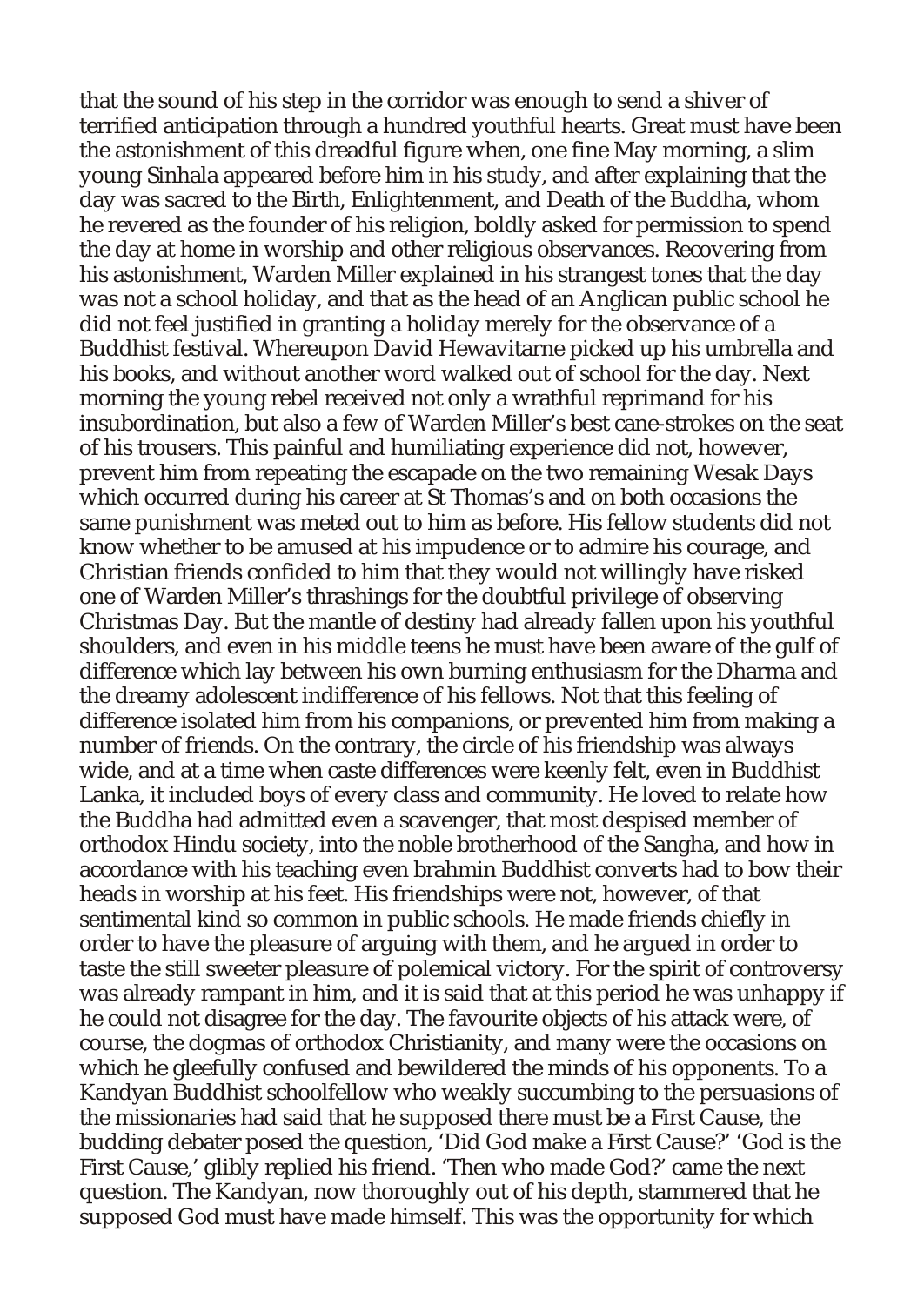that the sound of his step in the corridor was enough to send a shiver of terrified anticipation through a hundred youthful hearts. Great must have been the astonishment of this dreadful figure when, one fine May morning, a slim young Sinhala appeared before him in his study, and after explaining that the day was sacred to the Birth, Enlightenment, and Death of the Buddha, whom he revered as the founder of his religion, boldly asked for permission to spend the day at home in worship and other religious observances. Recovering from his astonishment, Warden Miller explained in his strangest tones that the day was not a school holiday, and that as the head of an Anglican public school he did not feel justified in granting a holiday merely for the observance of a Buddhist festival. Whereupon David Hewavitarne picked up his umbrella and his books, and without another word walked out of school for the day. Next morning the young rebel received not only a wrathful reprimand for his insubordination, but also a few of Warden Miller's best cane-strokes on the seat of his trousers. This painful and humiliating experience did not, however, prevent him from repeating the escapade on the two remaining Wesak Days which occurred during his career at St Thomas's and on both occasions the same punishment was meted out to him as before. His fellow students did not know whether to be amused at his impudence or to admire his courage, and Christian friends confided to him that they would not willingly have risked one of Warden Miller's thrashings for the doubtful privilege of observing Christmas Day. But the mantle of destiny had already fallen upon his youthful shoulders, and even in his middle teens he must have been aware of the gulf of difference which lay between his own burning enthusiasm for the Dharma and the dreamy adolescent indifference of his fellows. Not that this feeling of difference isolated him from his companions, or prevented him from making a number of friends. On the contrary, the circle of his friendship was always wide, and at a time when caste differences were keenly felt, even in Buddhist Lanka, it included boys of every class and community. He loved to relate how the Buddha had admitted even a scavenger, that most despised member of orthodox Hindu society, into the noble brotherhood of the Sangha, and how in accordance with his teaching even brahmin Buddhist converts had to bow their heads in worship at his feet. His friendships were not, however, of that sentimental kind so common in public schools. He made friends chiefly in order to have the pleasure of arguing with them, and he argued in order to taste the still sweeter pleasure of polemical victory. For the spirit of controversy was already rampant in him, and it is said that at this period he was unhappy if he could not disagree for the day. The favourite objects of his attack were, of course, the dogmas of orthodox Christianity, and many were the occasions on which he gleefully confused and bewildered the minds of his opponents. To a Kandyan Buddhist schoolfellow who weakly succumbing to the persuasions of the missionaries had said that he supposed there must be a First Cause, the budding debater posed the question, 'Did God make a First Cause?' 'God is the First Cause,' glibly replied his friend. 'Then who made God?' came the next question. The Kandyan, now thoroughly out of his depth, stammered that he supposed God must have made himself. This was the opportunity for which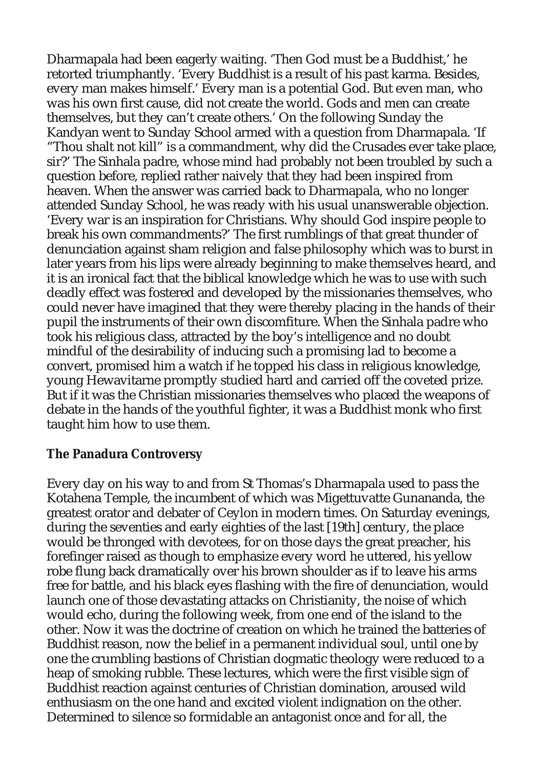Dharmapala had been eagerly waiting. 'Then God must be a Buddhist,' he retorted triumphantly. 'Every Buddhist is a result of his past karma. Besides, every man makes himself.' Every man is a potential God. But even man, who was his own first cause, did not create the world. Gods and men can create themselves, but they can't create others.' On the following Sunday the Kandyan went to Sunday School armed with a question from Dharmapala. 'If "Thou shalt not kill" is a commandment, why did the Crusades ever take place, sir?' The Sinhala padre, whose mind had probably not been troubled by such a question before, replied rather naively that they had been inspired from heaven. When the answer was carried back to Dharmapala, who no longer attended Sunday School, he was ready with his usual unanswerable objection. 'Every war is an inspiration for Christians. Why should God inspire people to break his own commandments?' The first rumblings of that great thunder of denunciation against sham religion and false philosophy which was to burst in later years from his lips were already beginning to make themselves heard, and it is an ironical fact that the biblical knowledge which he was to use with such deadly effect was fostered and developed by the missionaries themselves, who could never have imagined that they were thereby placing in the hands of their pupil the instruments of their own discomfiture. When the Sinhala padre who took his religious class, attracted by the boy's intelligence and no doubt mindful of the desirability of inducing such a promising lad to become a convert, promised him a watch if he topped his class in religious knowledge, young Hewavitarne promptly studied hard and carried off the coveted prize. But if it was the Christian missionaries themselves who placed the weapons of debate in the hands of the youthful fighter, it was a Buddhist monk who first taught him how to use them.

**The Panadura Controversy**

Every day on his way to and from St Thomas's Dharmapala used to pass the Kotahena Temple, the incumbent of which was Migettuvatte Gunananda, the greatest orator and debater of Ceylon in modern times. On Saturday evenings, during the seventies and early eighties of the last [19th] century, the place would be thronged with devotees, for on those days the great preacher, his forefinger raised as though to emphasize every word he uttered, his yellow robe flung back dramatically over his brown shoulder as if to leave his arms free for battle, and his black eyes flashing with the fire of denunciation, would launch one of those devastating attacks on Christianity, the noise of which would echo, during the following week, from one end of the island to the other. Now it was the doctrine of creation on which he trained the batteries of Buddhist reason, now the belief in a permanent individual soul, until one by one the crumbling bastions of Christian dogmatic theology were reduced to a heap of smoking rubble. These lectures, which were the first visible sign of Buddhist reaction against centuries of Christian domination, aroused wild enthusiasm on the one hand and excited violent indignation on the other. Determined to silence so formidable an antagonist once and for all, the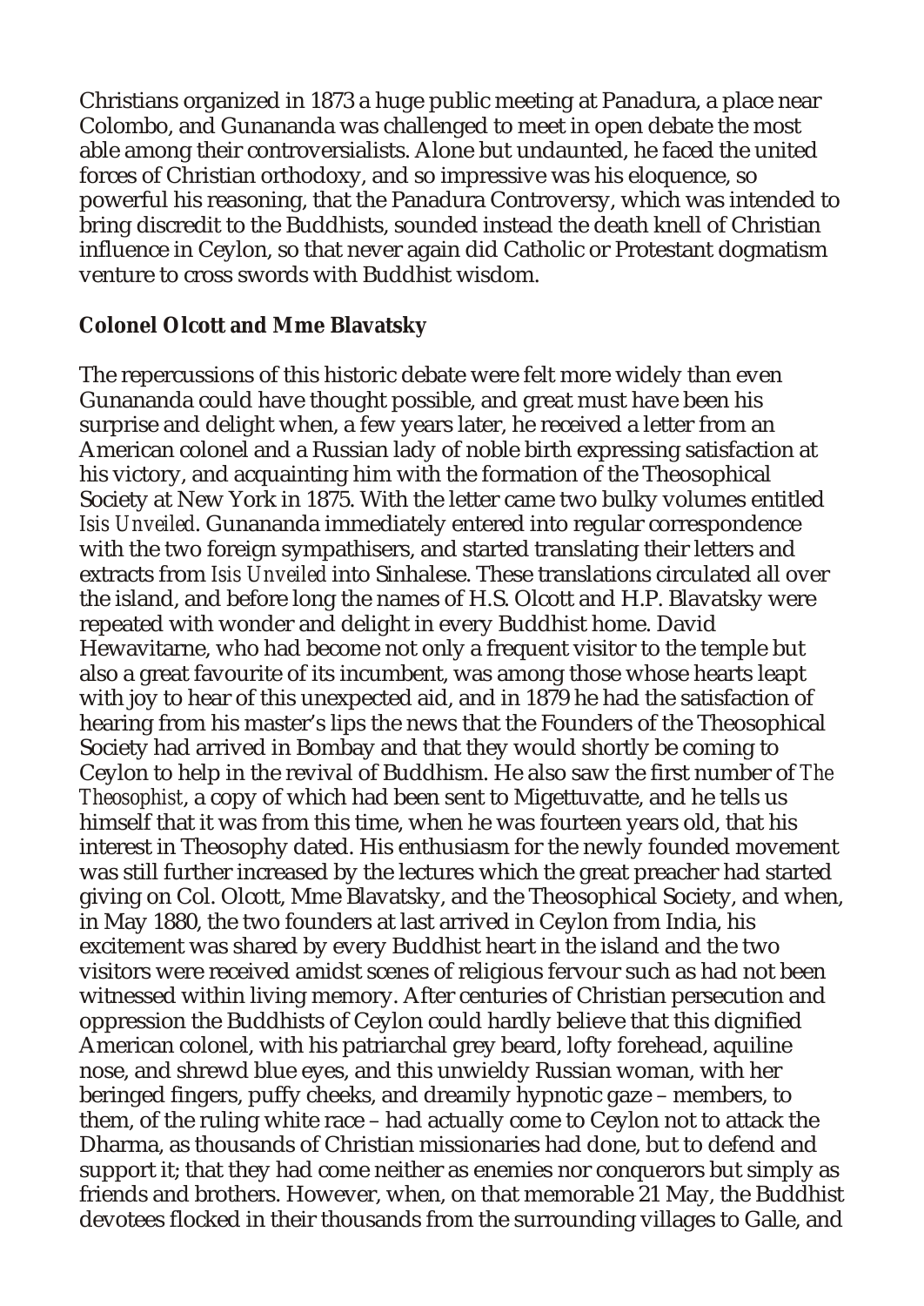Christians organized in 1873 a huge public meeting at Panadura, a place near Colombo, and Gunananda was challenged to meet in open debate the most able among their controversialists. Alone but undaunted, he faced the united forces of Christian orthodoxy, and so impressive was his eloquence, so powerful his reasoning, that the Panadura Controversy, which was intended to bring discredit to the Buddhists, sounded instead the death knell of Christian influence in Ceylon, so that never again did Catholic or Protestant dogmatism venture to cross swords with Buddhist wisdom.

## Colonel Olcott and Mme Blavatsky

The repercussions of this historic debate were felt more widely than even Gunananda could have thought possible, and great must have been his surprise and delight when, a few years later, he received a letter from an American colonel and a Russian lady of noble birth expressing satisfaction at his victory, and acquainting him with the formation of the Theosophical Society at New York in 1875. With the letter came two bulky volumes entitled *Isis Unveiled*. Gunananda immediately entered into regular correspondence with the two foreign sympathisers, and started translating their letters and extracts from *Isis Unveiled* into Sinhalese. These translations circulated all over the island, and before long the names of H.S. Olcott and H.P. Blavatsky were repeated with wonder and delight in every Buddhist home. David Hewavitarne, who had become not only a frequent visitor to the temple but also a great favourite of its incumbent, was among those whose hearts leapt with joy to hear of this unexpected aid, and in 1879 he had the satisfaction of hearing from his master's lips the news that the Founders of the Theosophical Society had arrived in Bombay and that they would shortly be coming to Ceylon to help in the revival of Buddhism. He also saw the first number of *The Theosophist*, a copy of which had been sent to Migettuvatte, and he tells us himself that it was from this time, when he was fourteen years old, that his interest in Theosophy dated. His enthusiasm for the newly founded movement was still further increased by the lectures which the great preacher had started giving on Col. Olcott, Mme Blavatsky, and the Theosophical Society, and when, in May 1880, the two founders at last arrived in Ceylon from India, his excitement was shared by every Buddhist heart in the island and the two visitors were received amidst scenes of religious fervour such as had not been witnessed within living memory. After centuries of Christian persecution and oppression the Buddhists of Ceylon could hardly believe that this dignified American colonel, with his patriarchal grey beard, lofty forehead, aquiline nose, and shrewd blue eyes, and this unwieldy Russian woman, with her beringed fingers, puffy cheeks, and dreamily hypnotic gaze – members, to them, of the ruling white race – had actually come to Ceylon not to attack the Dharma, as thousands of Christian missionaries had done, but to defend and support it; that they had come neither as enemies nor conquerors but simply as friends and brothers. However, when, on that memorable 21 May, the Buddhist devotees flocked in their thousands from the surrounding villages to Galle, and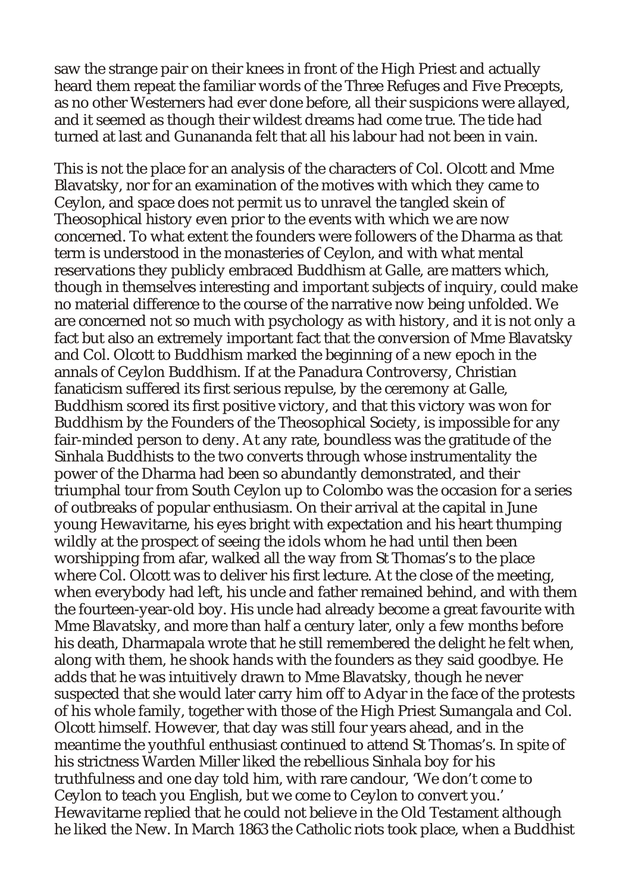saw the strange pair on their knees in front of the High Priest and actually heard them repeat the familiar words of the Three Refuges and Five Precepts, as no other Westerners had ever done before, all their suspicions were allayed, and it seemed as though their wildest dreams had come true. The tide had turned at last and Gunananda felt that all his labour had not been in vain.

This is not the place for an analysis of the characters of Col. Olcott and Mme Blavatsky, nor for an examination of the motives with which they came to Ceylon, and space does not permit us to unravel the tangled skein of Theosophical history even prior to the events with which we are now concerned. To what extent the founders were followers of the Dharma as that term is understood in the monasteries of Ceylon, and with what mental reservations they publicly embraced Buddhism at Galle, are matters which, though in themselves interesting and important subjects of inquiry, could make no material difference to the course of the narrative now being unfolded. We are concerned not so much with psychology as with history, and it is not only a fact but also an extremely important fact that the conversion of Mme Blavatsky and Col. Olcott to Buddhism marked the beginning of a new epoch in the annals of Ceylon Buddhism. If at the Panadura Controversy, Christian fanaticism suffered its first serious repulse, by the ceremony at Galle, Buddhism scored its first positive victory, and that this victory was won for Buddhism by the Founders of the Theosophical Society, is impossible for any fair-minded person to deny. At any rate, boundless was the gratitude of the Sinhala Buddhists to the two converts through whose instrumentality the power of the Dharma had been so abundantly demonstrated, and their triumphal tour from South Ceylon up to Colombo was the occasion for a series of outbreaks of popular enthusiasm. On their arrival at the capital in June young Hewavitarne, his eyes bright with expectation and his heart thumping wildly at the prospect of seeing the idols whom he had until then been worshipping from afar, walked all the way from St Thomas's to the place where Col. Olcott was to deliver his first lecture. At the close of the meeting, when everybody had left, his uncle and father remained behind, and with them the fourteen-year-old boy. His uncle had already become a great favourite with Mme Blavatsky, and more than half a century later, only a few months before his death, Dharmapala wrote that he still remembered the delight he felt when, along with them, he shook hands with the founders as they said goodbye. He adds that he was intuitively drawn to Mme Blavatsky, though he never suspected that she would later carry him off to Adyar in the face of the protests of his whole family, together with those of the High Priest Sumangala and Col. Olcott himself. However, that day was still four years ahead, and in the meantime the youthful enthusiast continued to attend St Thomas's. In spite of his strictness Warden Miller liked the rebellious Sinhala boy for his truthfulness and one day told him, with rare candour, 'We don't come to Ceylon to teach you English, but we come to Ceylon to convert you.' Hewavitarne replied that he could not believe in the Old Testament although he liked the New. In March 1863 the Catholic riots took place, when a Buddhist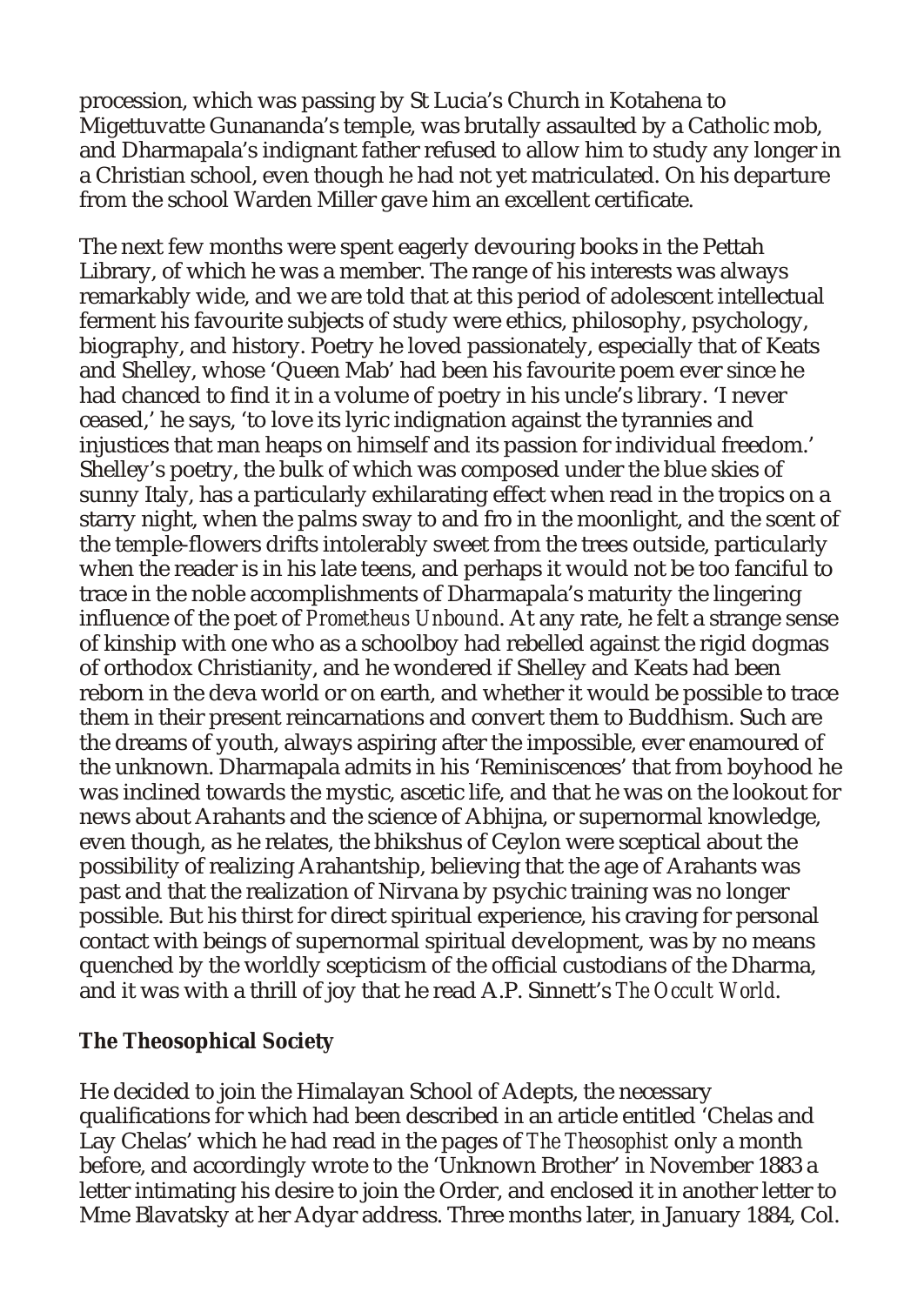procession, which was passing by St Lucia's Church in Kotahena to Migettuvatte Gunananda's temple, was brutally assaulted by a Catholic mob, and Dharmapala's indignant father refused to allow him to study any longer in a Christian school, even though he had not yet matriculated. On his departure from the school Warden Miller gave him an excellent certificate.

The next few months were spent eagerly devouring books in the Pettah Library, of which he was a member. The range of his interests was always remarkably wide, and we are told that at this period of adolescent intellectual ferment his favourite subjects of study were ethics, philosophy, psychology, biography, and history. Poetry he loved passionately, especially that of Keats and Shelley, whose 'Queen Mab' had been his favourite poem ever since he had chanced to find it in a volume of poetry in his uncle's library. 'I never ceased,' he says, 'to love its lyric indignation against the tyrannies and injustices that man heaps on himself and its passion for individual freedom.' Shelley's poetry, the bulk of which was composed under the blue skies of sunny Italy, has a particularly exhilarating effect when read in the tropics on a starry night, when the palms sway to and fro in the moonlight, and the scent of the temple-flowers drifts intolerably sweet from the trees outside, particularly when the reader is in his late teens, and perhaps it would not be too fanciful to trace in the noble accomplishments of Dharmapala's maturity the lingering influence of the poet of *Prometheus Unbound*. At any rate, he felt a strange sense of kinship with one who as a schoolboy had rebelled against the rigid dogmas of orthodox Christianity, and he wondered if Shelley and Keats had been reborn in the deva world or on earth, and whether it would be possible to trace them in their present reincarnations and convert them to Buddhism. Such are the dreams of youth, always aspiring after the impossible, ever enamoured of the unknown. Dharmapala admits in his 'Reminiscences' that from boyhood he was inclined towards the mystic, ascetic life, and that he was on the lookout for news about Arahants and the science of Abhijna, or supernormal knowledge, even though, as he relates, the bhikshus of Ceylon were sceptical about the possibility of realizing Arahantship, believing that the age of Arahants was past and that the realization of Nirvana by psychic training was no longer possible. But his thirst for direct spiritual experience, his craving for personal contact with beings of supernormal spiritual development, was by no means quenched by the worldly scepticism of the official custodians of the Dharma, and it was with a thrill of joy that he read A.P. Sinnett's *The Occult World*.

## The Theosophical Society

He decided to join the Himalayan School of Adepts, the necessary qualifications for which had been described in an article entitled 'Chelas and Lay Chelas' which he had read in the pages of *The Theosophist* only a month before, and accordingly wrote to the 'Unknown Brother' in November 1883 a letter intimating his desire to join the Order, and enclosed it in another letter to Mme Blavatsky at her Adyar address. Three months later, in January 1884, Col.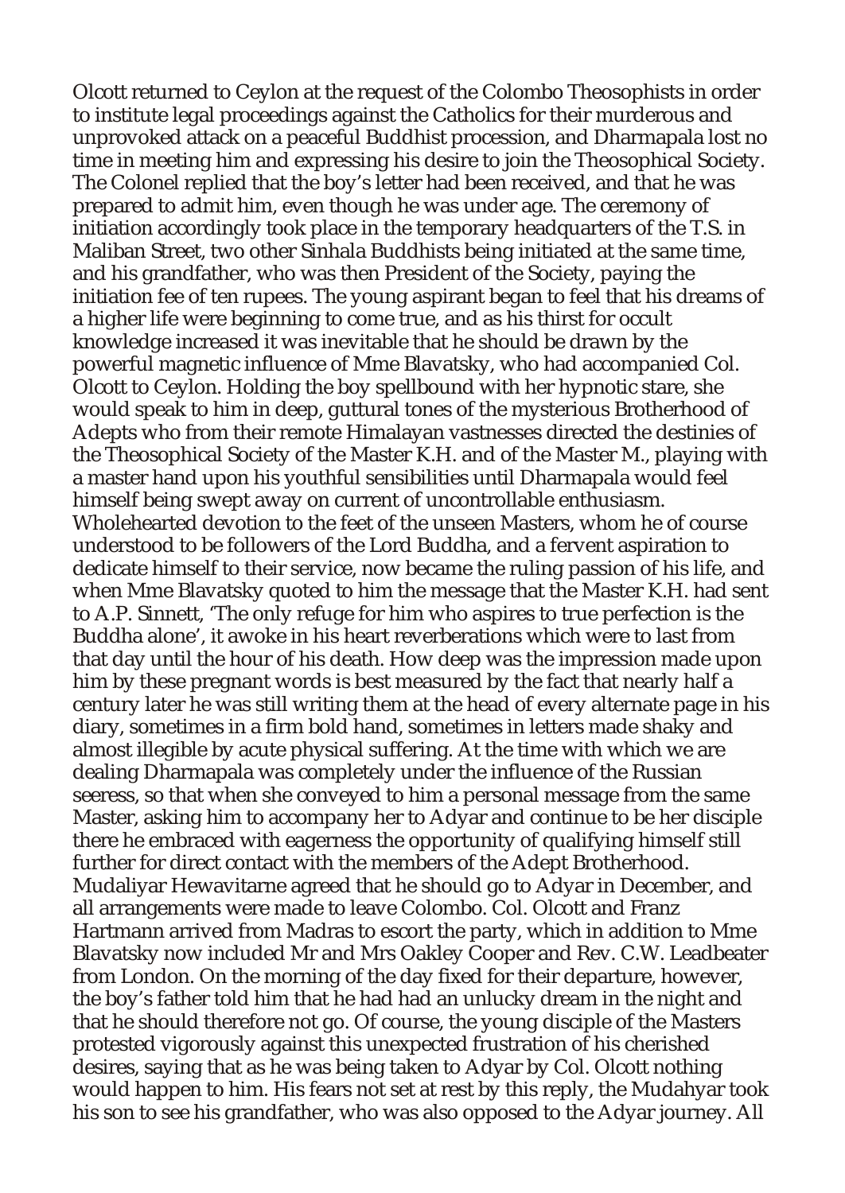Olcott returned to Ceylon at the request of the Colombo Theosophists in order to institute legal proceedings against the Catholics for their murderous and unprovoked attack on a peaceful Buddhist procession, and Dharmapala lost no time in meeting him and expressing his desire to join the Theosophical Society. The Colonel replied that the boy's letter had been received, and that he was prepared to admit him, even though he was under age. The ceremony of initiation accordingly took place in the temporary headquarters of the T.S. in Maliban Street, two other Sinhala Buddhists being initiated at the same time, and his grandfather, who was then President of the Society, paying the initiation fee of ten rupees. The young aspirant began to feel that his dreams of a higher life were beginning to come true, and as his thirst for occult knowledge increased it was inevitable that he should be drawn by the powerful magnetic influence of Mme Blavatsky, who had accompanied Col. Olcott to Ceylon. Holding the boy spellbound with her hypnotic stare, she would speak to him in deep, guttural tones of the mysterious Brotherhood of Adepts who from their remote Himalayan vastnesses directed the destinies of the Theosophical Society of the Master K.H. and of the Master M., playing with a master hand upon his youthful sensibilities until Dharmapala would feel himself being swept away on current of uncontrollable enthusiasm. Wholehearted devotion to the feet of the unseen Masters, whom he of course understood to be followers of the Lord Buddha, and a fervent aspiration to dedicate himself to their service, now became the ruling passion of his life, and when Mme Blavatsky quoted to him the message that the Master K.H. had sent to A.P. Sinnett, 'The only refuge for him who aspires to true perfection is the Buddha alone', it awoke in his heart reverberations which were to last from that day until the hour of his death. How deep was the impression made upon him by these pregnant words is best measured by the fact that nearly half a century later he was still writing them at the head of every alternate page in his diary, sometimes in a firm bold hand, sometimes in letters made shaky and almost illegible by acute physical suffering. At the time with which we are dealing Dharmapala was completely under the influence of the Russian seeress, so that when she conveyed to him a personal message from the same Master, asking him to accompany her to Adyar and continue to be her disciple there he embraced with eagerness the opportunity of qualifying himself still further for direct contact with the members of the Adept Brotherhood. Mudaliyar Hewavitarne agreed that he should go to Adyar in December, and all arrangements were made to leave Colombo. Col. Olcott and Franz Hartmann arrived from Madras to escort the party, which in addition to Mme Blavatsky now included Mr and Mrs Oakley Cooper and Rev. C.W. Leadbeater from London. On the morning of the day fixed for their departure, however, the boy's father told him that he had had an unlucky dream in the night and that he should therefore not go. Of course, the young disciple of the Masters protested vigorously against this unexpected frustration of his cherished desires, saying that as he was being taken to Adyar by Col. Olcott nothing would happen to him. His fears not set at rest by this reply, the Mudahyar took his son to see his grandfather, who was also opposed to the Adyar journey. All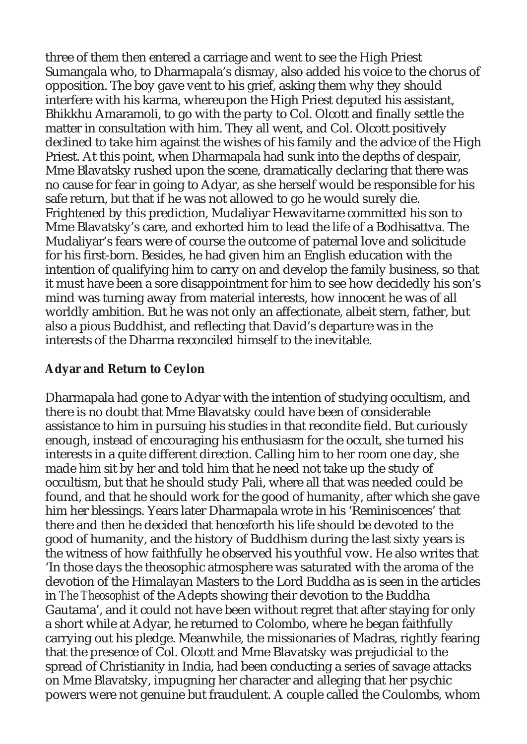three of them then entered a carriage and went to see the High Priest Sumangala who, to Dharmapala's dismay, also added his voice to the chorus of opposition. The boy gave vent to his grief, asking them why they should interfere with his karma, whereupon the High Priest deputed his assistant, Bhikkhu Amaramoli, to go with the party to Col. Olcott and finally settle the matter in consultation with him. They all went, and Col. Olcott positively declined to take him against the wishes of his family and the advice of the High Priest. At this point, when Dharmapala had sunk into the depths of despair, Mme Blavatsky rushed upon the scene, dramatically declaring that there was no cause for fear in going to Adyar, as she herself would be responsible for his safe return, but that if he was not allowed to go he would surely die. Frightened by this prediction, Mudaliyar Hewavitarne committed his son to Mme Blavatsky's care, and exhorted him to lead the life of a Bodhisattva. The Mudaliyar's fears were of course the outcome of paternal love and solicitude for his first-born. Besides, he had given him an English education with the intention of qualifying him to carry on and develop the family business, so that it must have been a sore disappointment for him to see how decidedly his son's mind was turning away from material interests, how innocent he was of all worldly ambition. But he was not only an affectionate, albeit stern, father, but also a pious Buddhist, and reflecting that David's departure was in the interests of the Dharma reconciled himself to the inevitable.

### Adyar and Return to Ceylon

Dharmapala had gone to Adyar with the intention of studying occultism, and there is no doubt that Mme Blavatsky could have been of considerable assistance to him in pursuing his studies in that recondite field. But curiously enough, instead of encouraging his enthusiasm for the occult, she turned his interests in a quite different direction. Calling him to her room one day, she made him sit by her and told him that he need not take up the study of occultism, but that he should study Pali, where all that was needed could be found, and that he should work for the good of humanity, after which she gave him her blessings. Years later Dharmapala wrote in his 'Reminiscences' that there and then he decided that henceforth his life should be devoted to the good of humanity, and the history of Buddhism during the last sixty years is the witness of how faithfully he observed his youthful vow. He also writes that 'In those days the theosophic atmosphere was saturated with the aroma of the devotion of the Himalayan Masters to the Lord Buddha as is seen in the articles in *The Theosophist* of the Adepts showing their devotion to the Buddha Gautama', and it could not have been without regret that after staying for only a short while at Adyar, he returned to Colombo, where he began faithfully carrying out his pledge. Meanwhile, the missionaries of Madras, rightly fearing that the presence of Col. Olcott and Mme Blavatsky was prejudicial to the spread of Christianity in India, had been conducting a series of savage attacks on Mme Blavatsky, impugning her character and alleging that her psychic powers were not genuine but fraudulent. A couple called the Coulombs, whom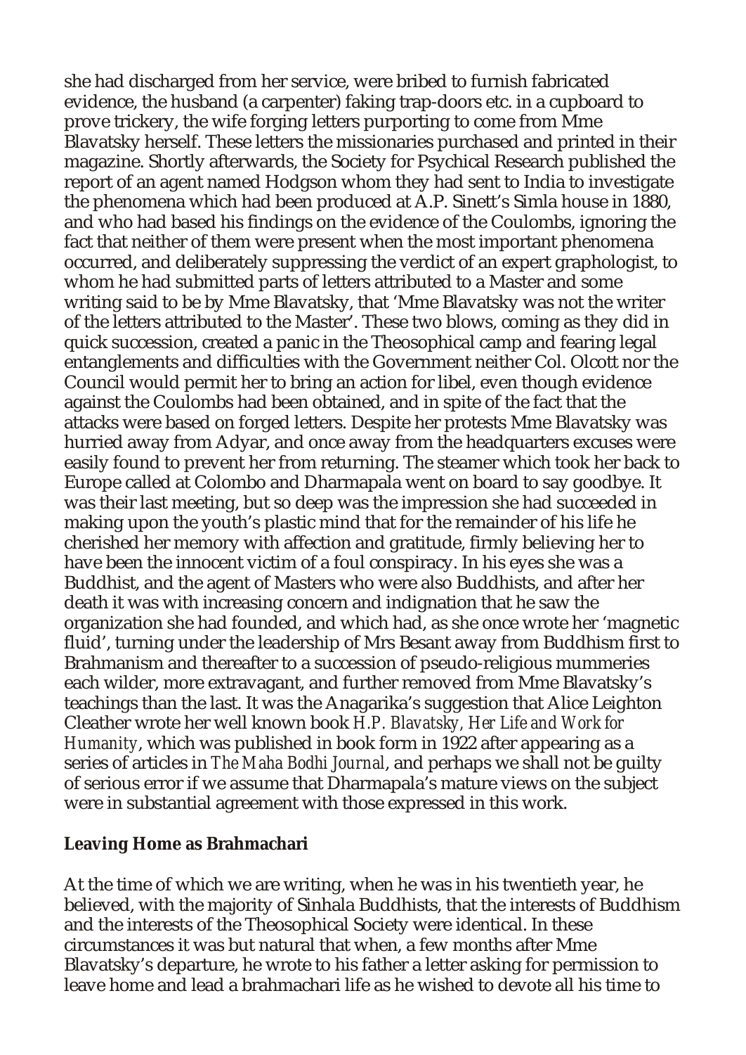she had discharged from her service, were bribed to furnish fabricated evidence, the husband (a carpenter) faking trap-doors etc. in a cupboard to prove trickery, the wife forging letters purporting to come from Mme Blavatsky herself. These letters the missionaries purchased and printed in their magazine. Shortly afterwards, the Society for Psychical Research published the report of an agent named Hodgson whom they had sent to India to investigate the phenomena which had been produced at A.P. Sinett's Simla house in 1880, and who had based his findings on the evidence of the Coulombs, ignoring the fact that neither of them were present when the most important phenomena occurred, and deliberately suppressing the verdict of an expert graphologist, to whom he had submitted parts of letters attributed to a Master and some writing said to be by Mme Blavatsky, that 'Mme Blavatsky was not the writer of the letters attributed to the Master'. These two blows, coming as they did in quick succession, created a panic in the Theosophical camp and fearing legal entanglements and difficulties with the Government neither Col. Olcott nor the Council would permit her to bring an action for libel, even though evidence against the Coulombs had been obtained, and in spite of the fact that the attacks were based on forged letters. Despite her protests Mme Blavatsky was hurried away from Adyar, and once away from the headquarters excuses were easily found to prevent her from returning. The steamer which took her back to Europe called at Colombo and Dharmapala went on board to say goodbye. It was their last meeting, but so deep was the impression she had succeeded in making upon the youth's plastic mind that for the remainder of his life he cherished her memory with affection and gratitude, firmly believing her to have been the innocent victim of a foul conspiracy. In his eyes she was a Buddhist, and the agent of Masters who were also Buddhists, and after her death it was with increasing concern and indignation that he saw the organization she had founded, and which had, as she once wrote her 'magnetic fluid', turning under the leadership of Mrs Besant away from Buddhism first to Brahmanism and thereafter to a succession of pseudo-religious mummeries each wilder, more extravagant, and further removed from Mme Blavatsky's teachings than the last. It was the Anagarika's suggestion that Alice Leighton Cleather wrote her well known book *H.P. Blavatsky, Her Life and Work for Humanity*, which was published in book form in 1922 after appearing as a series of articles in *The Maha Bodhi Journal*, and perhaps we shall not be guilty of serious error if we assume that Dharmapala's mature views on the subject were in substantial agreement with those expressed in this work.

### Leaving Home as Brahmachari

At the time of which we are writing, when he was in his twentieth year, he believed, with the majority of Sinhala Buddhists, that the interests of Buddhism and the interests of the Theosophical Society were identical. In these circumstances it was but natural that when, a few months after Mme Blavatsky's departure, he wrote to his father a letter asking for permission to leave home and lead a brahmachari life as he wished to devote all his time to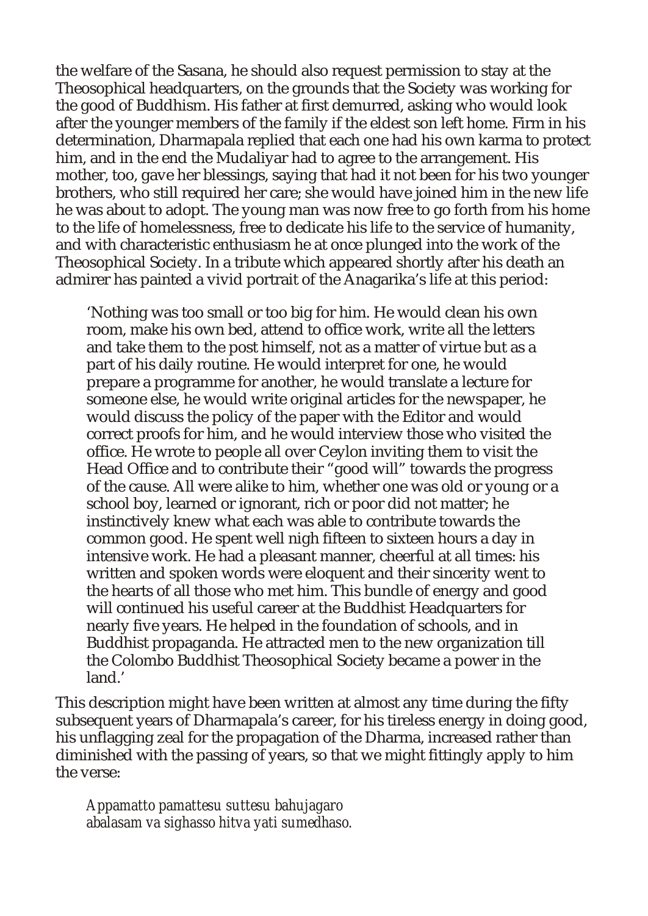the welfare of the Sasana, he should also request permission to stay at the Theosophical headquarters, on the grounds that the Society was working for the good of Buddhism. His father at first demurred, asking who would look after the younger members of the family if the eldest son left home. Firm in his determination, Dharmapala replied that each one had his own karma to protect him, and in the end the Mudaliyar had to agree to the arrangement. His mother, too, gave her blessings, saying that had it not been for his two younger brothers, who still required her care; she would have joined him in the new life he was about to adopt. The young man was now free to go forth from his home to the life of homelessness, free to dedicate his life to the service of humanity, and with characteristic enthusiasm he at once plunged into the work of the Theosophical Society. In a tribute which appeared shortly after his death an admirer has painted a vivid portrait of the Anagarika's life at this period:

> 'Nothing was too small or too big for him. He would clean his own room, make his own bed, attend to office work, write all the letters and take them to the post himself, not as a matter of virtue but as a part of his daily routine. He would interpret for one, he would prepare a programme for another, he would translate a lecture for someone else, he would write original articles for the newspaper, he would discuss the policy of the paper with the Editor and would correct proofs for him, and he would interview those who visited the office. He wrote to people all over Ceylon inviting them to visit the Head Office and to contribute their "good will" towards the progress of the cause. All were alike to him, whether one was old or young or a school boy, learned or ignorant, rich or poor did not matter; he instinctively knew what each was able to contribute towards the common good. He spent well nigh fifteen to sixteen hours a day in intensive work. He had a pleasant manner, cheerful at all times: his written and spoken words were eloquent and their sincerity went to the hearts of all those who met him. This bundle of energy and good will continued his useful career at the Buddhist Headquarters for nearly five years. He helped in the foundation of schools, and in Buddhist propaganda. He attracted men to the new organization till the Colombo Buddhist Theosophical Society became a power in the land.'

This description might have been written at almost any time during the fifty subsequent years of Dharmapala's career, for his tireless energy in doing good, his unflagging zeal for the propagation of the Dharma, increased rather than diminished with the passing of years, so that we might fittingly apply to him the verse:

> *Appamatto pamattesu suttesu bahujagaro*
> *abalasam va sighasso hitva yati sumedhaso.*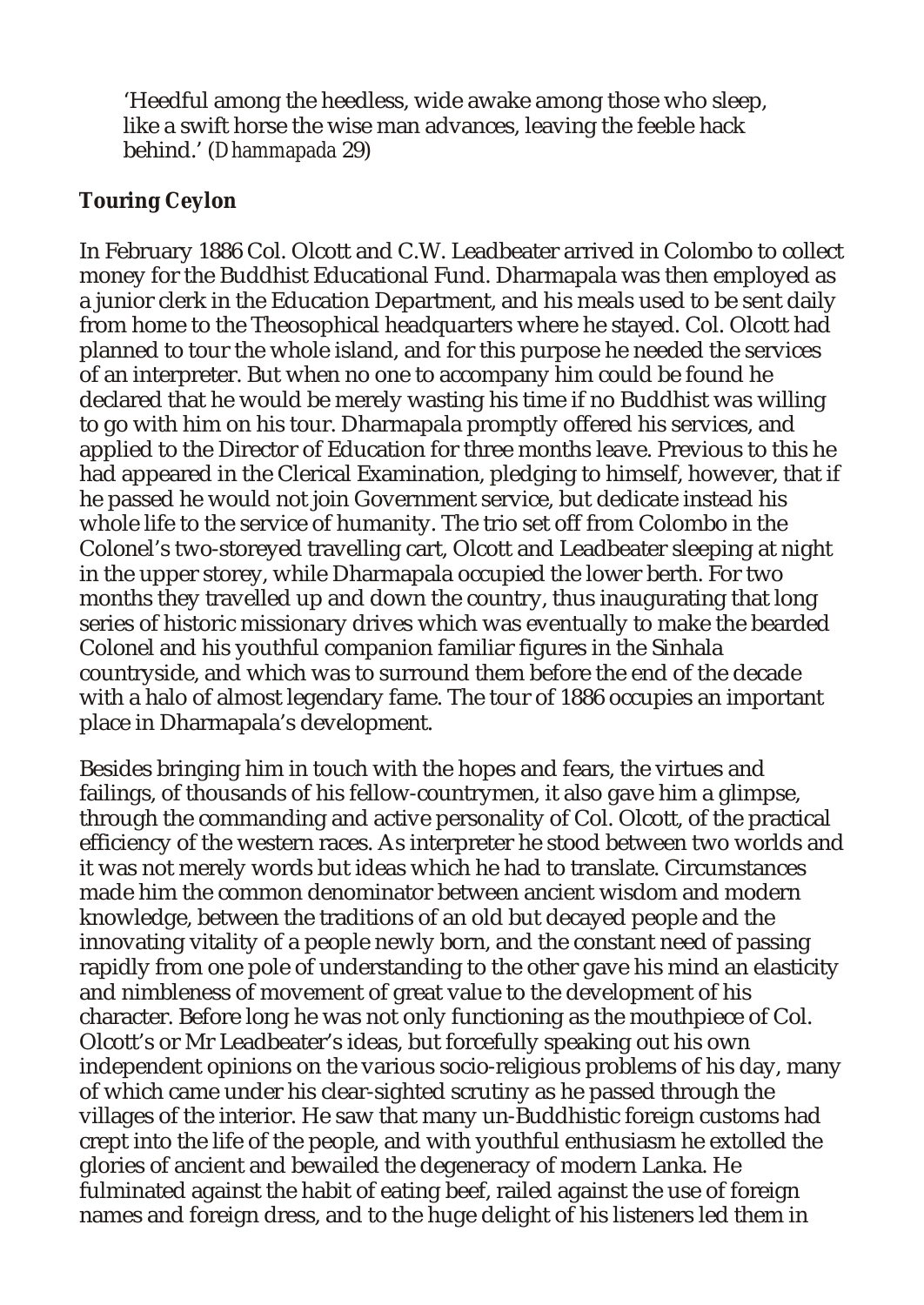> 'Heedful among the heedless, wide awake among those who sleep, like a swift horse the wise man advances, leaving the feeble hack behind.' (*Dhammapada* 29)

## Touring Ceylon

In February 1886 Col. Olcott and C.W. Leadbeater arrived in Colombo to collect money for the Buddhist Educational Fund. Dharmapala was then employed as a junior clerk in the Education Department, and his meals used to be sent daily from home to the Theosophical headquarters where he stayed. Col. Olcott had planned to tour the whole island, and for this purpose he needed the services of an interpreter. But when no one to accompany him could be found he declared that he would be merely wasting his time if no Buddhist was willing to go with him on his tour. Dharmapala promptly offered his services, and applied to the Director of Education for three months leave. Previous to this he had appeared in the Clerical Examination, pledging to himself, however, that if he passed he would not join Government service, but dedicate instead his whole life to the service of humanity. The trio set off from Colombo in the Colonel's two-storeyed travelling cart, Olcott and Leadbeater sleeping at night in the upper storey, while Dharmapala occupied the lower berth. For two months they travelled up and down the country, thus inaugurating that long series of historic missionary drives which was eventually to make the bearded Colonel and his youthful companion familiar figures in the Sinhala countryside, and which was to surround them before the end of the decade with a halo of almost legendary fame. The tour of 1886 occupies an important place in Dharmapala's development.

Besides bringing him in touch with the hopes and fears, the virtues and failings, of thousands of his fellow-countrymen, it also gave him a glimpse, through the commanding and active personality of Col. Olcott, of the practical efficiency of the western races. As interpreter he stood between two worlds and it was not merely words but ideas which he had to translate. Circumstances made him the common denominator between ancient wisdom and modern knowledge, between the traditions of an old but decayed people and the innovating vitality of a people newly born, and the constant need of passing rapidly from one pole of understanding to the other gave his mind an elasticity and nimbleness of movement of great value to the development of his character. Before long he was not only functioning as the mouthpiece of Col. Olcott's or Mr Leadbeater's ideas, but forcefully speaking out his own independent opinions on the various socio-religious problems of his day, many of which came under his clear-sighted scrutiny as he passed through the villages of the interior. He saw that many un-Buddhistic foreign customs had crept into the life of the people, and with youthful enthusiasm he extolled the glories of ancient and bewailed the degeneracy of modern Lanka. He fulminated against the habit of eating beef, railed against the use of foreign names and foreign dress, and to the huge delight of his listeners led them in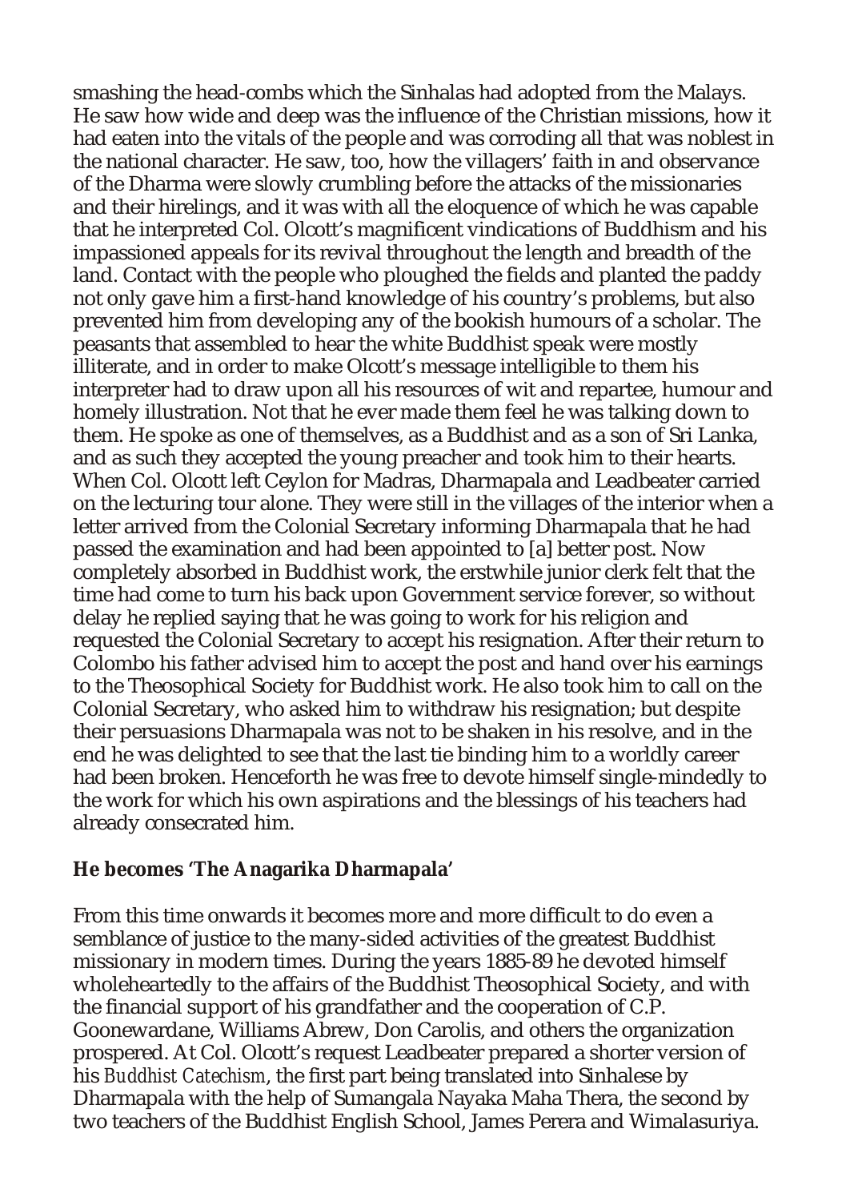smashing the head-combs which the Sinhalas had adopted from the Malays. He saw how wide and deep was the influence of the Christian missions, how it had eaten into the vitals of the people and was corroding all that was noblest in the national character. He saw, too, how the villagers' faith in and observance of the Dharma were slowly crumbling before the attacks of the missionaries and their hirelings, and it was with all the eloquence of which he was capable that he interpreted Col. Olcott's magnificent vindications of Buddhism and his impassioned appeals for its revival throughout the length and breadth of the land. Contact with the people who ploughed the fields and planted the paddy not only gave him a first-hand knowledge of his country's problems, but also prevented him from developing any of the bookish humours of a scholar. The peasants that assembled to hear the white Buddhist speak were mostly illiterate, and in order to make Olcott's message intelligible to them his interpreter had to draw upon all his resources of wit and repartee, humour and homely illustration. Not that he ever made them feel he was talking down to them. He spoke as one of themselves, as a Buddhist and as a son of Sri Lanka, and as such they accepted the young preacher and took him to their hearts. When Col. Olcott left Ceylon for Madras, Dharmapala and Leadbeater carried on the lecturing tour alone. They were still in the villages of the interior when a letter arrived from the Colonial Secretary informing Dharmapala that he had passed the examination and had been appointed to [a] better post. Now completely absorbed in Buddhist work, the erstwhile junior clerk felt that the time had come to turn his back upon Government service forever, so without delay he replied saying that he was going to work for his religion and requested the Colonial Secretary to accept his resignation. After their return to Colombo his father advised him to accept the post and hand over his earnings to the Theosophical Society for Buddhist work. He also took him to call on the Colonial Secretary, who asked him to withdraw his resignation; but despite their persuasions Dharmapala was not to be shaken in his resolve, and in the end he was delighted to see that the last tie binding him to a worldly career had been broken. Henceforth he was free to devote himself single-mindedly to the work for which his own aspirations and the blessings of his teachers had already consecrated him.

## He becomes 'The Anagarika Dharmapala'

From this time onwards it becomes more and more difficult to do even a semblance of justice to the many-sided activities of the greatest Buddhist missionary in modern times. During the years 1885-89 he devoted himself wholeheartedly to the affairs of the Buddhist Theosophical Society, and with the financial support of his grandfather and the cooperation of C.P. Goonewardane, Williams Abrew, Don Carolis, and others the organization prospered. At Col. Olcott's request Leadbeater prepared a shorter version of his *Buddhist Catechism*, the first part being translated into Sinhalese by Dharmapala with the help of Sumangala Nayaka Maha Thera, the second by two teachers of the Buddhist English School, James Perera and Wimalasuriya.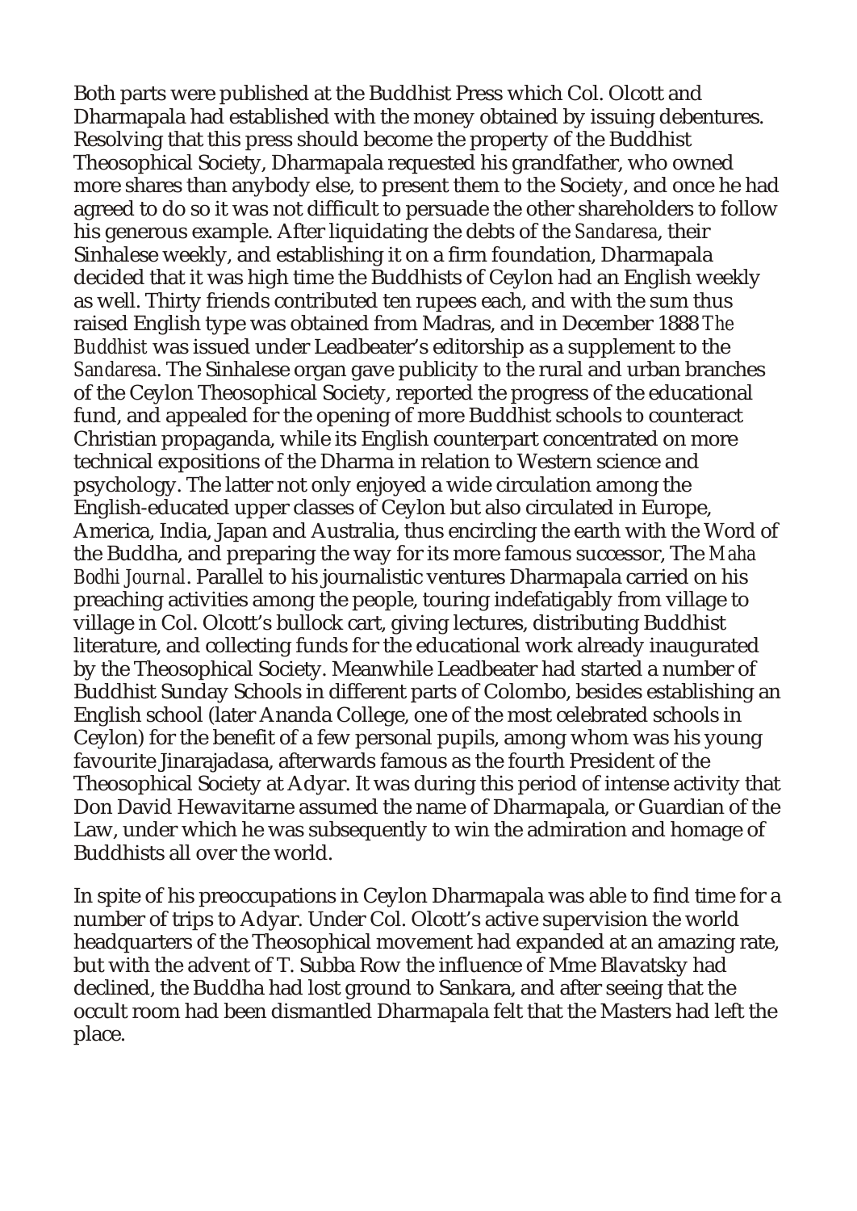Both parts were published at the Buddhist Press which Col. Olcott and Dharmapala had established with the money obtained by issuing debentures. Resolving that this press should become the property of the Buddhist Theosophical Society, Dharmapala requested his grandfather, who owned more shares than anybody else, to present them to the Society, and once he had agreed to do so it was not difficult to persuade the other shareholders to follow his generous example. After liquidating the debts of the *Sandaresa*, their Sinhalese weekly, and establishing it on a firm foundation, Dharmapala decided that it was high time the Buddhists of Ceylon had an English weekly as well. Thirty friends contributed ten rupees each, and with the sum thus raised English type was obtained from Madras, and in December 1888 *The Buddhist* was issued under Leadbeater's editorship as a supplement to the *Sandaresa*. The Sinhalese organ gave publicity to the rural and urban branches of the Ceylon Theosophical Society, reported the progress of the educational fund, and appealed for the opening of more Buddhist schools to counteract Christian propaganda, while its English counterpart concentrated on more technical expositions of the Dharma in relation to Western science and psychology. The latter not only enjoyed a wide circulation among the English-educated upper classes of Ceylon but also circulated in Europe, America, India, Japan and Australia, thus encircling the earth with the Word of the Buddha, and preparing the way for its more famous successor, The *Maha Bodhi Journal*. Parallel to his journalistic ventures Dharmapala carried on his preaching activities among the people, touring indefatigably from village to village in Col. Olcott's bullock cart, giving lectures, distributing Buddhist literature, and collecting funds for the educational work already inaugurated by the Theosophical Society. Meanwhile Leadbeater had started a number of Buddhist Sunday Schools in different parts of Colombo, besides establishing an English school (later Ananda College, one of the most celebrated schools in Ceylon) for the benefit of a few personal pupils, among whom was his young favourite Jinarajadasa, afterwards famous as the fourth President of the Theosophical Society at Adyar. It was during this period of intense activity that Don David Hewavitarne assumed the name of Dharmapala, or Guardian of the Law, under which he was subsequently to win the admiration and homage of Buddhists all over the world.

In spite of his preoccupations in Ceylon Dharmapala was able to find time for a number of trips to Adyar. Under Col. Olcott's active supervision the world headquarters of the Theosophical movement had expanded at an amazing rate, but with the advent of T. Subba Row the influence of Mme Blavatsky had declined, the Buddha had lost ground to Sankara, and after seeing that the occult room had been dismantled Dharmapala felt that the Masters had left the place.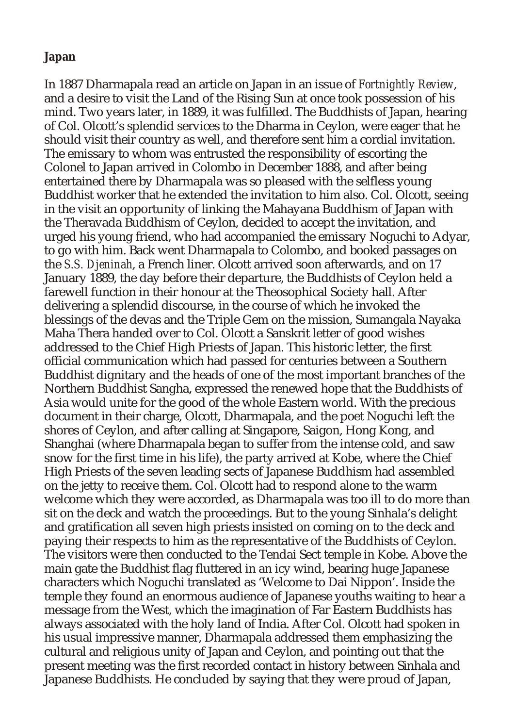**Japan**

In 1887 Dharmapala read an article on Japan in an issue of *Fortnightly Review*, and a desire to visit the Land of the Rising Sun at once took possession of his mind. Two years later, in 1889, it was fulfilled. The Buddhists of Japan, hearing of Col. Olcott's splendid services to the Dharma in Ceylon, were eager that he should visit their country as well, and therefore sent him a cordial invitation. The emissary to whom was entrusted the responsibility of escorting the Colonel to Japan arrived in Colombo in December 1888, and after being entertained there by Dharmapala was so pleased with the selfless young Buddhist worker that he extended the invitation to him also. Col. Olcott, seeing in the visit an opportunity of linking the Mahayana Buddhism of Japan with the Theravada Buddhism of Ceylon, decided to accept the invitation, and urged his young friend, who had accompanied the emissary Noguchi to Adyar, to go with him. Back went Dharmapala to Colombo, and booked passages on the *S.S. Djeninah*, a French liner. Olcott arrived soon afterwards, and on 17 January 1889, the day before their departure, the Buddhists of Ceylon held a farewell function in their honour at the Theosophical Society hall. After delivering a splendid discourse, in the course of which he invoked the blessings of the devas and the Triple Gem on the mission, Sumangala Nayaka Maha Thera handed over to Col. Olcott a Sanskrit letter of good wishes addressed to the Chief High Priests of Japan. This historic letter, the first official communication which had passed for centuries between a Southern Buddhist dignitary and the heads of one of the most important branches of the Northern Buddhist Sangha, expressed the renewed hope that the Buddhists of Asia would unite for the good of the whole Eastern world. With the precious document in their charge, Olcott, Dharmapala, and the poet Noguchi left the shores of Ceylon, and after calling at Singapore, Saigon, Hong Kong, and Shanghai (where Dharmapala began to suffer from the intense cold, and saw snow for the first time in his life), the party arrived at Kobe, where the Chief High Priests of the seven leading sects of Japanese Buddhism had assembled on the jetty to receive them. Col. Olcott had to respond alone to the warm welcome which they were accorded, as Dharmapala was too ill to do more than sit on the deck and watch the proceedings. But to the young Sinhala's delight and gratification all seven high priests insisted on coming on to the deck and paying their respects to him as the representative of the Buddhists of Ceylon. The visitors were then conducted to the Tendai Sect temple in Kobe. Above the main gate the Buddhist flag fluttered in an icy wind, bearing huge Japanese characters which Noguchi translated as 'Welcome to Dai Nippon'. Inside the temple they found an enormous audience of Japanese youths waiting to hear a message from the West, which the imagination of Far Eastern Buddhists has always associated with the holy land of India. After Col. Olcott had spoken in his usual impressive manner, Dharmapala addressed them emphasizing the cultural and religious unity of Japan and Ceylon, and pointing out that the present meeting was the first recorded contact in history between Sinhala and Japanese Buddhists. He concluded by saying that they were proud of Japan,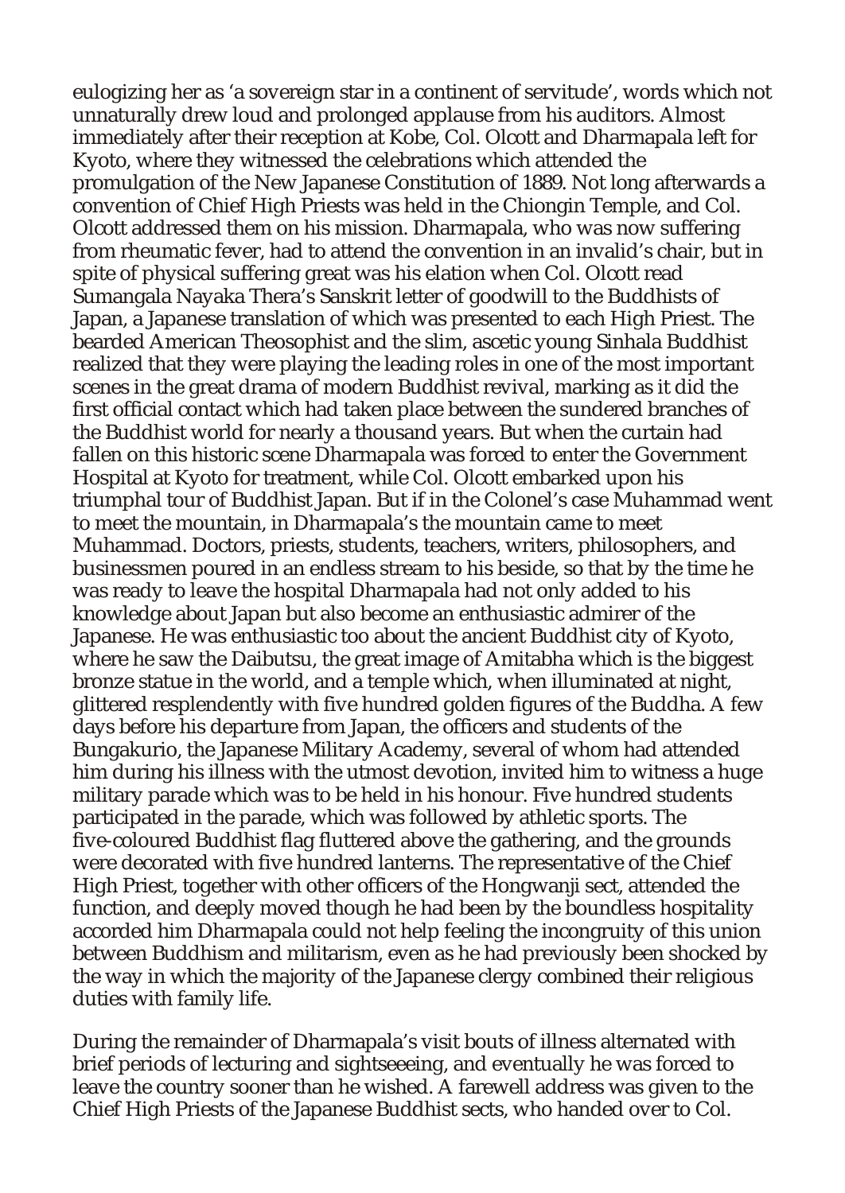eulogizing her as 'a sovereign star in a continent of servitude', words which not unnaturally drew loud and prolonged applause from his auditors. Almost immediately after their reception at Kobe, Col. Olcott and Dharmapala left for Kyoto, where they witnessed the celebrations which attended the promulgation of the New Japanese Constitution of 1889. Not long afterwards a convention of Chief High Priests was held in the Chiongin Temple, and Col. Olcott addressed them on his mission. Dharmapala, who was now suffering from rheumatic fever, had to attend the convention in an invalid's chair, but in spite of physical suffering great was his elation when Col. Olcott read Sumangala Nayaka Thera's Sanskrit letter of goodwill to the Buddhists of Japan, a Japanese translation of which was presented to each High Priest. The bearded American Theosophist and the slim, ascetic young Sinhala Buddhist realized that they were playing the leading roles in one of the most important scenes in the great drama of modern Buddhist revival, marking as it did the first official contact which had taken place between the sundered branches of the Buddhist world for nearly a thousand years. But when the curtain had fallen on this historic scene Dharmapala was forced to enter the Government Hospital at Kyoto for treatment, while Col. Olcott embarked upon his triumphal tour of Buddhist Japan. But if in the Colonel's case Muhammad went to meet the mountain, in Dharmapala's the mountain came to meet Muhammad. Doctors, priests, students, teachers, writers, philosophers, and businessmen poured in an endless stream to his beside, so that by the time he was ready to leave the hospital Dharmapala had not only added to his knowledge about Japan but also become an enthusiastic admirer of the Japanese. He was enthusiastic too about the ancient Buddhist city of Kyoto, where he saw the Daibutsu, the great image of Amitabha which is the biggest bronze statue in the world, and a temple which, when illuminated at night, glittered resplendently with five hundred golden figures of the Buddha. A few days before his departure from Japan, the officers and students of the Bungakurio, the Japanese Military Academy, several of whom had attended him during his illness with the utmost devotion, invited him to witness a huge military parade which was to be held in his honour. Five hundred students participated in the parade, which was followed by athletic sports. The five-coloured Buddhist flag fluttered above the gathering, and the grounds were decorated with five hundred lanterns. The representative of the Chief High Priest, together with other officers of the Hongwanji sect, attended the function, and deeply moved though he had been by the boundless hospitality accorded him Dharmapala could not help feeling the incongruity of this union between Buddhism and militarism, even as he had previously been shocked by the way in which the majority of the Japanese clergy combined their religious duties with family life.

During the remainder of Dharmapala's visit bouts of illness alternated with brief periods of lecturing and sightseeeing, and eventually he was forced to leave the country sooner than he wished. A farewell address was given to the Chief High Priests of the Japanese Buddhist sects, who handed over to Col.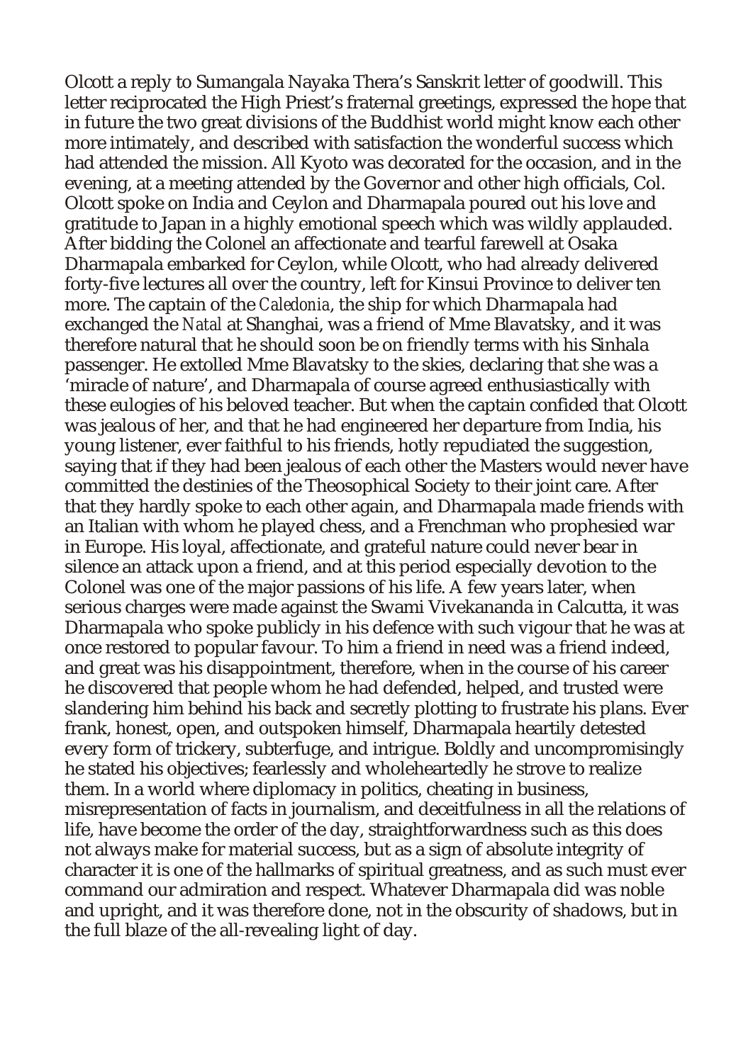Olcott a reply to Sumangala Nayaka Thera's Sanskrit letter of goodwill. This letter reciprocated the High Priest's fraternal greetings, expressed the hope that in future the two great divisions of the Buddhist world might know each other more intimately, and described with satisfaction the wonderful success which had attended the mission. All Kyoto was decorated for the occasion, and in the evening, at a meeting attended by the Governor and other high officials, Col. Olcott spoke on India and Ceylon and Dharmapala poured out his love and gratitude to Japan in a highly emotional speech which was wildly applauded. After bidding the Colonel an affectionate and tearful farewell at Osaka Dharmapala embarked for Ceylon, while Olcott, who had already delivered forty-five lectures all over the country, left for Kinsui Province to deliver ten more. The captain of the *Caledonia*, the ship for which Dharmapala had exchanged the *Natal* at Shanghai, was a friend of Mme Blavatsky, and it was therefore natural that he should soon be on friendly terms with his Sinhala passenger. He extolled Mme Blavatsky to the skies, declaring that she was a 'miracle of nature', and Dharmapala of course agreed enthusiastically with these eulogies of his beloved teacher. But when the captain confided that Olcott was jealous of her, and that he had engineered her departure from India, his young listener, ever faithful to his friends, hotly repudiated the suggestion, saying that if they had been jealous of each other the Masters would never have committed the destinies of the Theosophical Society to their joint care. After that they hardly spoke to each other again, and Dharmapala made friends with an Italian with whom he played chess, and a Frenchman who prophesied war in Europe. His loyal, affectionate, and grateful nature could never bear in silence an attack upon a friend, and at this period especially devotion to the Colonel was one of the major passions of his life. A few years later, when serious charges were made against the Swami Vivekananda in Calcutta, it was Dharmapala who spoke publicly in his defence with such vigour that he was at once restored to popular favour. To him a friend in need was a friend indeed, and great was his disappointment, therefore, when in the course of his career he discovered that people whom he had defended, helped, and trusted were slandering him behind his back and secretly plotting to frustrate his plans. Ever frank, honest, open, and outspoken himself, Dharmapala heartily detested every form of trickery, subterfuge, and intrigue. Boldly and uncompromisingly he stated his objectives; fearlessly and wholeheartedly he strove to realize them. In a world where diplomacy in politics, cheating in business, misrepresentation of facts in journalism, and deceitfulness in all the relations of life, have become the order of the day, straightforwardness such as this does not always make for material success, but as a sign of absolute integrity of character it is one of the hallmarks of spiritual greatness, and as such must ever command our admiration and respect. Whatever Dharmapala did was noble and upright, and it was therefore done, not in the obscurity of shadows, but in the full blaze of the all-revealing light of day.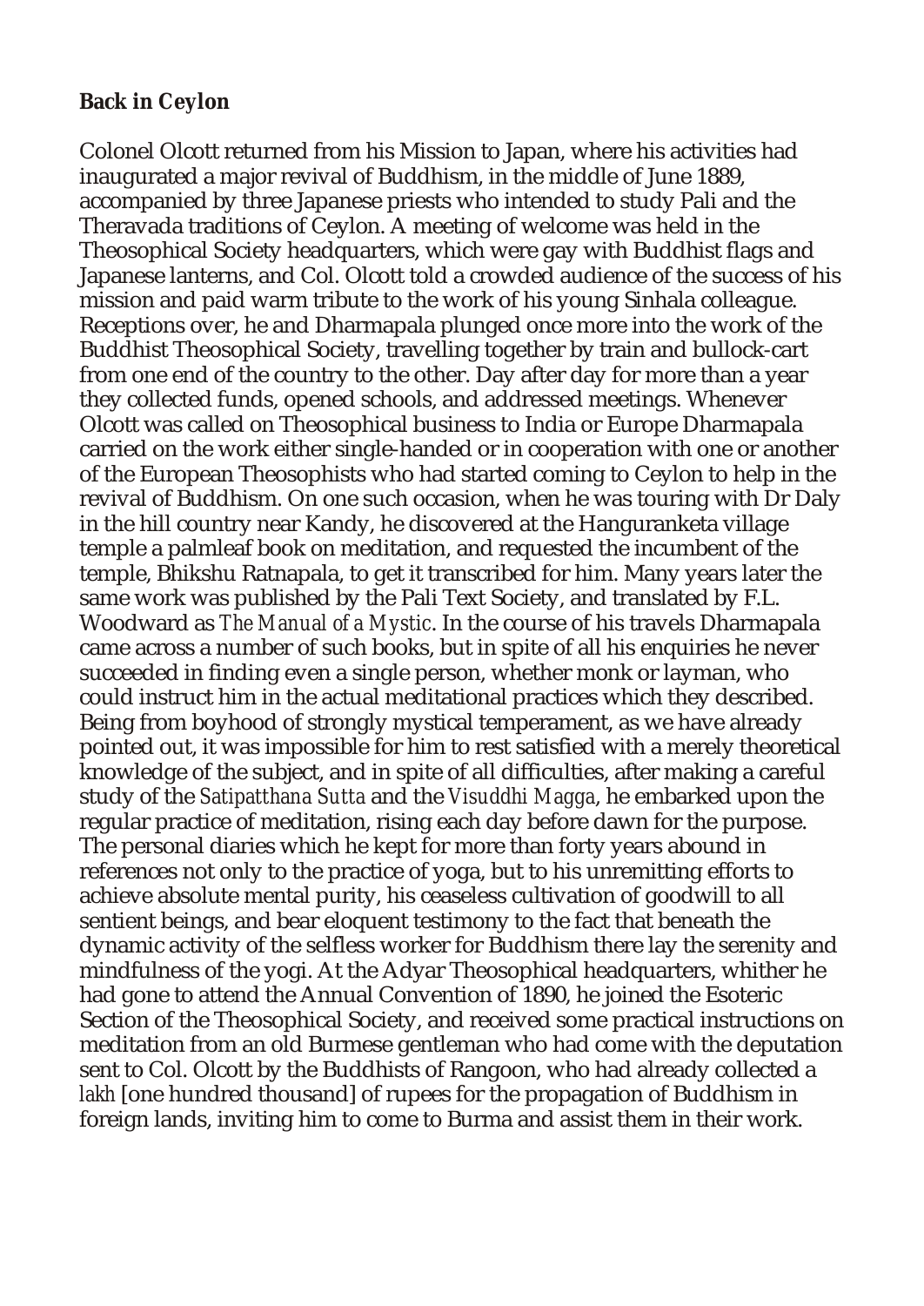**Back in Ceylon**

Colonel Olcott returned from his Mission to Japan, where his activities had inaugurated a major revival of Buddhism, in the middle of June 1889, accompanied by three Japanese priests who intended to study Pali and the Theravada traditions of Ceylon. A meeting of welcome was held in the Theosophical Society headquarters, which were gay with Buddhist flags and Japanese lanterns, and Col. Olcott told a crowded audience of the success of his mission and paid warm tribute to the work of his young Sinhala colleague. Receptions over, he and Dharmapala plunged once more into the work of the Buddhist Theosophical Society, travelling together by train and bullock-cart from one end of the country to the other. Day after day for more than a year they collected funds, opened schools, and addressed meetings. Whenever Olcott was called on Theosophical business to India or Europe Dharmapala carried on the work either single-handed or in cooperation with one or another of the European Theosophists who had started coming to Ceylon to help in the revival of Buddhism. On one such occasion, when he was touring with Dr Daly in the hill country near Kandy, he discovered at the Hanguranketa village temple a palmleaf book on meditation, and requested the incumbent of the temple, Bhikshu Ratnapala, to get it transcribed for him. Many years later the same work was published by the Pali Text Society, and translated by F.L. Woodward as *The Manual of a Mystic*. In the course of his travels Dharmapala came across a number of such books, but in spite of all his enquiries he never succeeded in finding even a single person, whether monk or layman, who could instruct him in the actual meditational practices which they described. Being from boyhood of strongly mystical temperament, as we have already pointed out, it was impossible for him to rest satisfied with a merely theoretical knowledge of the subject, and in spite of all difficulties, after making a careful study of the *Satipatthana Sutta* and the *Visuddhi Magga*, he embarked upon the regular practice of meditation, rising each day before dawn for the purpose. The personal diaries which he kept for more than forty years abound in references not only to the practice of yoga, but to his unremitting efforts to achieve absolute mental purity, his ceaseless cultivation of goodwill to all sentient beings, and bear eloquent testimony to the fact that beneath the dynamic activity of the selfless worker for Buddhism there lay the serenity and mindfulness of the yogi. At the Adyar Theosophical headquarters, whither he had gone to attend the Annual Convention of 1890, he joined the Esoteric Section of the Theosophical Society, and received some practical instructions on meditation from an old Burmese gentleman who had come with the deputation sent to Col. Olcott by the Buddhists of Rangoon, who had already collected a *lakh* [one hundred thousand] of rupees for the propagation of Buddhism in foreign lands, inviting him to come to Burma and assist them in their work.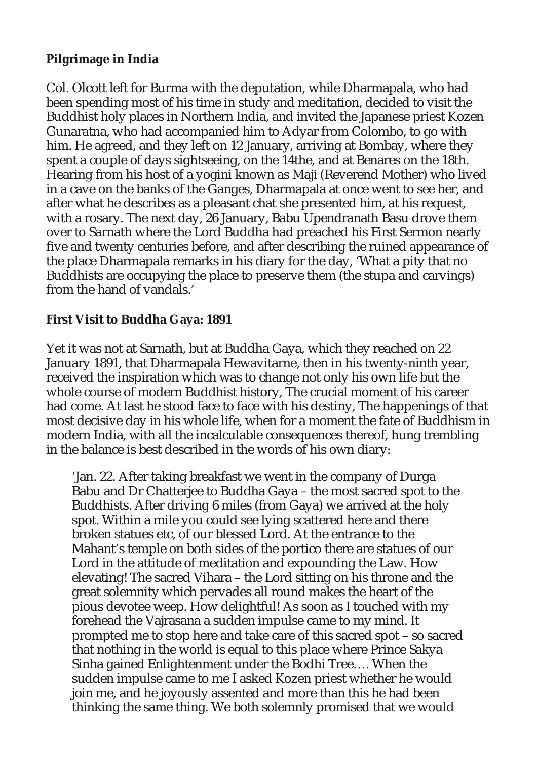**Pilgrimage in India**

Col. Olcott left for Burma with the deputation, while Dharmapala, who had been spending most of his time in study and meditation, decided to visit the Buddhist holy places in Northern India, and invited the Japanese priest Kozen Gunaratna, who had accompanied him to Adyar from Colombo, to go with him. He agreed, and they left on 12 January, arriving at Bombay, where they spent a couple of days sightseeing, on the 14the, and at Benares on the 18th. Hearing from his host of a yogini known as Maji (Reverend Mother) who lived in a cave on the banks of the Ganges, Dharmapala at once went to see her, and after what he describes as a pleasant chat she presented him, at his request, with a rosary. The next day, 26 January, Babu Upendranath Basu drove them over to Sarnath where the Lord Buddha had preached his First Sermon nearly five and twenty centuries before, and after describing the ruined appearance of the place Dharmapala remarks in his diary for the day, 'What a pity that no Buddhists are occupying the place to preserve them (the stupa and carvings) from the hand of vandals.'

**First Visit to Buddha Gaya: 1891**

Yet it was not at Sarnath, but at Buddha Gaya, which they reached on 22 January 1891, that Dharmapala Hewavitarne, then in his twenty-ninth year, received the inspiration which was to change not only his own life but the whole course of modern Buddhist history, The crucial moment of his career had come. At last he stood face to face with his destiny, The happenings of that most decisive day in his whole life, when for a moment the fate of Buddhism in modern India, with all the incalculable consequences thereof, hung trembling in the balance is best described in the words of his own diary:

> 'Jan. 22. After taking breakfast we went in the company of Durga Babu and Dr Chatterjee to Buddha Gaya – the most sacred spot to the Buddhists. After driving 6 miles (from Gaya) we arrived at the holy spot. Within a mile you could see lying scattered here and there broken statues etc, of our blessed Lord. At the entrance to the Mahant's temple on both sides of the portico there are statues of our Lord in the attitude of meditation and expounding the Law. How elevating! The sacred Vihara – the Lord sitting on his throne and the great solemnity which pervades all round makes the heart of the pious devotee weep. How delightful! As soon as I touched with my forehead the Vajrasana a sudden impulse came to my mind. It prompted me to stop here and take care of this sacred spot – so sacred that nothing in the world is equal to this place where Prince Sakya Sinha gained Enlightenment under the Bodhi Tree.… When the sudden impulse came to me I asked Kozen priest whether he would join me, and he joyously assented and more than this he had been thinking the same thing. We both solemnly promised that we would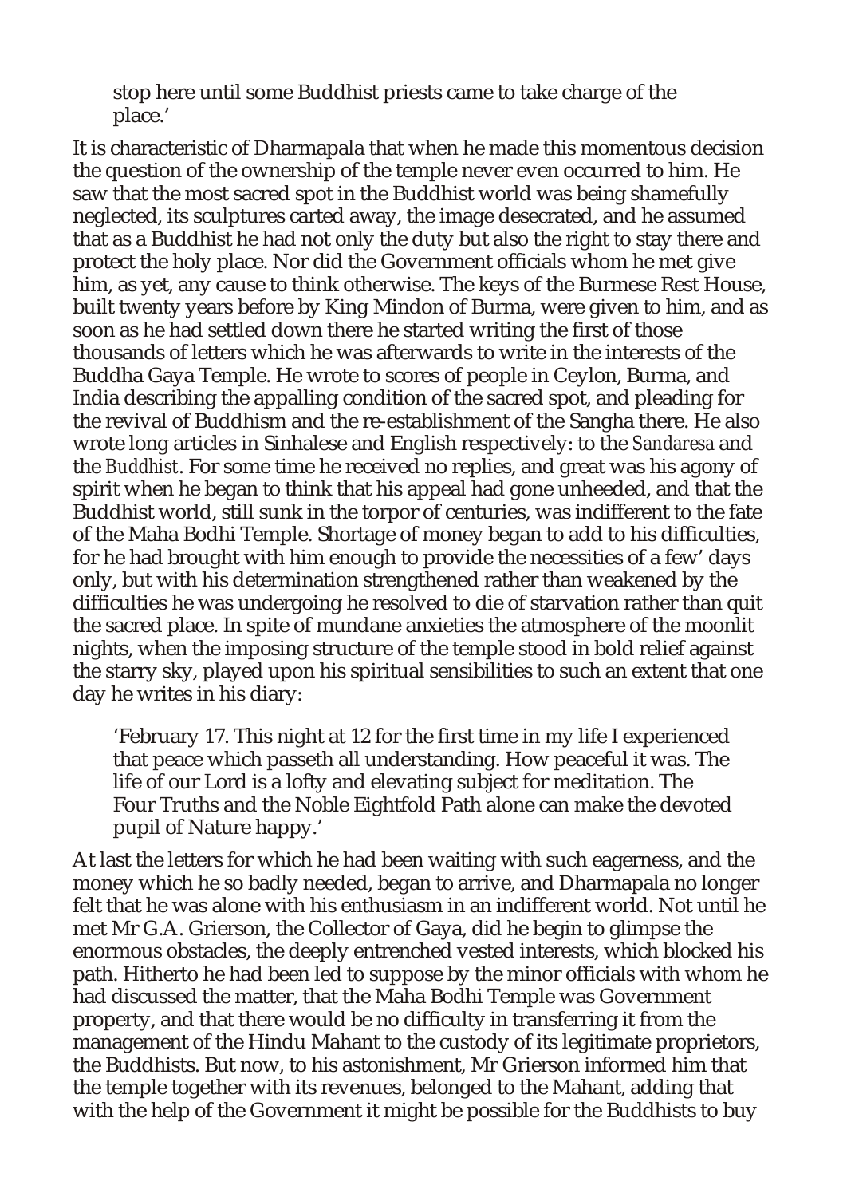> stop here until some Buddhist priests came to take charge of the place.'

It is characteristic of Dharmapala that when he made this momentous decision the question of the ownership of the temple never even occurred to him. He saw that the most sacred spot in the Buddhist world was being shamefully neglected, its sculptures carted away, the image desecrated, and he assumed that as a Buddhist he had not only the duty but also the right to stay there and protect the holy place. Nor did the Government officials whom he met give him, as yet, any cause to think otherwise. The keys of the Burmese Rest House, built twenty years before by King Mindon of Burma, were given to him, and as soon as he had settled down there he started writing the first of those thousands of letters which he was afterwards to write in the interests of the Buddha Gaya Temple. He wrote to scores of people in Ceylon, Burma, and India describing the appalling condition of the sacred spot, and pleading for the revival of Buddhism and the re-establishment of the Sangha there. He also wrote long articles in Sinhalese and English respectively: to the *Sandaresa* and the *Buddhist*. For some time he received no replies, and great was his agony of spirit when he began to think that his appeal had gone unheeded, and that the Buddhist world, still sunk in the torpor of centuries, was indifferent to the fate of the Maha Bodhi Temple. Shortage of money began to add to his difficulties, for he had brought with him enough to provide the necessities of a few' days only, but with his determination strengthened rather than weakened by the difficulties he was undergoing he resolved to die of starvation rather than quit the sacred place. In spite of mundane anxieties the atmosphere of the moonlit nights, when the imposing structure of the temple stood in bold relief against the starry sky, played upon his spiritual sensibilities to such an extent that one day he writes in his diary:

> 'February 17. This night at 12 for the first time in my life I experienced that peace which passeth all understanding. How peaceful it was. The life of our Lord is a lofty and elevating subject for meditation. The Four Truths and the Noble Eightfold Path alone can make the devoted pupil of Nature happy.'

At last the letters for which he had been waiting with such eagerness, and the money which he so badly needed, began to arrive, and Dharmapala no longer felt that he was alone with his enthusiasm in an indifferent world. Not until he met Mr G.A. Grierson, the Collector of Gaya, did he begin to glimpse the enormous obstacles, the deeply entrenched vested interests, which blocked his path. Hitherto he had been led to suppose by the minor officials with whom he had discussed the matter, that the Maha Bodhi Temple was Government property, and that there would be no difficulty in transferring it from the management of the Hindu Mahant to the custody of its legitimate proprietors, the Buddhists. But now, to his astonishment, Mr Grierson informed him that the temple together with its revenues, belonged to the Mahant, adding that with the help of the Government it might be possible for the Buddhists to buy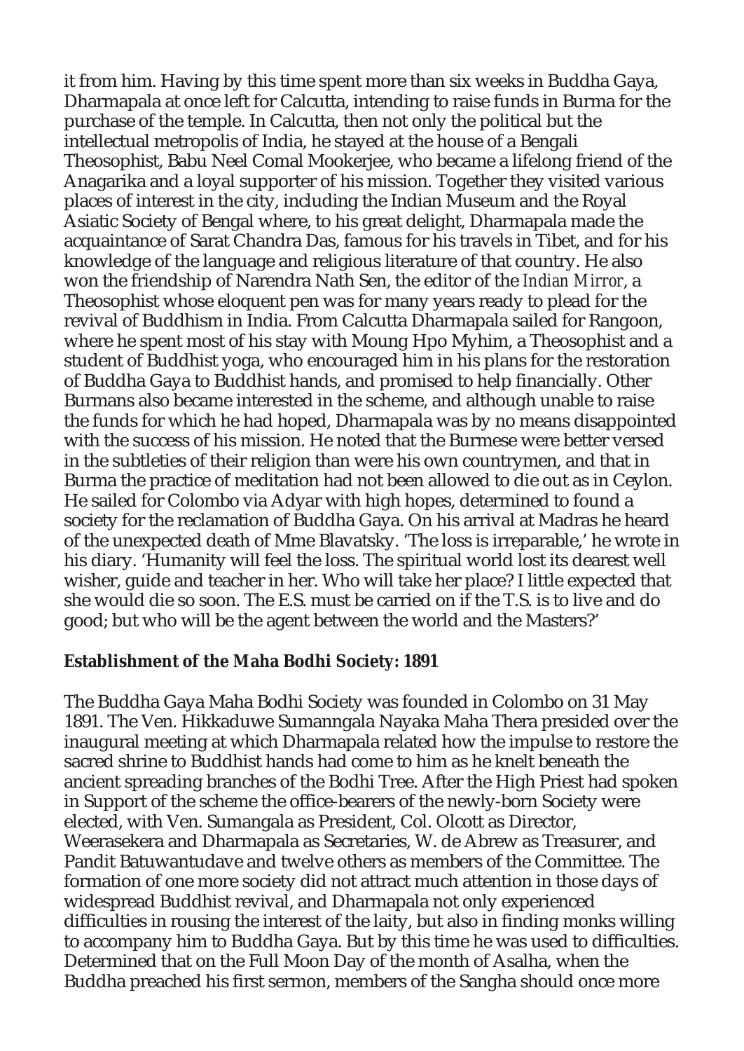it from him. Having by this time spent more than six weeks in Buddha Gaya, Dharmapala at once left for Calcutta, intending to raise funds in Burma for the purchase of the temple. In Calcutta, then not only the political but the intellectual metropolis of India, he stayed at the house of a Bengali Theosophist, Babu Neel Comal Mookerjee, who became a lifelong friend of the Anagarika and a loyal supporter of his mission. Together they visited various places of interest in the city, including the Indian Museum and the Royal Asiatic Society of Bengal where, to his great delight, Dharmapala made the acquaintance of Sarat Chandra Das, famous for his travels in Tibet, and for his knowledge of the language and religious literature of that country. He also won the friendship of Narendra Nath Sen, the editor of the *Indian Mirror*, a Theosophist whose eloquent pen was for many years ready to plead for the revival of Buddhism in India. From Calcutta Dharmapala sailed for Rangoon, where he spent most of his stay with Moung Hpo Myhim, a Theosophist and a student of Buddhist yoga, who encouraged him in his plans for the restoration of Buddha Gaya to Buddhist hands, and promised to help financially. Other Burmans also became interested in the scheme, and although unable to raise the funds for which he had hoped, Dharmapala was by no means disappointed with the success of his mission. He noted that the Burmese were better versed in the subtleties of their religion than were his own countrymen, and that in Burma the practice of meditation had not been allowed to die out as in Ceylon. He sailed for Colombo via Adyar with high hopes, determined to found a society for the reclamation of Buddha Gaya. On his arrival at Madras he heard of the unexpected death of Mme Blavatsky. 'The loss is irreparable,' he wrote in his diary. 'Humanity will feel the loss. The spiritual world lost its dearest well wisher, guide and teacher in her. Who will take her place? I little expected that she would die so soon. The E.S. must be carried on if the T.S. is to live and do good; but who will be the agent between the world and the Masters?'

### Establishment of the Maha Bodhi Society: 1891

The Buddha Gaya Maha Bodhi Society was founded in Colombo on 31 May 1891. The Ven. Hikkaduwe Sumanngala Nayaka Maha Thera presided over the inaugural meeting at which Dharmapala related how the impulse to restore the sacred shrine to Buddhist hands had come to him as he knelt beneath the ancient spreading branches of the Bodhi Tree. After the High Priest had spoken in Support of the scheme the office-bearers of the newly-born Society were elected, with Ven. Sumangala as President, Col. Olcott as Director, Weerasekera and Dharmapala as Secretaries, W. de Abrew as Treasurer, and Pandit Batuwantudave and twelve others as members of the Committee. The formation of one more society did not attract much attention in those days of widespread Buddhist revival, and Dharmapala not only experienced difficulties in rousing the interest of the laity, but also in finding monks willing to accompany him to Buddha Gaya. But by this time he was used to difficulties. Determined that on the Full Moon Day of the month of Asalha, when the Buddha preached his first sermon, members of the Sangha should once more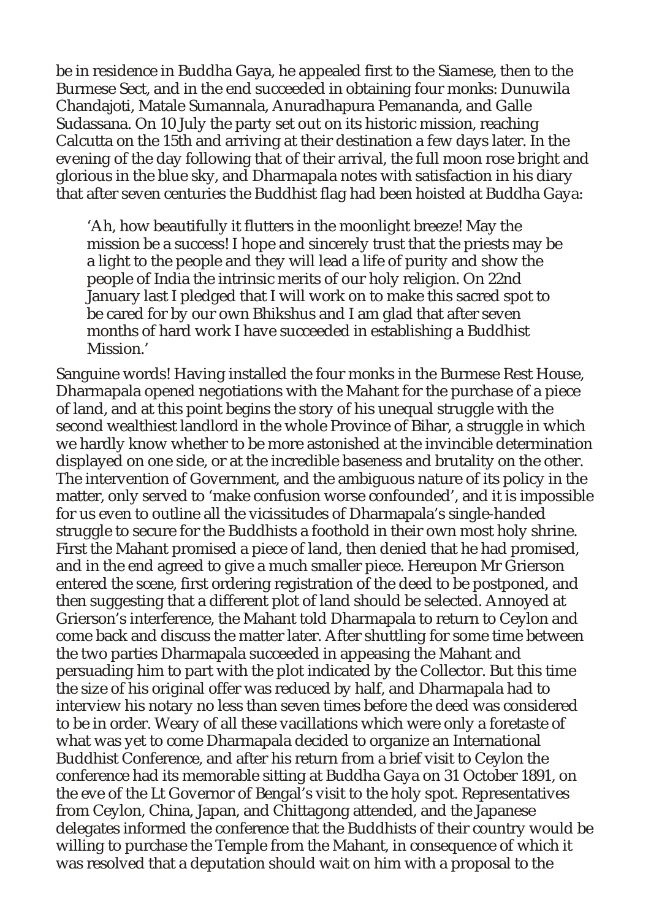be in residence in Buddha Gaya, he appealed first to the Siamese, then to the Burmese Sect, and in the end succeeded in obtaining four monks: Dunuwila Chandajoti, Matale Sumannala, Anuradhapura Pemananda, and Galle Sudassana. On 10 July the party set out on its historic mission, reaching Calcutta on the 15th and arriving at their destination a few days later. In the evening of the day following that of their arrival, the full moon rose bright and glorious in the blue sky, and Dharmapala notes with satisfaction in his diary that after seven centuries the Buddhist flag had been hoisted at Buddha Gaya:

> 'Ah, how beautifully it flutters in the moonlight breeze! May the mission be a success! I hope and sincerely trust that the priests may be a light to the people and they will lead a life of purity and show the people of India the intrinsic merits of our holy religion. On 22nd January last I pledged that I will work on to make this sacred spot to be cared for by our own Bhikshus and I am glad that after seven months of hard work I have succeeded in establishing a Buddhist Mission.'

Sanguine words! Having installed the four monks in the Burmese Rest House, Dharmapala opened negotiations with the Mahant for the purchase of a piece of land, and at this point begins the story of his unequal struggle with the second wealthiest landlord in the whole Province of Bihar, a struggle in which we hardly know whether to be more astonished at the invincible determination displayed on one side, or at the incredible baseness and brutality on the other. The intervention of Government, and the ambiguous nature of its policy in the matter, only served to 'make confusion worse confounded', and it is impossible for us even to outline all the vicissitudes of Dharmapala's single-handed struggle to secure for the Buddhists a foothold in their own most holy shrine. First the Mahant promised a piece of land, then denied that he had promised, and in the end agreed to give a much smaller piece. Hereupon Mr Grierson entered the scene, first ordering registration of the deed to be postponed, and then suggesting that a different plot of land should be selected. Annoyed at Grierson's interference, the Mahant told Dharmapala to return to Ceylon and come back and discuss the matter later. After shuttling for some time between the two parties Dharmapala succeeded in appeasing the Mahant and persuading him to part with the plot indicated by the Collector. But this time the size of his original offer was reduced by half, and Dharmapala had to interview his notary no less than seven times before the deed was considered to be in order. Weary of all these vacillations which were only a foretaste of what was yet to come Dharmapala decided to organize an International Buddhist Conference, and after his return from a brief visit to Ceylon the conference had its memorable sitting at Buddha Gaya on 31 October 1891, on the eve of the Lt Governor of Bengal's visit to the holy spot. Representatives from Ceylon, China, Japan, and Chittagong attended, and the Japanese delegates informed the conference that the Buddhists of their country would be willing to purchase the Temple from the Mahant, in consequence of which it was resolved that a deputation should wait on him with a proposal to the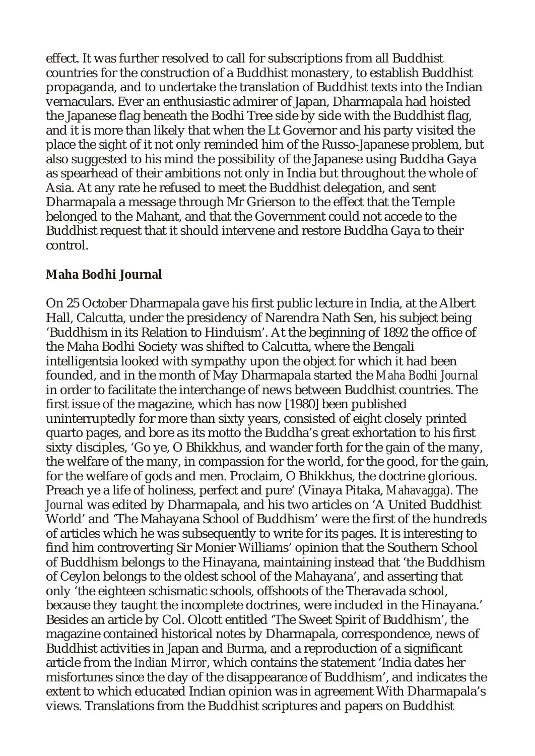effect. It was further resolved to call for subscriptions from all Buddhist countries for the construction of a Buddhist monastery, to establish Buddhist propaganda, and to undertake the translation of Buddhist texts into the Indian vernaculars. Ever an enthusiastic admirer of Japan, Dharmapala had hoisted the Japanese flag beneath the Bodhi Tree side by side with the Buddhist flag, and it is more than likely that when the Lt Governor and his party visited the place the sight of it not only reminded him of the Russo-Japanese problem, but also suggested to his mind the possibility of the Japanese using Buddha Gaya as spearhead of their ambitions not only in India but throughout the whole of Asia. At any rate he refused to meet the Buddhist delegation, and sent Dharmapala a message through Mr Grierson to the effect that the Temple belonged to the Mahant, and that the Government could not accede to the Buddhist request that it should intervene and restore Buddha Gaya to their control.

**Maha Bodhi Journal**

On 25 October Dharmapala gave his first public lecture in India, at the Albert Hall, Calcutta, under the presidency of Narendra Nath Sen, his subject being 'Buddhism in its Relation to Hinduism'. At the beginning of 1892 the office of the Maha Bodhi Society was shifted to Calcutta, where the Bengali intelligentsia looked with sympathy upon the object for which it had been founded, and in the month of May Dharmapala started the *Maha Bodhi Journal* in order to facilitate the interchange of news between Buddhist countries. The first issue of the magazine, which has now [1980] been published uninterruptedly for more than sixty years, consisted of eight closely printed quarto pages, and bore as its motto the Buddha's great exhortation to his first sixty disciples, 'Go ye, O Bhikkhus, and wander forth for the gain of the many, the welfare of the many, in compassion for the world, for the good, for the gain, for the welfare of gods and men. Proclaim, O Bhikkhus, the doctrine glorious. Preach ye a life of holiness, perfect and pure' (Vinaya Pitaka, *Mahavagga*). The *Journal* was edited by Dharmapala, and his two articles on 'A United Buddhist World' and 'The Mahayana School of Buddhism' were the first of the hundreds of articles which he was subsequently to write for its pages. It is interesting to find him controverting Sir Monier Williams' opinion that the Southern School of Buddhism belongs to the Hinayana, maintaining instead that 'the Buddhism of Ceylon belongs to the oldest school of the Mahayana', and asserting that only 'the eighteen schismatic schools, offshoots of the Theravada school, because they taught the incomplete doctrines, were included in the Hinayana.' Besides an article by Col. Olcott entitled 'The Sweet Spirit of Buddhism', the magazine contained historical notes by Dharmapala, correspondence, news of Buddhist activities in Japan and Burma, and a reproduction of a significant article from the *Indian Mirror*, which contains the statement 'India dates her misfortunes since the day of the disappearance of Buddhism', and indicates the extent to which educated Indian opinion was in agreement With Dharmapala's views. Translations from the Buddhist scriptures and papers on Buddhist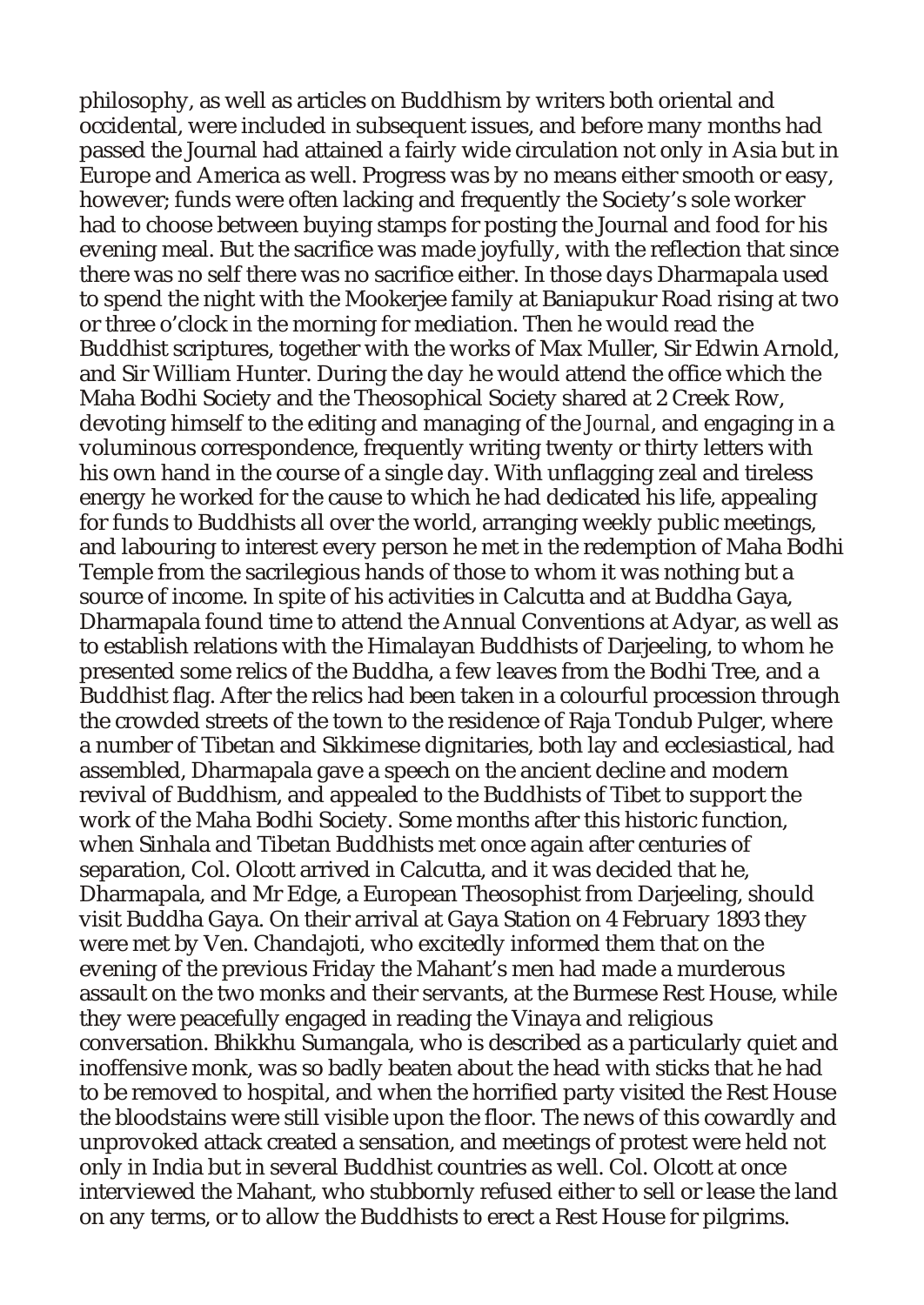philosophy, as well as articles on Buddhism by writers both oriental and occidental, were included in subsequent issues, and before many months had passed the Journal had attained a fairly wide circulation not only in Asia but in Europe and America as well. Progress was by no means either smooth or easy, however; funds were often lacking and frequently the Society's sole worker had to choose between buying stamps for posting the Journal and food for his evening meal. But the sacrifice was made joyfully, with the reflection that since there was no self there was no sacrifice either. In those days Dharmapala used to spend the night with the Mookerjee family at Baniapukur Road rising at two or three o'clock in the morning for mediation. Then he would read the Buddhist scriptures, together with the works of Max Muller, Sir Edwin Arnold, and Sir William Hunter. During the day he would attend the office which the Maha Bodhi Society and the Theosophical Society shared at 2 Creek Row, devoting himself to the editing and managing of the *Journal*, and engaging in a voluminous correspondence, frequently writing twenty or thirty letters with his own hand in the course of a single day. With unflagging zeal and tireless energy he worked for the cause to which he had dedicated his life, appealing for funds to Buddhists all over the world, arranging weekly public meetings, and labouring to interest every person he met in the redemption of Maha Bodhi Temple from the sacrilegious hands of those to whom it was nothing but a source of income. In spite of his activities in Calcutta and at Buddha Gaya, Dharmapala found time to attend the Annual Conventions at Adyar, as well as to establish relations with the Himalayan Buddhists of Darjeeling, to whom he presented some relics of the Buddha, a few leaves from the Bodhi Tree, and a Buddhist flag. After the relics had been taken in a colourful procession through the crowded streets of the town to the residence of Raja Tondub Pulger, where a number of Tibetan and Sikkimese dignitaries, both lay and ecclesiastical, had assembled, Dharmapala gave a speech on the ancient decline and modern revival of Buddhism, and appealed to the Buddhists of Tibet to support the work of the Maha Bodhi Society. Some months after this historic function, when Sinhala and Tibetan Buddhists met once again after centuries of separation, Col. Olcott arrived in Calcutta, and it was decided that he, Dharmapala, and Mr Edge, a European Theosophist from Darjeeling, should visit Buddha Gaya. On their arrival at Gaya Station on 4 February 1893 they were met by Ven. Chandajoti, who excitedly informed them that on the evening of the previous Friday the Mahant's men had made a murderous assault on the two monks and their servants, at the Burmese Rest House, while they were peacefully engaged in reading the Vinaya and religious conversation. Bhikkhu Sumangala, who is described as a particularly quiet and inoffensive monk, was so badly beaten about the head with sticks that he had to be removed to hospital, and when the horrified party visited the Rest House the bloodstains were still visible upon the floor. The news of this cowardly and unprovoked attack created a sensation, and meetings of protest were held not only in India but in several Buddhist countries as well. Col. Olcott at once interviewed the Mahant, who stubbornly refused either to sell or lease the land on any terms, or to allow the Buddhists to erect a Rest House for pilgrims.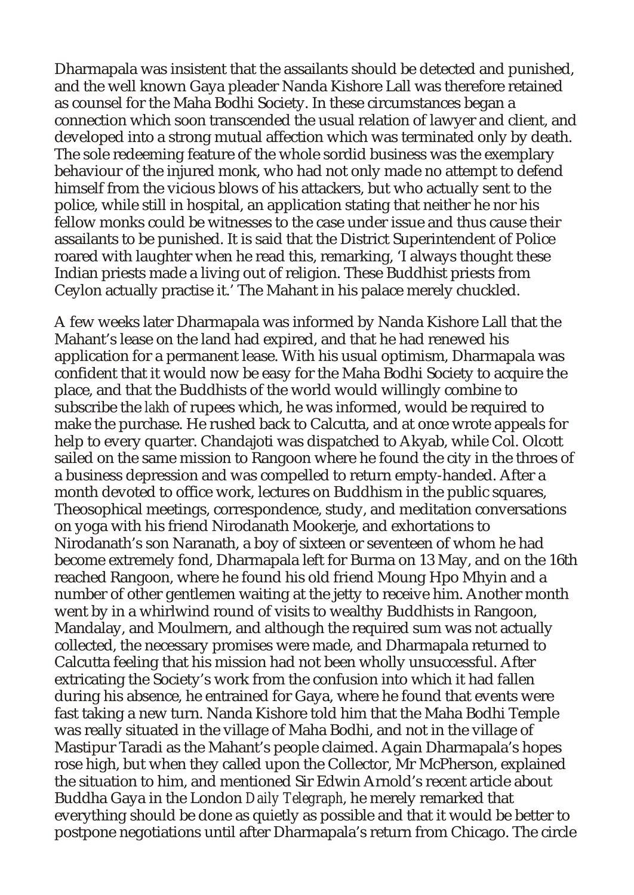Dharmapala was insistent that the assailants should be detected and punished, and the well known Gaya pleader Nanda Kishore Lall was therefore retained as counsel for the Maha Bodhi Society. In these circumstances began a connection which soon transcended the usual relation of lawyer and client, and developed into a strong mutual affection which was terminated only by death. The sole redeeming feature of the whole sordid business was the exemplary behaviour of the injured monk, who had not only made no attempt to defend himself from the vicious blows of his attackers, but who actually sent to the police, while still in hospital, an application stating that neither he nor his fellow monks could be witnesses to the case under issue and thus cause their assailants to be punished. It is said that the District Superintendent of Police roared with laughter when he read this, remarking, 'I always thought these Indian priests made a living out of religion. These Buddhist priests from Ceylon actually practise it.' The Mahant in his palace merely chuckled.

A few weeks later Dharmapala was informed by Nanda Kishore Lall that the Mahant's lease on the land had expired, and that he had renewed his application for a permanent lease. With his usual optimism, Dharmapala was confident that it would now be easy for the Maha Bodhi Society to acquire the place, and that the Buddhists of the world would willingly combine to subscribe the *lakh* of rupees which, he was informed, would be required to make the purchase. He rushed back to Calcutta, and at once wrote appeals for help to every quarter. Chandajoti was dispatched to Akyab, while Col. Olcott sailed on the same mission to Rangoon where he found the city in the throes of a business depression and was compelled to return empty-handed. After a month devoted to office work, lectures on Buddhism in the public squares, Theosophical meetings, correspondence, study, and meditation conversations on yoga with his friend Nirodanath Mookerje, and exhortations to Nirodanath's son Naranath, a boy of sixteen or seventeen of whom he had become extremely fond, Dharmapala left for Burma on 13 May, and on the 16th reached Rangoon, where he found his old friend Moung Hpo Mhyin and a number of other gentlemen waiting at the jetty to receive him. Another month went by in a whirlwind round of visits to wealthy Buddhists in Rangoon, Mandalay, and Moulmern, and although the required sum was not actually collected, the necessary promises were made, and Dharmapala returned to Calcutta feeling that his mission had not been wholly unsuccessful. After extricating the Society's work from the confusion into which it had fallen during his absence, he entrained for Gaya, where he found that events were fast taking a new turn. Nanda Kishore told him that the Maha Bodhi Temple was really situated in the village of Maha Bodhi, and not in the village of Mastipur Taradi as the Mahant's people claimed. Again Dharmapala's hopes rose high, but when they called upon the Collector, Mr McPherson, explained the situation to him, and mentioned Sir Edwin Arnold's recent article about Buddha Gaya in the London *Daily Telegraph*, he merely remarked that everything should be done as quietly as possible and that it would be better to postpone negotiations until after Dharmapala's return from Chicago. The circle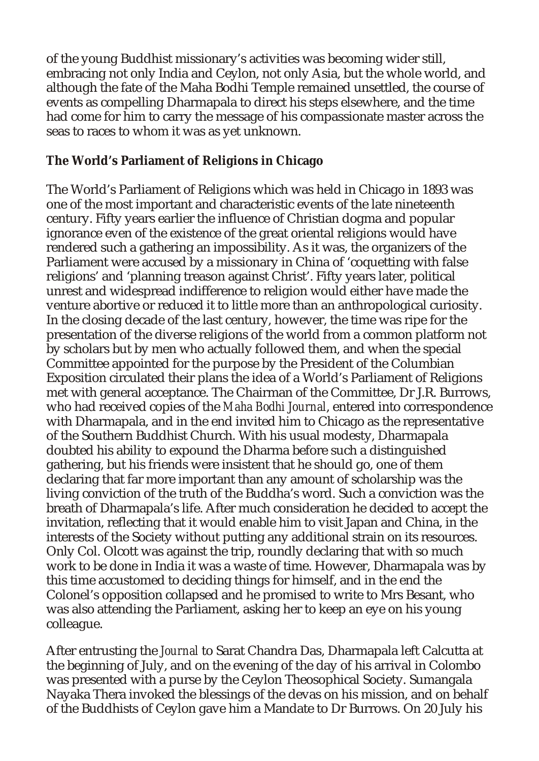of the young Buddhist missionary's activities was becoming wider still, embracing not only India and Ceylon, not only Asia, but the whole world, and although the fate of the Maha Bodhi Temple remained unsettled, the course of events as compelling Dharmapala to direct his steps elsewhere, and the time had come for him to carry the message of his compassionate master across the seas to races to whom it was as yet unknown.

## The World's Parliament of Religions in Chicago

The World's Parliament of Religions which was held in Chicago in 1893 was one of the most important and characteristic events of the late nineteenth century. Fifty years earlier the influence of Christian dogma and popular ignorance even of the existence of the great oriental religions would have rendered such a gathering an impossibility. As it was, the organizers of the Parliament were accused by a missionary in China of 'coquetting with false religions' and 'planning treason against Christ'. Fifty years later, political unrest and widespread indifference to religion would either have made the venture abortive or reduced it to little more than an anthropological curiosity. In the closing decade of the last century, however, the time was ripe for the presentation of the diverse religions of the world from a common platform not by scholars but by men who actually followed them, and when the special Committee appointed for the purpose by the President of the Columbian Exposition circulated their plans the idea of a World's Parliament of Religions met with general acceptance. The Chairman of the Committee, Dr J.R. Burrows, who had received copies of the *Maha Bodhi Journal*, entered into correspondence with Dharmapala, and in the end invited him to Chicago as the representative of the Southern Buddhist Church. With his usual modesty, Dharmapala doubted his ability to expound the Dharma before such a distinguished gathering, but his friends were insistent that he should go, one of them declaring that far more important than any amount of scholarship was the living conviction of the truth of the Buddha's word. Such a conviction was the breath of Dharmapala's life. After much consideration he decided to accept the invitation, reflecting that it would enable him to visit Japan and China, in the interests of the Society without putting any additional strain on its resources. Only Col. Olcott was against the trip, roundly declaring that with so much work to be done in India it was a waste of time. However, Dharmapala was by this time accustomed to deciding things for himself, and in the end the Colonel's opposition collapsed and he promised to write to Mrs Besant, who was also attending the Parliament, asking her to keep an eye on his young colleague.

After entrusting the *Journal* to Sarat Chandra Das, Dharmapala left Calcutta at the beginning of July, and on the evening of the day of his arrival in Colombo was presented with a purse by the Ceylon Theosophical Society. Sumangala Nayaka Thera invoked the blessings of the devas on his mission, and on behalf of the Buddhists of Ceylon gave him a Mandate to Dr Burrows. On 20 July his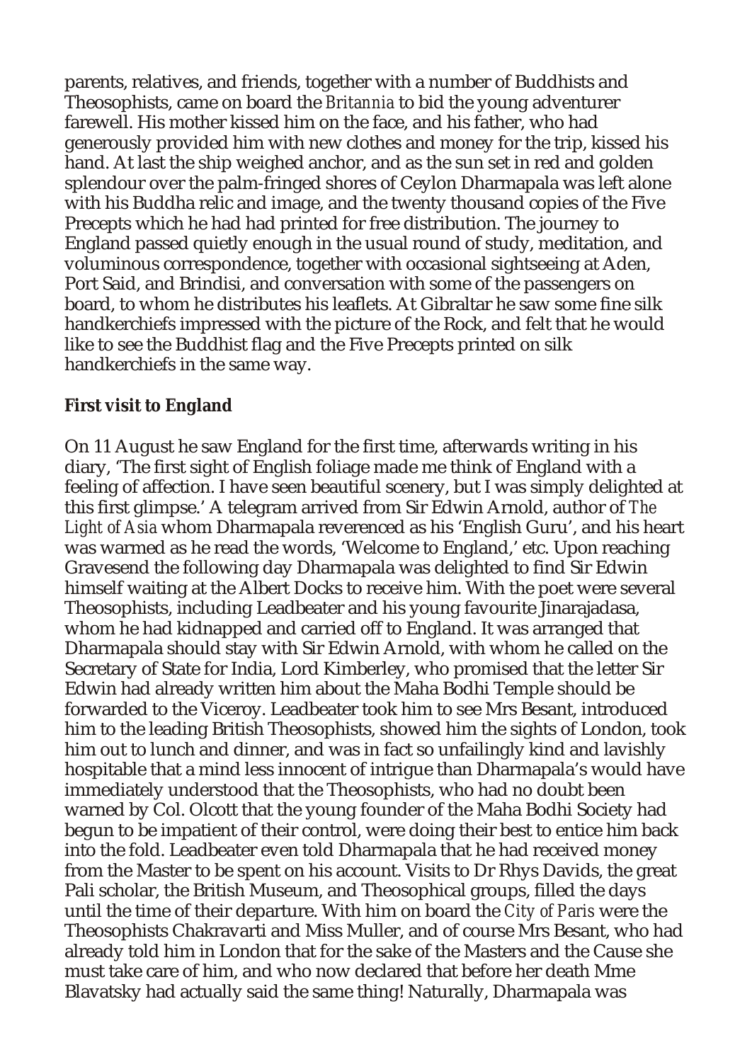parents, relatives, and friends, together with a number of Buddhists and Theosophists, came on board the *Britannia* to bid the young adventurer farewell. His mother kissed him on the face, and his father, who had generously provided him with new clothes and money for the trip, kissed his hand. At last the ship weighed anchor, and as the sun set in red and golden splendour over the palm-fringed shores of Ceylon Dharmapala was left alone with his Buddha relic and image, and the twenty thousand copies of the Five Precepts which he had had printed for free distribution. The journey to England passed quietly enough in the usual round of study, meditation, and voluminous correspondence, together with occasional sightseeing at Aden, Port Said, and Brindisi, and conversation with some of the passengers on board, to whom he distributes his leaflets. At Gibraltar he saw some fine silk handkerchiefs impressed with the picture of the Rock, and felt that he would like to see the Buddhist flag and the Five Precepts printed on silk handkerchiefs in the same way.

**First visit to England**

On 11 August he saw England for the first time, afterwards writing in his diary, 'The first sight of English foliage made me think of England with a feeling of affection. I have seen beautiful scenery, but I was simply delighted at this first glimpse.' A telegram arrived from Sir Edwin Arnold, author of *The Light of Asia* whom Dharmapala reverenced as his 'English Guru', and his heart was warmed as he read the words, 'Welcome to England,' etc. Upon reaching Gravesend the following day Dharmapala was delighted to find Sir Edwin himself waiting at the Albert Docks to receive him. With the poet were several Theosophists, including Leadbeater and his young favourite Jinarajadasa, whom he had kidnapped and carried off to England. It was arranged that Dharmapala should stay with Sir Edwin Arnold, with whom he called on the Secretary of State for India, Lord Kimberley, who promised that the letter Sir Edwin had already written him about the Maha Bodhi Temple should be forwarded to the Viceroy. Leadbeater took him to see Mrs Besant, introduced him to the leading British Theosophists, showed him the sights of London, took him out to lunch and dinner, and was in fact so unfailingly kind and lavishly hospitable that a mind less innocent of intrigue than Dharmapala's would have immediately understood that the Theosophists, who had no doubt been warned by Col. Olcott that the young founder of the Maha Bodhi Society had begun to be impatient of their control, were doing their best to entice him back into the fold. Leadbeater even told Dharmapala that he had received money from the Master to be spent on his account. Visits to Dr Rhys Davids, the great Pali scholar, the British Museum, and Theosophical groups, filled the days until the time of their departure. With him on board the *City of Paris* were the Theosophists Chakravarti and Miss Muller, and of course Mrs Besant, who had already told him in London that for the sake of the Masters and the Cause she must take care of him, and who now declared that before her death Mme Blavatsky had actually said the same thing! Naturally, Dharmapala was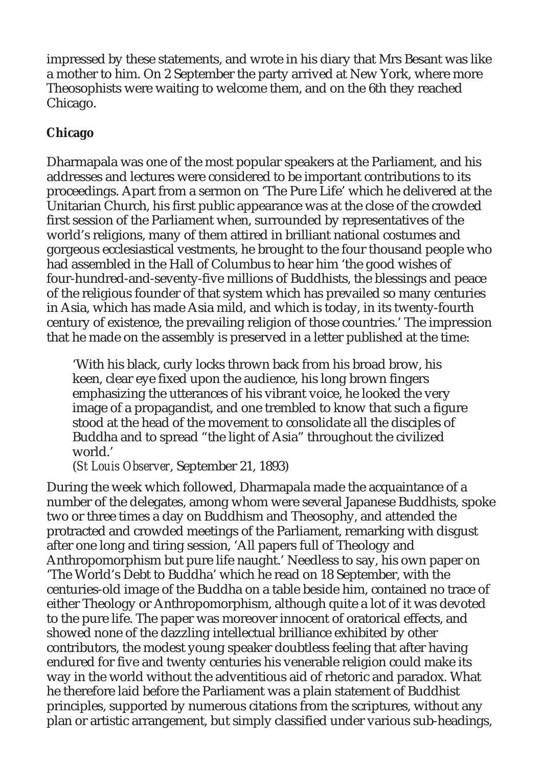impressed by these statements, and wrote in his diary that Mrs Besant was like a mother to him. On 2 September the party arrived at New York, where more Theosophists were waiting to welcome them, and on the 6th they reached Chicago.

## Chicago

Dharmapala was one of the most popular speakers at the Parliament, and his addresses and lectures were considered to be important contributions to its proceedings. Apart from a sermon on 'The Pure Life' which he delivered at the Unitarian Church, his first public appearance was at the close of the crowded first session of the Parliament when, surrounded by representatives of the world's religions, many of them attired in brilliant national costumes and gorgeous ecclesiastical vestments, he brought to the four thousand people who had assembled in the Hall of Columbus to hear him 'the good wishes of four-hundred-and-seventy-five millions of Buddhists, the blessings and peace of the religious founder of that system which has prevailed so many centuries in Asia, which has made Asia mild, and which is today, in its twenty-fourth century of existence, the prevailing religion of those countries.' The impression that he made on the assembly is preserved in a letter published at the time:

> 'With his black, curly locks thrown back from his broad brow, his keen, clear eye fixed upon the audience, his long brown fingers emphasizing the utterances of his vibrant voice, he looked the very image of a propagandist, and one trembled to know that such a figure stood at the head of the movement to consolidate all the disciples of Buddha and to spread "the light of Asia" throughout the civilized world.'
> (*St Louis Observer*, September 21, 1893)

During the week which followed, Dharmapala made the acquaintance of a number of the delegates, among whom were several Japanese Buddhists, spoke two or three times a day on Buddhism and Theosophy, and attended the protracted and crowded meetings of the Parliament, remarking with disgust after one long and tiring session, 'All papers full of Theology and Anthropomorphism but pure life naught.' Needless to say, his own paper on 'The World's Debt to Buddha' which he read on 18 September, with the centuries-old image of the Buddha on a table beside him, contained no trace of either Theology or Anthropomorphism, although quite a lot of it was devoted to the pure life. The paper was moreover innocent of oratorical effects, and showed none of the dazzling intellectual brilliance exhibited by other contributors, the modest young speaker doubtless feeling that after having endured for five and twenty centuries his venerable religion could make its way in the world without the adventitious aid of rhetoric and paradox. What he therefore laid before the Parliament was a plain statement of Buddhist principles, supported by numerous citations from the scriptures, without any plan or artistic arrangement, but simply classified under various sub-headings,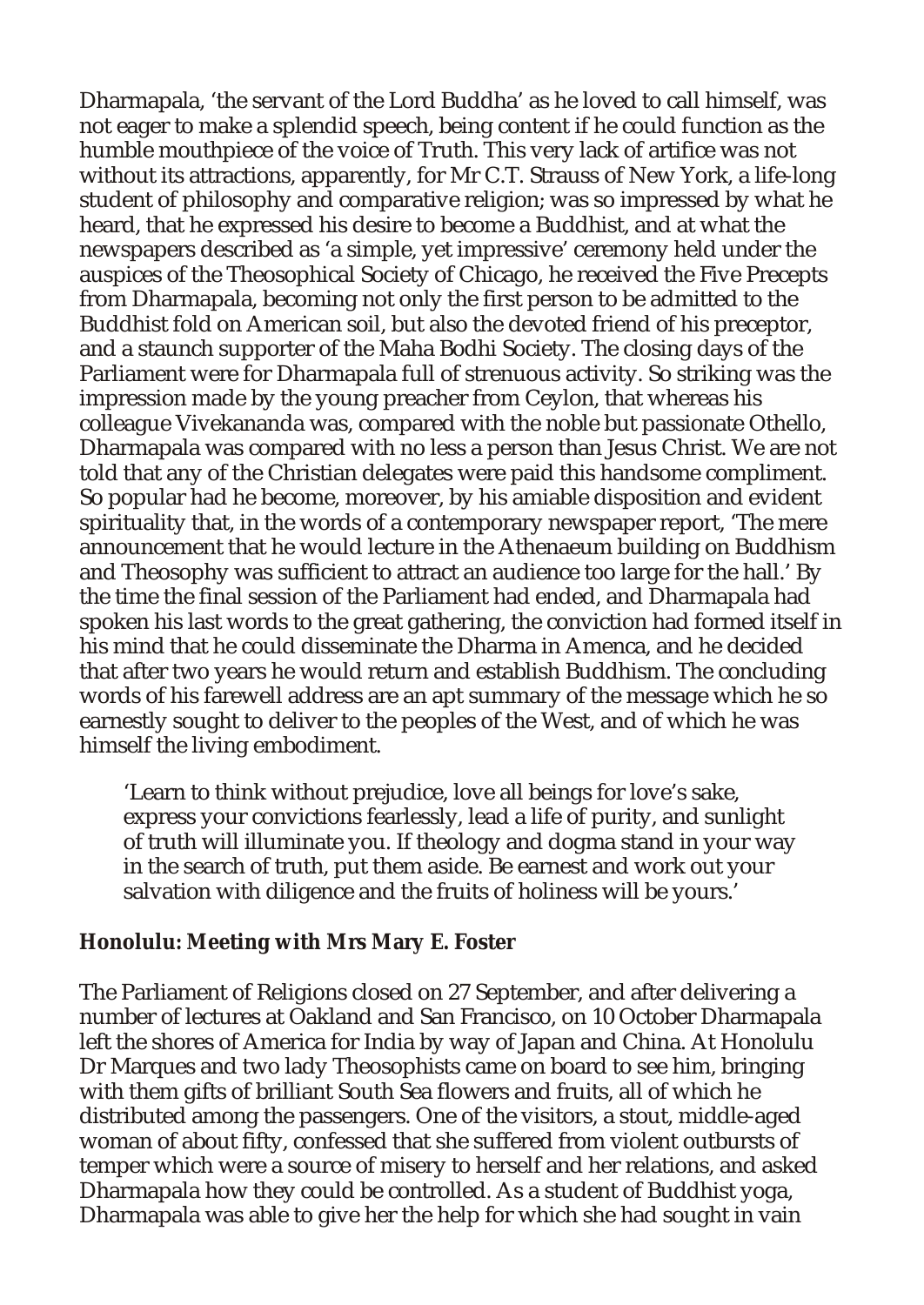Dharmapala, 'the servant of the Lord Buddha' as he loved to call himself, was not eager to make a splendid speech, being content if he could function as the humble mouthpiece of the voice of Truth. This very lack of artifice was not without its attractions, apparently, for Mr C.T. Strauss of New York, a life-long student of philosophy and comparative religion; was so impressed by what he heard, that he expressed his desire to become a Buddhist, and at what the newspapers described as 'a simple, yet impressive' ceremony held under the auspices of the Theosophical Society of Chicago, he received the Five Precepts from Dharmapala, becoming not only the first person to be admitted to the Buddhist fold on American soil, but also the devoted friend of his preceptor, and a staunch supporter of the Maha Bodhi Society. The closing days of the Parliament were for Dharmapala full of strenuous activity. So striking was the impression made by the young preacher from Ceylon, that whereas his colleague Vivekananda was, compared with the noble but passionate Othello, Dharmapala was compared with no less a person than Jesus Christ. We are not told that any of the Christian delegates were paid this handsome compliment. So popular had he become, moreover, by his amiable disposition and evident spirituality that, in the words of a contemporary newspaper report, 'The mere announcement that he would lecture in the Athenaeum building on Buddhism and Theosophy was sufficient to attract an audience too large for the hall.' By the time the final session of the Parliament had ended, and Dharmapala had spoken his last words to the great gathering, the conviction had formed itself in his mind that he could disseminate the Dharma in Amenca, and he decided that after two years he would return and establish Buddhism. The concluding words of his farewell address are an apt summary of the message which he so earnestly sought to deliver to the peoples of the West, and of which he was himself the living embodiment.

> 'Learn to think without prejudice, love all beings for love's sake, express your convictions fearlessly, lead a life of purity, and sunlight of truth will illuminate you. If theology and dogma stand in your way in the search of truth, put them aside. Be earnest and work out your salvation with diligence and the fruits of holiness will be yours.'

### Honolulu: Meeting with Mrs Mary E. Foster

The Parliament of Religions closed on 27 September, and after delivering a number of lectures at Oakland and San Francisco, on 10 October Dharmapala left the shores of America for India by way of Japan and China. At Honolulu Dr Marques and two lady Theosophists came on board to see him, bringing with them gifts of brilliant South Sea flowers and fruits, all of which he distributed among the passengers. One of the visitors, a stout, middle-aged woman of about fifty, confessed that she suffered from violent outbursts of temper which were a source of misery to herself and her relations, and asked Dharmapala how they could be controlled. As a student of Buddhist yoga, Dharmapala was able to give her the help for which she had sought in vain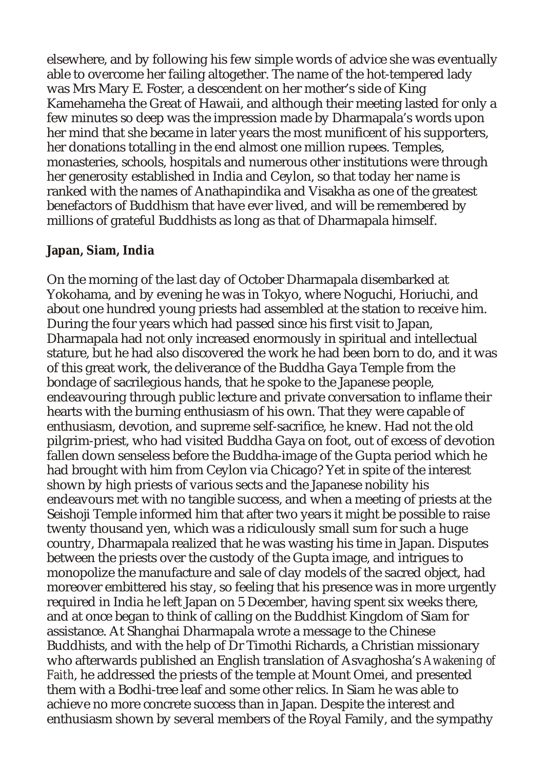elsewhere, and by following his few simple words of advice she was eventually able to overcome her failing altogether. The name of the hot-tempered lady was Mrs Mary E. Foster, a descendent on her mother's side of King Kamehameha the Great of Hawaii, and although their meeting lasted for only a few minutes so deep was the impression made by Dharmapala's words upon her mind that she became in later years the most munificent of his supporters, her donations totalling in the end almost one million rupees. Temples, monasteries, schools, hospitals and numerous other institutions were through her generosity established in India and Ceylon, so that today her name is ranked with the names of Anathapindika and Visakha as one of the greatest benefactors of Buddhism that have ever lived, and will be remembered by millions of grateful Buddhists as long as that of Dharmapala himself.

## Japan, Siam, India

On the morning of the last day of October Dharmapala disembarked at Yokohama, and by evening he was in Tokyo, where Noguchi, Horiuchi, and about one hundred young priests had assembled at the station to receive him. During the four years which had passed since his first visit to Japan, Dharmapala had not only increased enormously in spiritual and intellectual stature, but he had also discovered the work he had been born to do, and it was of this great work, the deliverance of the Buddha Gaya Temple from the bondage of sacrilegious hands, that he spoke to the Japanese people, endeavouring through public lecture and private conversation to inflame their hearts with the burning enthusiasm of his own. That they were capable of enthusiasm, devotion, and supreme self-sacrifice, he knew. Had not the old pilgrim-priest, who had visited Buddha Gaya on foot, out of excess of devotion fallen down senseless before the Buddha-image of the Gupta period which he had brought with him from Ceylon via Chicago? Yet in spite of the interest shown by high priests of various sects and the Japanese nobility his endeavours met with no tangible success, and when a meeting of priests at the Seishoji Temple informed him that after two years it might be possible to raise twenty thousand yen, which was a ridiculously small sum for such a huge country, Dharmapala realized that he was wasting his time in Japan. Disputes between the priests over the custody of the Gupta image, and intrigues to monopolize the manufacture and sale of clay models of the sacred object, had moreover embittered his stay, so feeling that his presence was in more urgently required in India he left Japan on 5 December, having spent six weeks there, and at once began to think of calling on the Buddhist Kingdom of Siam for assistance. At Shanghai Dharmapala wrote a message to the Chinese Buddhists, and with the help of Dr Timothi Richards, a Christian missionary who afterwards published an English translation of Asvaghosha's *Awakening of Faith*, he addressed the priests of the temple at Mount Omei, and presented them with a Bodhi-tree leaf and some other relics. In Siam he was able to achieve no more concrete success than in Japan. Despite the interest and enthusiasm shown by several members of the Royal Family, and the sympathy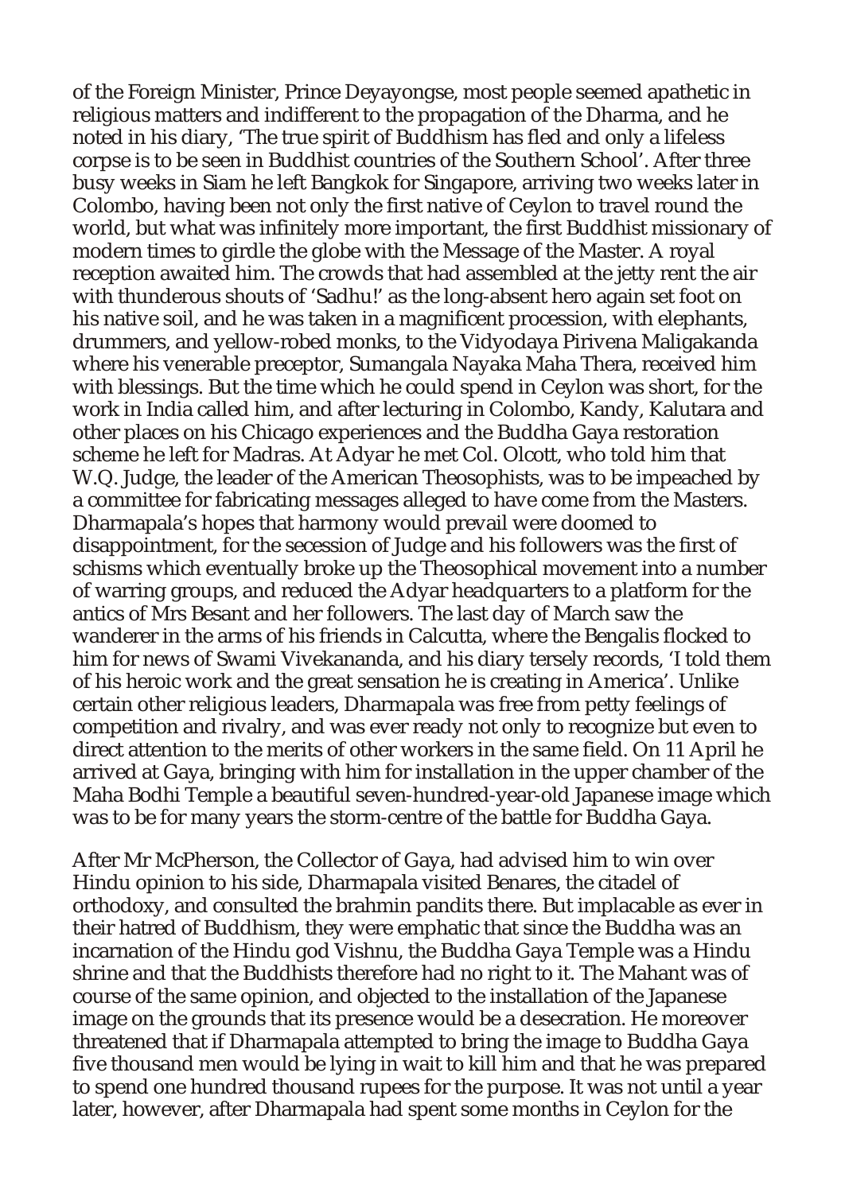of the Foreign Minister, Prince Deyayongse, most people seemed apathetic in religious matters and indifferent to the propagation of the Dharma, and he noted in his diary, 'The true spirit of Buddhism has fled and only a lifeless corpse is to be seen in Buddhist countries of the Southern School'. After three busy weeks in Siam he left Bangkok for Singapore, arriving two weeks later in Colombo, having been not only the first native of Ceylon to travel round the world, but what was infinitely more important, the first Buddhist missionary of modern times to girdle the globe with the Message of the Master. A royal reception awaited him. The crowds that had assembled at the jetty rent the air with thunderous shouts of 'Sadhu!' as the long-absent hero again set foot on his native soil, and he was taken in a magnificent procession, with elephants, drummers, and yellow-robed monks, to the Vidyodaya Pirivena Maligakanda where his venerable preceptor, Sumangala Nayaka Maha Thera, received him with blessings. But the time which he could spend in Ceylon was short, for the work in India called him, and after lecturing in Colombo, Kandy, Kalutara and other places on his Chicago experiences and the Buddha Gaya restoration scheme he left for Madras. At Adyar he met Col. Olcott, who told him that W.Q. Judge, the leader of the American Theosophists, was to be impeached by a committee for fabricating messages alleged to have come from the Masters. Dharmapala's hopes that harmony would prevail were doomed to disappointment, for the secession of Judge and his followers was the first of schisms which eventually broke up the Theosophical movement into a number of warring groups, and reduced the Adyar headquarters to a platform for the antics of Mrs Besant and her followers. The last day of March saw the wanderer in the arms of his friends in Calcutta, where the Bengalis flocked to him for news of Swami Vivekananda, and his diary tersely records, 'I told them of his heroic work and the great sensation he is creating in America'. Unlike certain other religious leaders, Dharmapala was free from petty feelings of competition and rivalry, and was ever ready not only to recognize but even to direct attention to the merits of other workers in the same field. On 11 April he arrived at Gaya, bringing with him for installation in the upper chamber of the Maha Bodhi Temple a beautiful seven-hundred-year-old Japanese image which was to be for many years the storm-centre of the battle for Buddha Gaya.

After Mr McPherson, the Collector of Gaya, had advised him to win over Hindu opinion to his side, Dharmapala visited Benares, the citadel of orthodoxy, and consulted the brahmin pandits there. But implacable as ever in their hatred of Buddhism, they were emphatic that since the Buddha was an incarnation of the Hindu god Vishnu, the Buddha Gaya Temple was a Hindu shrine and that the Buddhists therefore had no right to it. The Mahant was of course of the same opinion, and objected to the installation of the Japanese image on the grounds that its presence would be a desecration. He moreover threatened that if Dharmapala attempted to bring the image to Buddha Gaya five thousand men would be lying in wait to kill him and that he was prepared to spend one hundred thousand rupees for the purpose. It was not until a year later, however, after Dharmapala had spent some months in Ceylon for the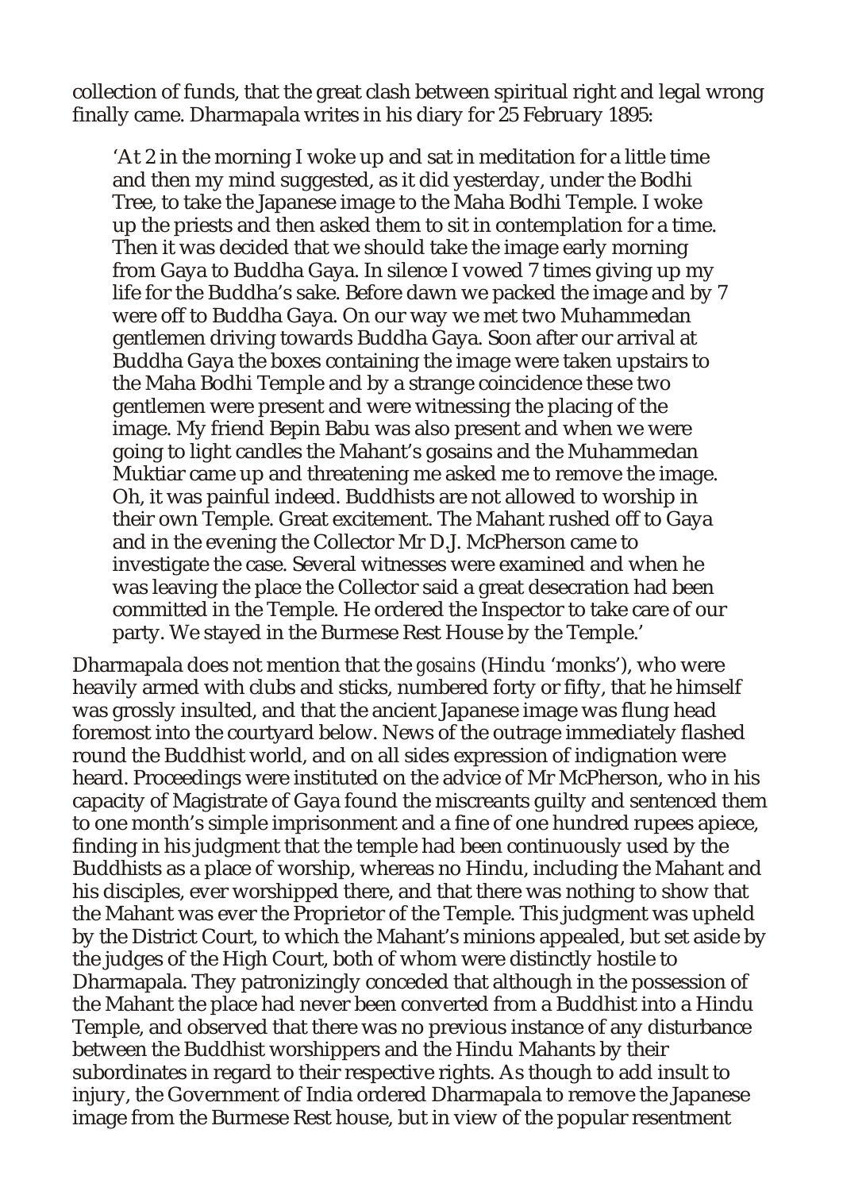collection of funds, that the great clash between spiritual right and legal wrong finally came. Dharmapala writes in his diary for 25 February 1895:

> 'At 2 in the morning I woke up and sat in meditation for a little time and then my mind suggested, as it did yesterday, under the Bodhi Tree, to take the Japanese image to the Maha Bodhi Temple. I woke up the priests and then asked them to sit in contemplation for a time. Then it was decided that we should take the image early morning from Gaya to Buddha Gaya. In silence I vowed 7 times giving up my life for the Buddha's sake. Before dawn we packed the image and by 7 were off to Buddha Gaya. On our way we met two Muhammedan gentlemen driving towards Buddha Gaya. Soon after our arrival at Buddha Gaya the boxes containing the image were taken upstairs to the Maha Bodhi Temple and by a strange coincidence these two gentlemen were present and were witnessing the placing of the image. My friend Bepin Babu was also present and when we were going to light candles the Mahant's gosains and the Muhammedan Muktiar came up and threatening me asked me to remove the image. Oh, it was painful indeed. Buddhists are not allowed to worship in their own Temple. Great excitement. The Mahant rushed off to Gaya and in the evening the Collector Mr D.J. McPherson came to investigate the case. Several witnesses were examined and when he was leaving the place the Collector said a great desecration had been committed in the Temple. He ordered the Inspector to take care of our party. We stayed in the Burmese Rest House by the Temple.'

Dharmapala does not mention that the *gosains* (Hindu 'monks'), who were heavily armed with clubs and sticks, numbered forty or fifty, that he himself was grossly insulted, and that the ancient Japanese image was flung head foremost into the courtyard below. News of the outrage immediately flashed round the Buddhist world, and on all sides expression of indignation were heard. Proceedings were instituted on the advice of Mr McPherson, who in his capacity of Magistrate of Gaya found the miscreants guilty and sentenced them to one month's simple imprisonment and a fine of one hundred rupees apiece, finding in his judgment that the temple had been continuously used by the Buddhists as a place of worship, whereas no Hindu, including the Mahant and his disciples, ever worshipped there, and that there was nothing to show that the Mahant was ever the Proprietor of the Temple. This judgment was upheld by the District Court, to which the Mahant's minions appealed, but set aside by the judges of the High Court, both of whom were distinctly hostile to Dharmapala. They patronizingly conceded that although in the possession of the Mahant the place had never been converted from a Buddhist into a Hindu Temple, and observed that there was no previous instance of any disturbance between the Buddhist worshippers and the Hindu Mahants by their subordinates in regard to their respective rights. As though to add insult to injury, the Government of India ordered Dharmapala to remove the Japanese image from the Burmese Rest house, but in view of the popular resentment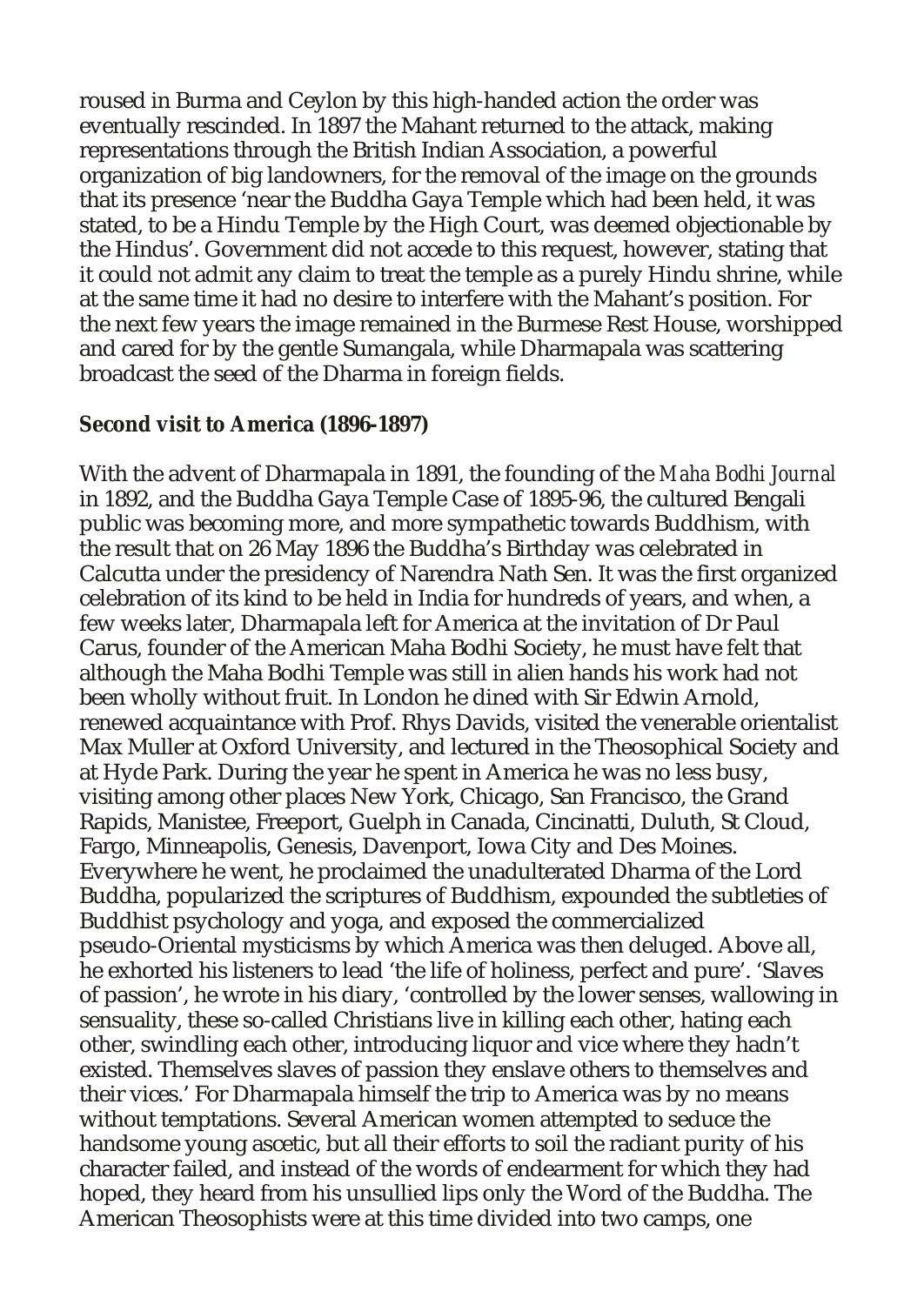roused in Burma and Ceylon by this high-handed action the order was eventually rescinded. In 1897 the Mahant returned to the attack, making representations through the British Indian Association, a powerful organization of big landowners, for the removal of the image on the grounds that its presence 'near the Buddha Gaya Temple which had been held, it was stated, to be a Hindu Temple by the High Court, was deemed objectionable by the Hindus'. Government did not accede to this request, however, stating that it could not admit any claim to treat the temple as a purely Hindu shrine, while at the same time it had no desire to interfere with the Mahant's position. For the next few years the image remained in the Burmese Rest House, worshipped and cared for by the gentle Sumangala, while Dharmapala was scattering broadcast the seed of the Dharma in foreign fields.

### Second visit to America (1896-1897)

With the advent of Dharmapala in 1891, the founding of the *Maha Bodhi Journal* in 1892, and the Buddha Gaya Temple Case of 1895-96, the cultured Bengali public was becoming more, and more sympathetic towards Buddhism, with the result that on 26 May 1896 the Buddha's Birthday was celebrated in Calcutta under the presidency of Narendra Nath Sen. It was the first organized celebration of its kind to be held in India for hundreds of years, and when, a few weeks later, Dharmapala left for America at the invitation of Dr Paul Carus, founder of the American Maha Bodhi Society, he must have felt that although the Maha Bodhi Temple was still in alien hands his work had not been wholly without fruit. In London he dined with Sir Edwin Arnold, renewed acquaintance with Prof. Rhys Davids, visited the venerable orientalist Max Muller at Oxford University, and lectured in the Theosophical Society and at Hyde Park. During the year he spent in America he was no less busy, visiting among other places New York, Chicago, San Francisco, the Grand Rapids, Manistee, Freeport, Guelph in Canada, Cincinatti, Duluth, St Cloud, Fargo, Minneapolis, Genesis, Davenport, Iowa City and Des Moines. Everywhere he went, he proclaimed the unadulterated Dharma of the Lord Buddha, popularized the scriptures of Buddhism, expounded the subtleties of Buddhist psychology and yoga, and exposed the commercialized pseudo-Oriental mysticisms by which America was then deluged. Above all, he exhorted his listeners to lead 'the life of holiness, perfect and pure'. 'Slaves of passion', he wrote in his diary, 'controlled by the lower senses, wallowing in sensuality, these so-called Christians live in killing each other, hating each other, swindling each other, introducing liquor and vice where they hadn't existed. Themselves slaves of passion they enslave others to themselves and their vices.' For Dharmapala himself the trip to America was by no means without temptations. Several American women attempted to seduce the handsome young ascetic, but all their efforts to soil the radiant purity of his character failed, and instead of the words of endearment for which they had hoped, they heard from his unsullied lips only the Word of the Buddha. The American Theosophists were at this time divided into two camps, one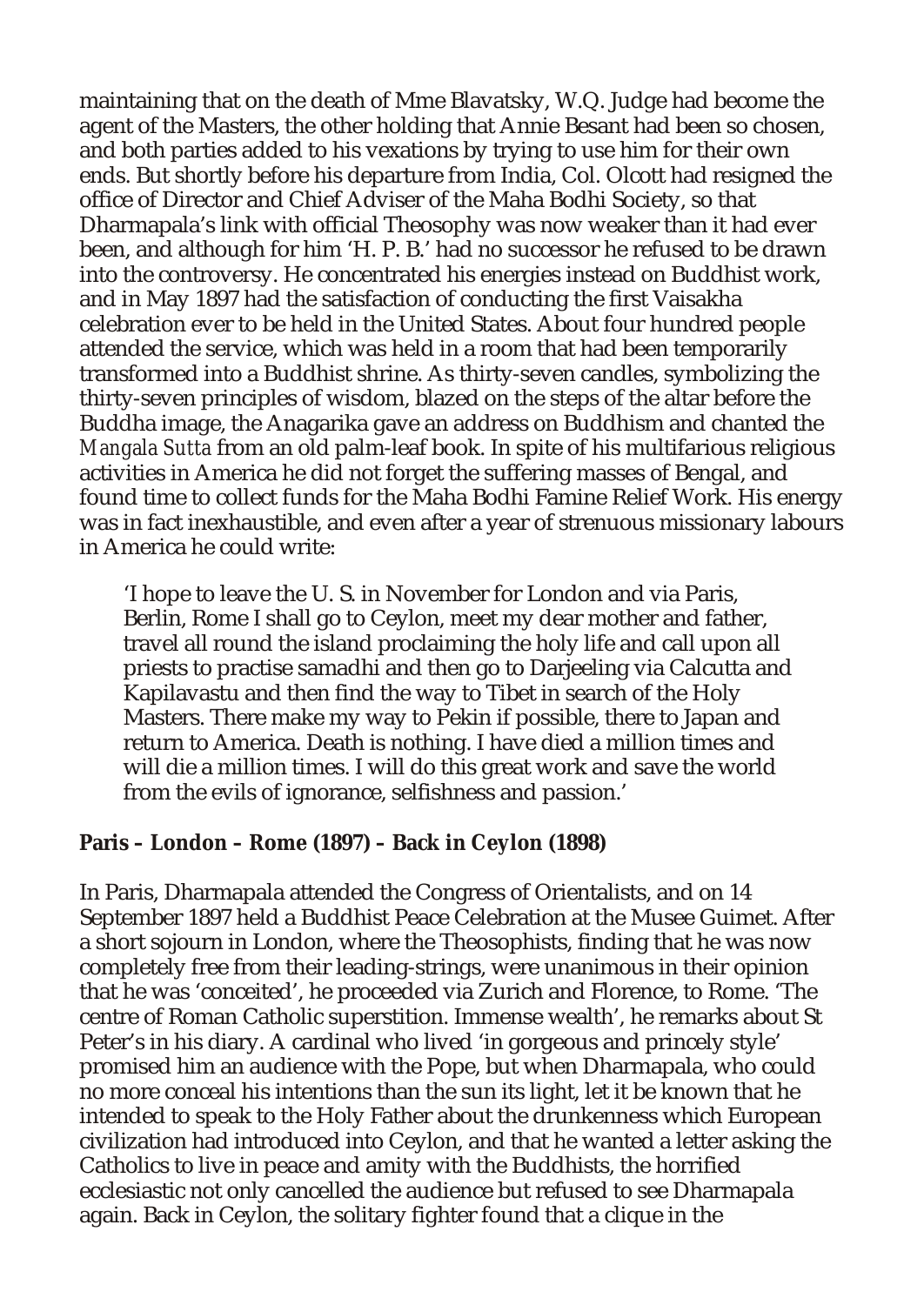maintaining that on the death of Mme Blavatsky, W.Q. Judge had become the agent of the Masters, the other holding that Annie Besant had been so chosen, and both parties added to his vexations by trying to use him for their own ends. But shortly before his departure from India, Col. Olcott had resigned the office of Director and Chief Adviser of the Maha Bodhi Society, so that Dharmapala's link with official Theosophy was now weaker than it had ever been, and although for him 'H. P. B.' had no successor he refused to be drawn into the controversy. He concentrated his energies instead on Buddhist work, and in May 1897 had the satisfaction of conducting the first Vaisakha celebration ever to be held in the United States. About four hundred people attended the service, which was held in a room that had been temporarily transformed into a Buddhist shrine. As thirty-seven candles, symbolizing the thirty-seven principles of wisdom, blazed on the steps of the altar before the Buddha image, the Anagarika gave an address on Buddhism and chanted the *Mangala Sutta* from an old palm-leaf book. In spite of his multifarious religious activities in America he did not forget the suffering masses of Bengal, and found time to collect funds for the Maha Bodhi Famine Relief Work. His energy was in fact inexhaustible, and even after a year of strenuous missionary labours in America he could write:

> 'I hope to leave the U. S. in November for London and via Paris, Berlin, Rome I shall go to Ceylon, meet my dear mother and father, travel all round the island proclaiming the holy life and call upon all priests to practise samadhi and then go to Darjeeling via Calcutta and Kapilavastu and then find the way to Tibet in search of the Holy Masters. There make my way to Pekin if possible, there to Japan and return to America. Death is nothing. I have died a million times and will die a million times. I will do this great work and save the world from the evils of ignorance, selfishness and passion.'

**Paris – London – Rome (1897) – Back in Ceylon (1898)**

In Paris, Dharmapala attended the Congress of Orientalists, and on 14 September 1897 held a Buddhist Peace Celebration at the Musee Guimet. After a short sojourn in London, where the Theosophists, finding that he was now completely free from their leading-strings, were unanimous in their opinion that he was 'conceited', he proceeded via Zurich and Florence, to Rome. 'The centre of Roman Catholic superstition. Immense wealth', he remarks about St Peter's in his diary. A cardinal who lived 'in gorgeous and princely style' promised him an audience with the Pope, but when Dharmapala, who could no more conceal his intentions than the sun its light, let it be known that he intended to speak to the Holy Father about the drunkenness which European civilization had introduced into Ceylon, and that he wanted a letter asking the Catholics to live in peace and amity with the Buddhists, the horrified ecclesiastic not only cancelled the audience but refused to see Dharmapala again. Back in Ceylon, the solitary fighter found that a clique in the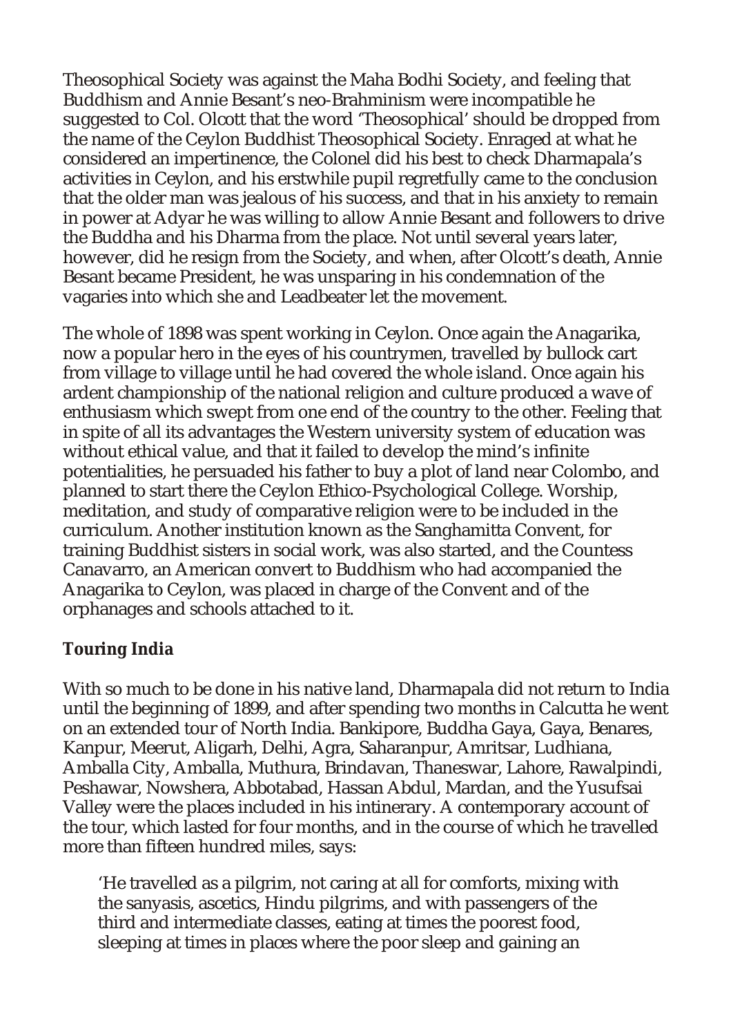Theosophical Society was against the Maha Bodhi Society, and feeling that Buddhism and Annie Besant's neo-Brahminism were incompatible he suggested to Col. Olcott that the word 'Theosophical' should be dropped from the name of the Ceylon Buddhist Theosophical Society. Enraged at what he considered an impertinence, the Colonel did his best to check Dharmapala's activities in Ceylon, and his erstwhile pupil regretfully came to the conclusion that the older man was jealous of his success, and that in his anxiety to remain in power at Adyar he was willing to allow Annie Besant and followers to drive the Buddha and his Dharma from the place. Not until several years later, however, did he resign from the Society, and when, after Olcott's death, Annie Besant became President, he was unsparing in his condemnation of the vagaries into which she and Leadbeater let the movement.

The whole of 1898 was spent working in Ceylon. Once again the Anagarika, now a popular hero in the eyes of his countrymen, travelled by bullock cart from village to village until he had covered the whole island. Once again his ardent championship of the national religion and culture produced a wave of enthusiasm which swept from one end of the country to the other. Feeling that in spite of all its advantages the Western university system of education was without ethical value, and that it failed to develop the mind's infinite potentialities, he persuaded his father to buy a plot of land near Colombo, and planned to start there the Ceylon Ethico-Psychological College. Worship, meditation, and study of comparative religion were to be included in the curriculum. Another institution known as the Sanghamitta Convent, for training Buddhist sisters in social work, was also started, and the Countess Canavarro, an American convert to Buddhism who had accompanied the Anagarika to Ceylon, was placed in charge of the Convent and of the orphanages and schools attached to it.

### Touring India

With so much to be done in his native land, Dharmapala did not return to India until the beginning of 1899, and after spending two months in Calcutta he went on an extended tour of North India. Bankipore, Buddha Gaya, Gaya, Benares, Kanpur, Meerut, Aligarh, Delhi, Agra, Saharanpur, Amritsar, Ludhiana, Amballa City, Amballa, Muthura, Brindavan, Thaneswar, Lahore, Rawalpindi, Peshawar, Nowshera, Abbotabad, Hassan Abdul, Mardan, and the Yusufsai Valley were the places included in his intinerary. A contemporary account of the tour, which lasted for four months, and in the course of which he travelled more than fifteen hundred miles, says:

> 'He travelled as a pilgrim, not caring at all for comforts, mixing with the sanyasis, ascetics, Hindu pilgrims, and with passengers of the third and intermediate classes, eating at times the poorest food, sleeping at times in places where the poor sleep and gaining an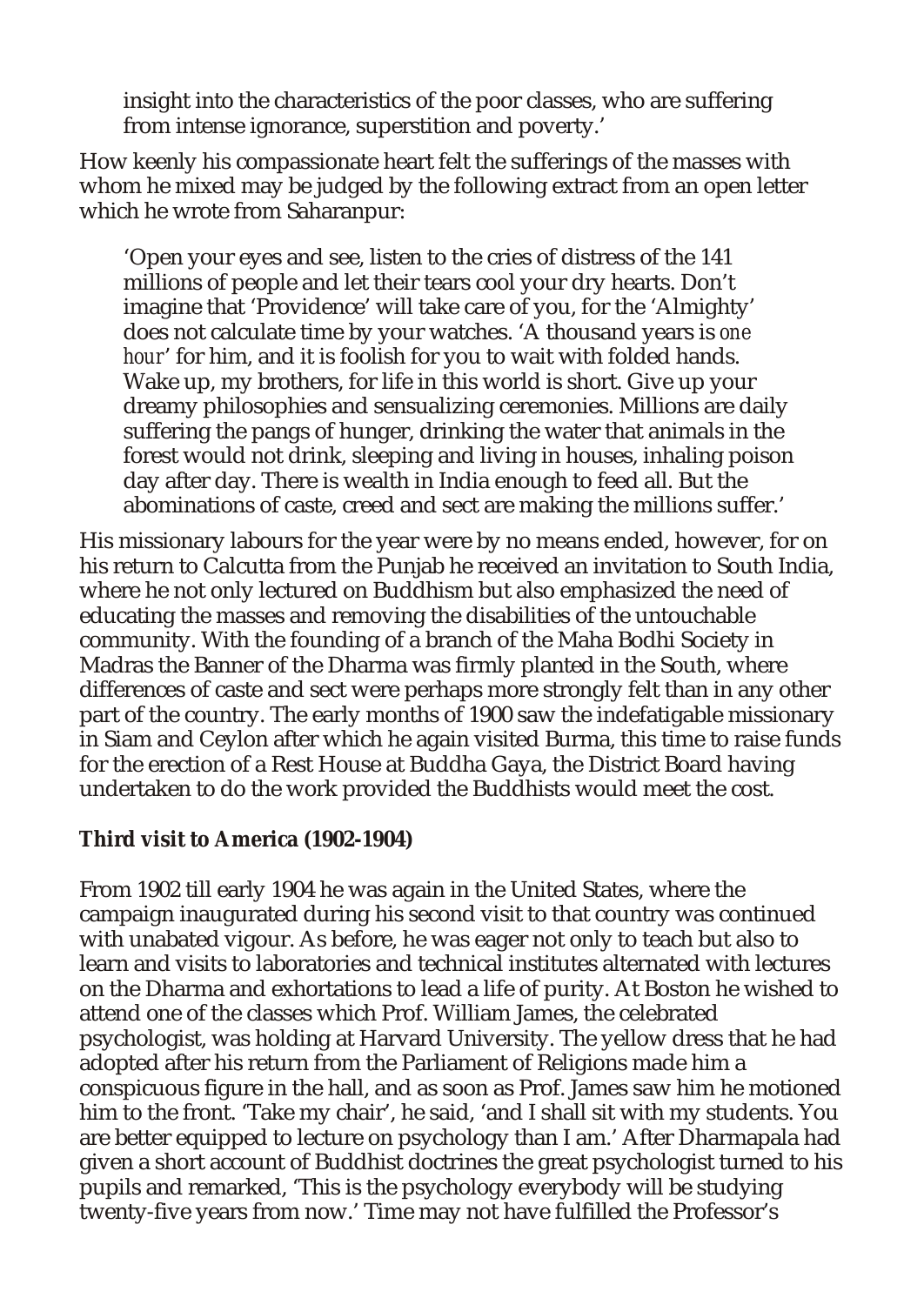> insight into the characteristics of the poor classes, who are suffering from intense ignorance, superstition and poverty.'

How keenly his compassionate heart felt the sufferings of the masses with whom he mixed may be judged by the following extract from an open letter which he wrote from Saharanpur:

> 'Open your eyes and see, listen to the cries of distress of the 141 millions of people and let their tears cool your dry hearts. Don't imagine that 'Providence' will take care of you, for the 'Almighty' does not calculate time by your watches. 'A thousand years is *one hour*' for him, and it is foolish for you to wait with folded hands. Wake up, my brothers, for life in this world is short. Give up your dreamy philosophies and sensualizing ceremonies. Millions are daily suffering the pangs of hunger, drinking the water that animals in the forest would not drink, sleeping and living in houses, inhaling poison day after day. There is wealth in India enough to feed all. But the abominations of caste, creed and sect are making the millions suffer.'

His missionary labours for the year were by no means ended, however, for on his return to Calcutta from the Punjab he received an invitation to South India, where he not only lectured on Buddhism but also emphasized the need of educating the masses and removing the disabilities of the untouchable community. With the founding of a branch of the Maha Bodhi Society in Madras the Banner of the Dharma was firmly planted in the South, where differences of caste and sect were perhaps more strongly felt than in any other part of the country. The early months of 1900 saw the indefatigable missionary in Siam and Ceylon after which he again visited Burma, this time to raise funds for the erection of a Rest House at Buddha Gaya, the District Board having undertaken to do the work provided the Buddhists would meet the cost.

### Third visit to America (1902-1904)

From 1902 till early 1904 he was again in the United States, where the campaign inaugurated during his second visit to that country was continued with unabated vigour. As before, he was eager not only to teach but also to learn and visits to laboratories and technical institutes alternated with lectures on the Dharma and exhortations to lead a life of purity. At Boston he wished to attend one of the classes which Prof. William James, the celebrated psychologist, was holding at Harvard University. The yellow dress that he had adopted after his return from the Parliament of Religions made him a conspicuous figure in the hall, and as soon as Prof. James saw him he motioned him to the front. 'Take my chair', he said, 'and I shall sit with my students. You are better equipped to lecture on psychology than I am.' After Dharmapala had given a short account of Buddhist doctrines the great psychologist turned to his pupils and remarked, 'This is the psychology everybody will be studying twenty-five years from now.' Time may not have fulfilled the Professor's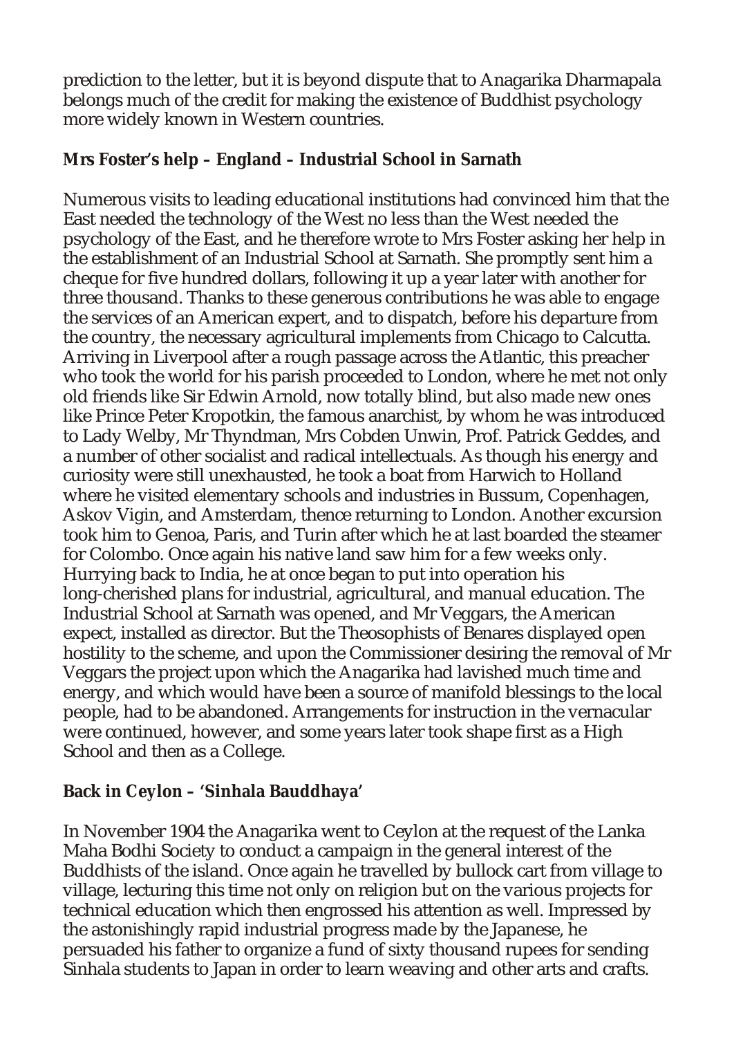prediction to the letter, but it is beyond dispute that to Anagarika Dharmapala belongs much of the credit for making the existence of Buddhist psychology more widely known in Western countries.

### Mrs Foster's help – England – Industrial School in Sarnath

Numerous visits to leading educational institutions had convinced him that the East needed the technology of the West no less than the West needed the psychology of the East, and he therefore wrote to Mrs Foster asking her help in the establishment of an Industrial School at Sarnath. She promptly sent him a cheque for five hundred dollars, following it up a year later with another for three thousand. Thanks to these generous contributions he was able to engage the services of an American expert, and to dispatch, before his departure from the country, the necessary agricultural implements from Chicago to Calcutta. Arriving in Liverpool after a rough passage across the Atlantic, this preacher who took the world for his parish proceeded to London, where he met not only old friends like Sir Edwin Arnold, now totally blind, but also made new ones like Prince Peter Kropotkin, the famous anarchist, by whom he was introduced to Lady Welby, Mr Thyndman, Mrs Cobden Unwin, Prof. Patrick Geddes, and a number of other socialist and radical intellectuals. As though his energy and curiosity were still unexhausted, he took a boat from Harwich to Holland where he visited elementary schools and industries in Bussum, Copenhagen, Askov Vigin, and Amsterdam, thence returning to London. Another excursion took him to Genoa, Paris, and Turin after which he at last boarded the steamer for Colombo. Once again his native land saw him for a few weeks only. Hurrying back to India, he at once began to put into operation his long-cherished plans for industrial, agricultural, and manual education. The Industrial School at Sarnath was opened, and Mr Veggars, the American expect, installed as director. But the Theosophists of Benares displayed open hostility to the scheme, and upon the Commissioner desiring the removal of Mr Veggars the project upon which the Anagarika had lavished much time and energy, and which would have been a source of manifold blessings to the local people, had to be abandoned. Arrangements for instruction in the vernacular were continued, however, and some years later took shape first as a High School and then as a College.

### Back in Ceylon – 'Sinhala Bauddhaya'

In November 1904 the Anagarika went to Ceylon at the request of the Lanka Maha Bodhi Society to conduct a campaign in the general interest of the Buddhists of the island. Once again he travelled by bullock cart from village to village, lecturing this time not only on religion but on the various projects for technical education which then engrossed his attention as well. Impressed by the astonishingly rapid industrial progress made by the Japanese, he persuaded his father to organize a fund of sixty thousand rupees for sending Sinhala students to Japan in order to learn weaving and other arts and crafts.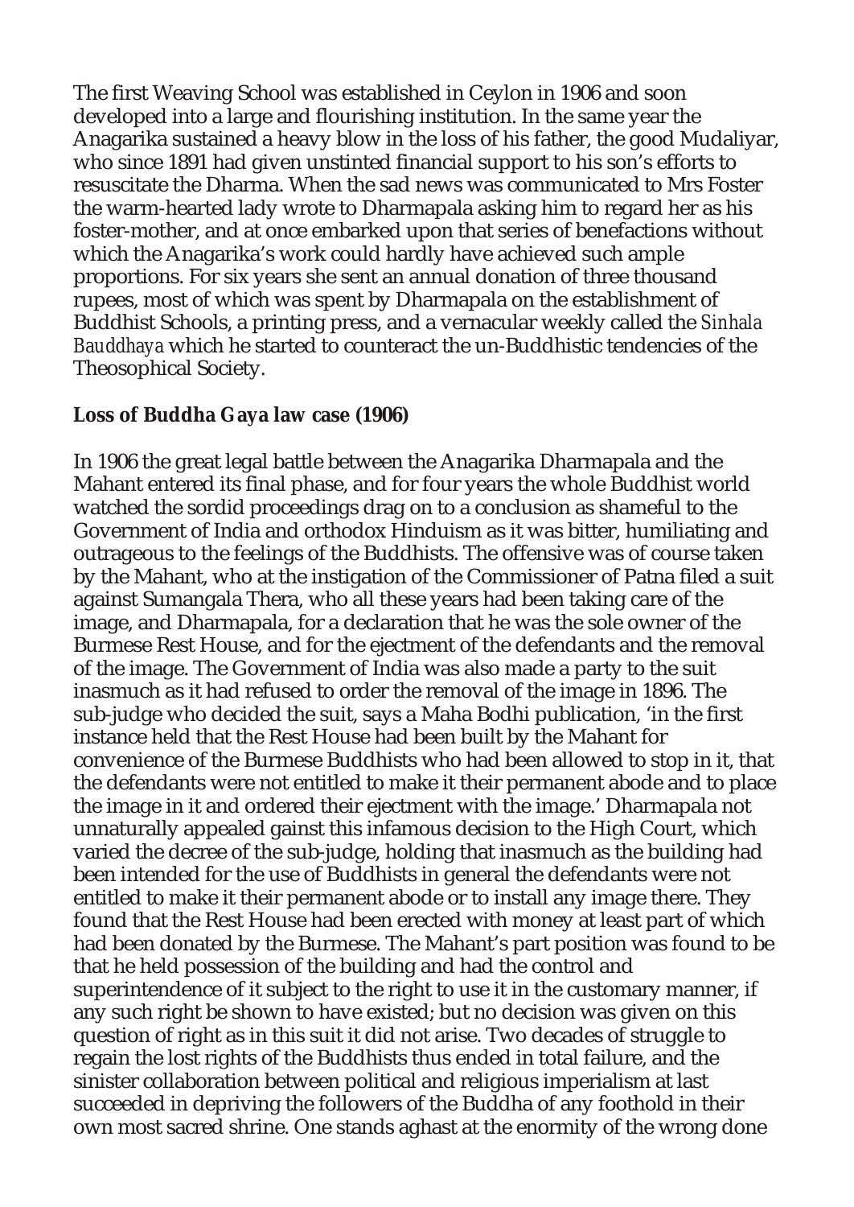The first Weaving School was established in Ceylon in 1906 and soon developed into a large and flourishing institution. In the same year the Anagarika sustained a heavy blow in the loss of his father, the good Mudaliyar, who since 1891 had given unstinted financial support to his son's efforts to resuscitate the Dharma. When the sad news was communicated to Mrs Foster the warm-hearted lady wrote to Dharmapala asking him to regard her as his foster-mother, and at once embarked upon that series of benefactions without which the Anagarika's work could hardly have achieved such ample proportions. For six years she sent an annual donation of three thousand rupees, most of which was spent by Dharmapala on the establishment of Buddhist Schools, a printing press, and a vernacular weekly called the *Sinhala Bauddhaya* which he started to counteract the un-Buddhistic tendencies of the Theosophical Society.

**Loss of Buddha Gaya law case (1906)**

In 1906 the great legal battle between the Anagarika Dharmapala and the Mahant entered its final phase, and for four years the whole Buddhist world watched the sordid proceedings drag on to a conclusion as shameful to the Government of India and orthodox Hinduism as it was bitter, humiliating and outrageous to the feelings of the Buddhists. The offensive was of course taken by the Mahant, who at the instigation of the Commissioner of Patna filed a suit against Sumangala Thera, who all these years had been taking care of the image, and Dharmapala, for a declaration that he was the sole owner of the Burmese Rest House, and for the ejectment of the defendants and the removal of the image. The Government of India was also made a party to the suit inasmuch as it had refused to order the removal of the image in 1896. The sub-judge who decided the suit, says a Maha Bodhi publication, 'in the first instance held that the Rest House had been built by the Mahant for convenience of the Burmese Buddhists who had been allowed to stop in it, that the defendants were not entitled to make it their permanent abode and to place the image in it and ordered their ejectment with the image.' Dharmapala not unnaturally appealed gainst this infamous decision to the High Court, which varied the decree of the sub-judge, holding that inasmuch as the building had been intended for the use of Buddhists in general the defendants were not entitled to make it their permanent abode or to install any image there. They found that the Rest House had been erected with money at least part of which had been donated by the Burmese. The Mahant's part position was found to be that he held possession of the building and had the control and superintendence of it subject to the right to use it in the customary manner, if any such right be shown to have existed; but no decision was given on this question of right as in this suit it did not arise. Two decades of struggle to regain the lost rights of the Buddhists thus ended in total failure, and the sinister collaboration between political and religious imperialism at last succeeded in depriving the followers of the Buddha of any foothold in their own most sacred shrine. One stands aghast at the enormity of the wrong done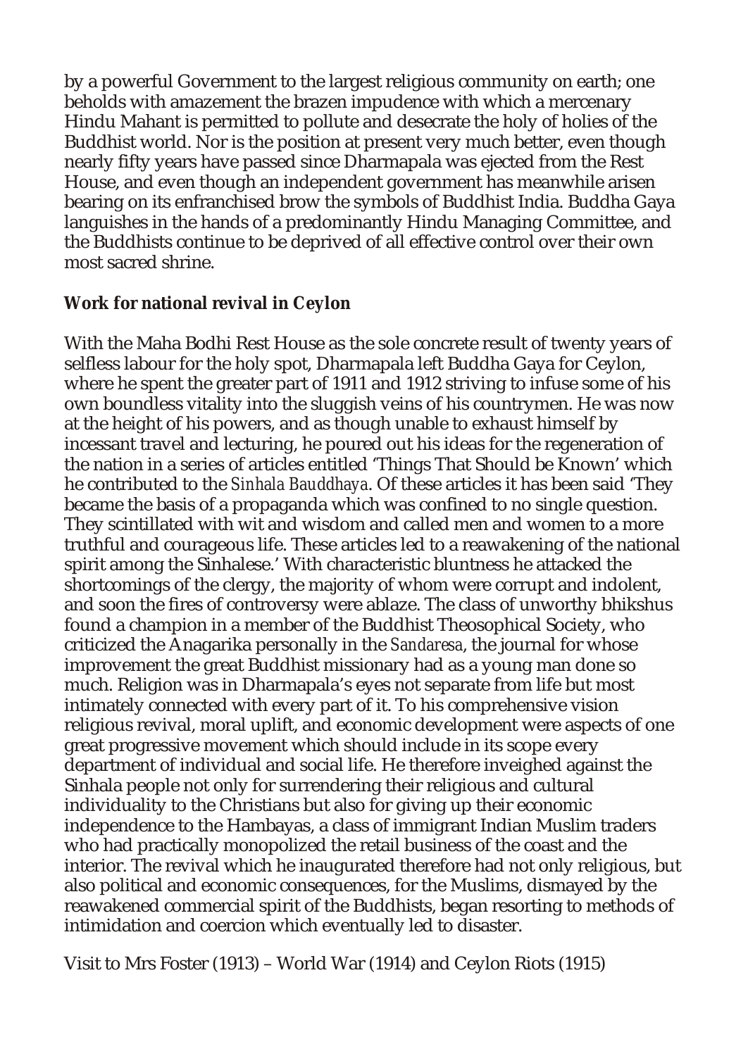by a powerful Government to the largest religious community on earth; one beholds with amazement the brazen impudence with which a mercenary Hindu Mahant is permitted to pollute and desecrate the holy of holies of the Buddhist world. Nor is the position at present very much better, even though nearly fifty years have passed since Dharmapala was ejected from the Rest House, and even though an independent government has meanwhile arisen bearing on its enfranchised brow the symbols of Buddhist India. Buddha Gaya languishes in the hands of a predominantly Hindu Managing Committee, and the Buddhists continue to be deprived of all effective control over their own most sacred shrine.

**Work for national revival in Ceylon**

With the Maha Bodhi Rest House as the sole concrete result of twenty years of selfless labour for the holy spot, Dharmapala left Buddha Gaya for Ceylon, where he spent the greater part of 1911 and 1912 striving to infuse some of his own boundless vitality into the sluggish veins of his countrymen. He was now at the height of his powers, and as though unable to exhaust himself by incessant travel and lecturing, he poured out his ideas for the regeneration of the nation in a series of articles entitled 'Things That Should be Known' which he contributed to the *Sinhala Bauddhaya*. Of these articles it has been said 'They became the basis of a propaganda which was confined to no single question. They scintillated with wit and wisdom and called men and women to a more truthful and courageous life. These articles led to a reawakening of the national spirit among the Sinhalese.' With characteristic bluntness he attacked the shortcomings of the clergy, the majority of whom were corrupt and indolent, and soon the fires of controversy were ablaze. The class of unworthy bhikshus found a champion in a member of the Buddhist Theosophical Society, who criticized the Anagarika personally in the *Sandaresa*, the journal for whose improvement the great Buddhist missionary had as a young man done so much. Religion was in Dharmapala's eyes not separate from life but most intimately connected with every part of it. To his comprehensive vision religious revival, moral uplift, and economic development were aspects of one great progressive movement which should include in its scope every department of individual and social life. He therefore inveighed against the Sinhala people not only for surrendering their religious and cultural individuality to the Christians but also for giving up their economic independence to the Hambayas, a class of immigrant Indian Muslim traders who had practically monopolized the retail business of the coast and the interior. The revival which he inaugurated therefore had not only religious, but also political and economic consequences, for the Muslims, dismayed by the reawakened commercial spirit of the Buddhists, began resorting to methods of intimidation and coercion which eventually led to disaster.

Visit to Mrs Foster (1913) – World War (1914) and Ceylon Riots (1915)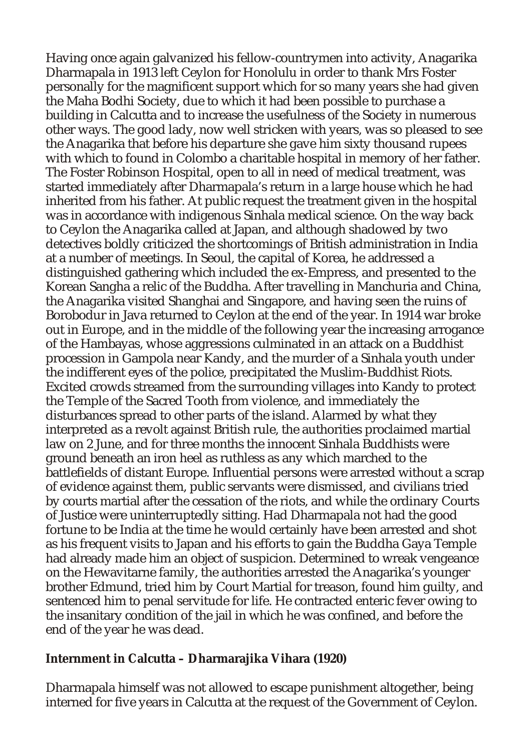Having once again galvanized his fellow-countrymen into activity, Anagarika Dharmapala in 1913 left Ceylon for Honolulu in order to thank Mrs Foster personally for the magnificent support which for so many years she had given the Maha Bodhi Society, due to which it had been possible to purchase a building in Calcutta and to increase the usefulness of the Society in numerous other ways. The good lady, now well stricken with years, was so pleased to see the Anagarika that before his departure she gave him sixty thousand rupees with which to found in Colombo a charitable hospital in memory of her father. The Foster Robinson Hospital, open to all in need of medical treatment, was started immediately after Dharmapala's return in a large house which he had inherited from his father. At public request the treatment given in the hospital was in accordance with indigenous Sinhala medical science. On the way back to Ceylon the Anagarika called at Japan, and although shadowed by two detectives boldly criticized the shortcomings of British administration in India at a number of meetings. In Seoul, the capital of Korea, he addressed a distinguished gathering which included the ex-Empress, and presented to the Korean Sangha a relic of the Buddha. After travelling in Manchuria and China, the Anagarika visited Shanghai and Singapore, and having seen the ruins of Borobodur in Java returned to Ceylon at the end of the year. In 1914 war broke out in Europe, and in the middle of the following year the increasing arrogance of the Hambayas, whose aggressions culminated in an attack on a Buddhist procession in Gampola near Kandy, and the murder of a Sinhala youth under the indifferent eyes of the police, precipitated the Muslim-Buddhist Riots. Excited crowds streamed from the surrounding villages into Kandy to protect the Temple of the Sacred Tooth from violence, and immediately the disturbances spread to other parts of the island. Alarmed by what they interpreted as a revolt against British rule, the authorities proclaimed martial law on 2 June, and for three months the innocent Sinhala Buddhists were ground beneath an iron heel as ruthless as any which marched to the battlefields of distant Europe. Influential persons were arrested without a scrap of evidence against them, public servants were dismissed, and civilians tried by courts martial after the cessation of the riots, and while the ordinary Courts of Justice were uninterruptedly sitting. Had Dharmapala not had the good fortune to be India at the time he would certainly have been arrested and shot as his frequent visits to Japan and his efforts to gain the Buddha Gaya Temple had already made him an object of suspicion. Determined to wreak vengeance on the Hewavitarne family, the authorities arrested the Anagarika's younger brother Edmund, tried him by Court Martial for treason, found him guilty, and sentenced him to penal servitude for life. He contracted enteric fever owing to the insanitary condition of the jail in which he was confined, and before the end of the year he was dead.

### Internment in Calcutta – Dharmarajika Vihara (1920)

Dharmapala himself was not allowed to escape punishment altogether, being interned for five years in Calcutta at the request of the Government of Ceylon.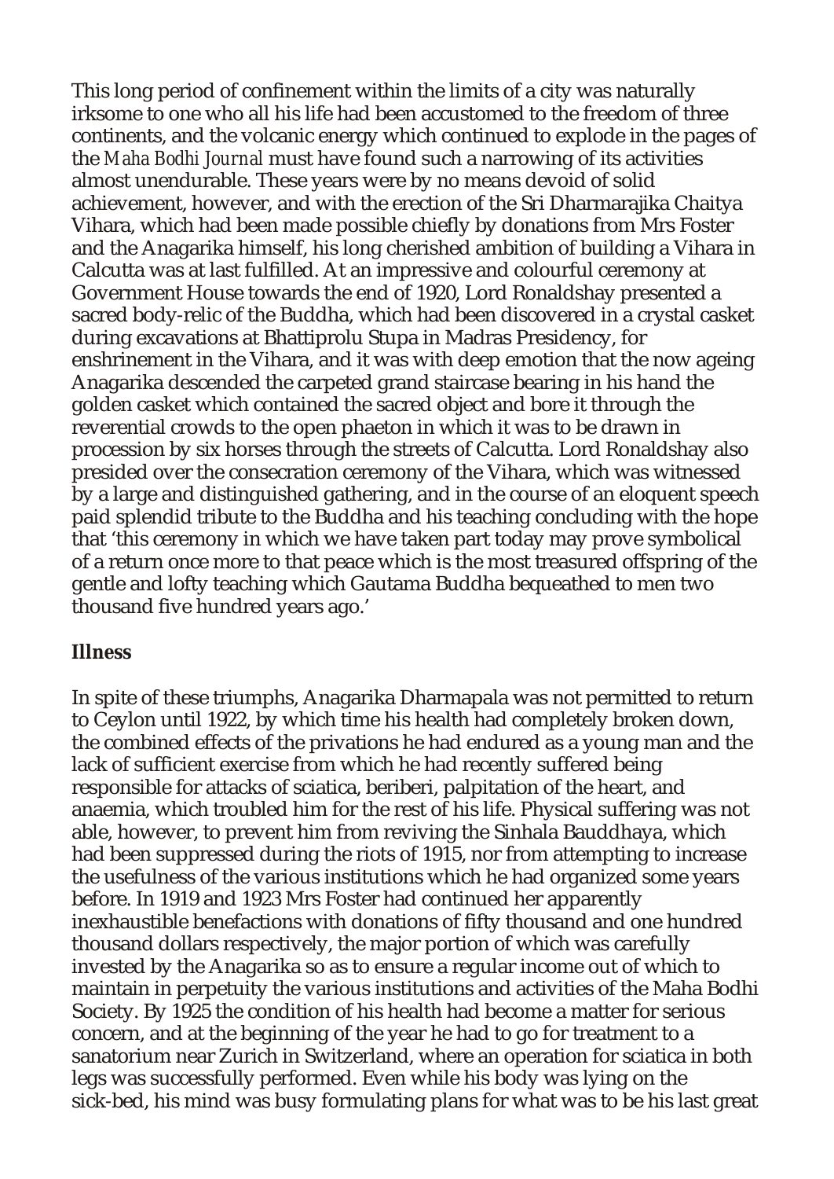This long period of confinement within the limits of a city was naturally irksome to one who all his life had been accustomed to the freedom of three continents, and the volcanic energy which continued to explode in the pages of the *Maha Bodhi Journal* must have found such a narrowing of its activities almost unendurable. These years were by no means devoid of solid achievement, however, and with the erection of the Sri Dharmarajika Chaitya Vihara, which had been made possible chiefly by donations from Mrs Foster and the Anagarika himself, his long cherished ambition of building a Vihara in Calcutta was at last fulfilled. At an impressive and colourful ceremony at Government House towards the end of 1920, Lord Ronaldshay presented a sacred body-relic of the Buddha, which had been discovered in a crystal casket during excavations at Bhattiprolu Stupa in Madras Presidency, for enshrinement in the Vihara, and it was with deep emotion that the now ageing Anagarika descended the carpeted grand staircase bearing in his hand the golden casket which contained the sacred object and bore it through the reverential crowds to the open phaeton in which it was to be drawn in procession by six horses through the streets of Calcutta. Lord Ronaldshay also presided over the consecration ceremony of the Vihara, which was witnessed by a large and distinguished gathering, and in the course of an eloquent speech paid splendid tribute to the Buddha and his teaching concluding with the hope that 'this ceremony in which we have taken part today may prove symbolical of a return once more to that peace which is the most treasured offspring of the gentle and lofty teaching which Gautama Buddha bequeathed to men two thousand five hundred years ago.'

## Illness

In spite of these triumphs, Anagarika Dharmapala was not permitted to return to Ceylon until 1922, by which time his health had completely broken down, the combined effects of the privations he had endured as a young man and the lack of sufficient exercise from which he had recently suffered being responsible for attacks of sciatica, beriberi, palpitation of the heart, and anaemia, which troubled him for the rest of his life. Physical suffering was not able, however, to prevent him from reviving the Sinhala Bauddhaya, which had been suppressed during the riots of 1915, nor from attempting to increase the usefulness of the various institutions which he had organized some years before. In 1919 and 1923 Mrs Foster had continued her apparently inexhaustible benefactions with donations of fifty thousand and one hundred thousand dollars respectively, the major portion of which was carefully invested by the Anagarika so as to ensure a regular income out of which to maintain in perpetuity the various institutions and activities of the Maha Bodhi Society. By 1925 the condition of his health had become a matter for serious concern, and at the beginning of the year he had to go for treatment to a sanatorium near Zurich in Switzerland, where an operation for sciatica in both legs was successfully performed. Even while his body was lying on the sick-bed, his mind was busy formulating plans for what was to be his last great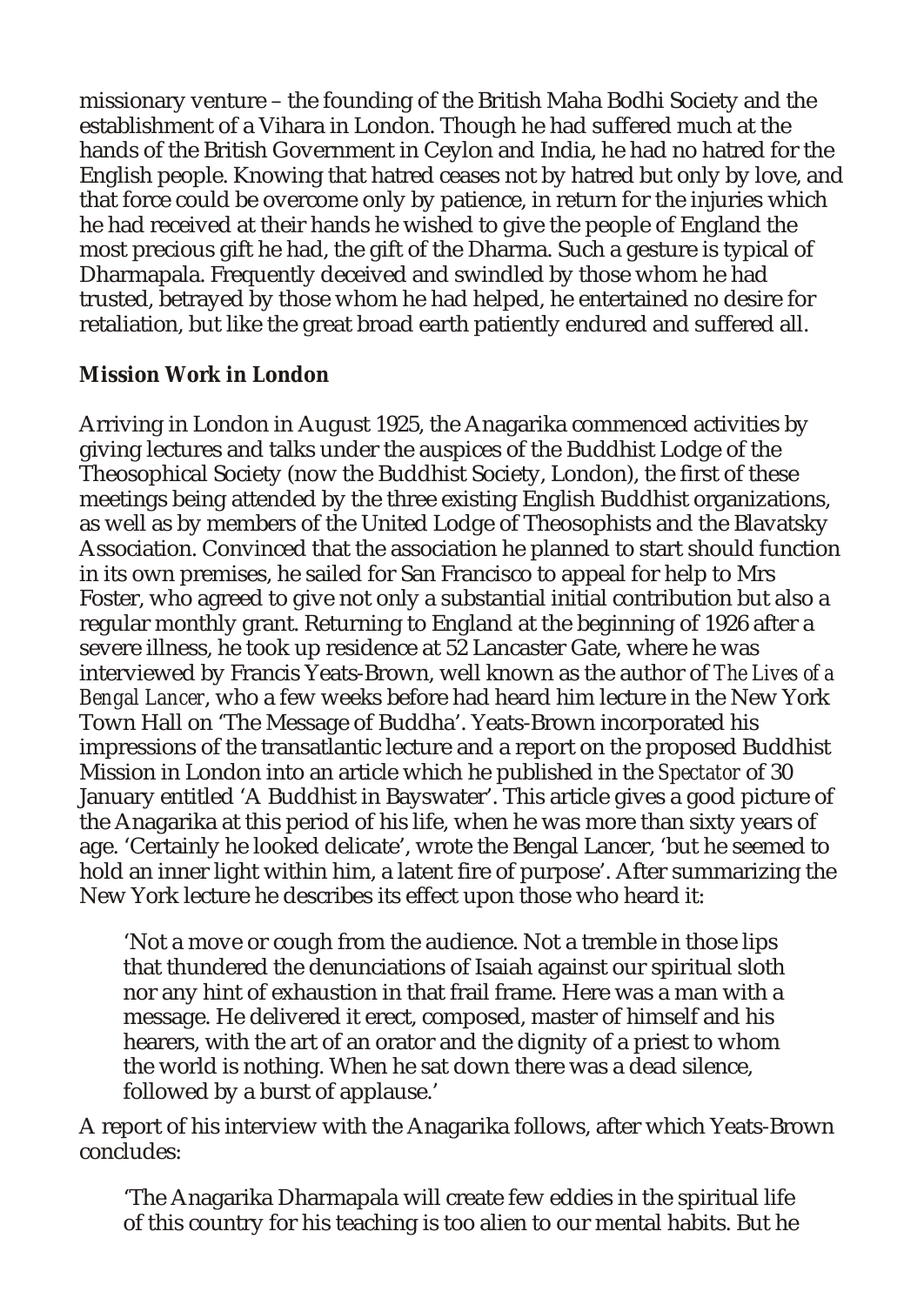missionary venture – the founding of the British Maha Bodhi Society and the establishment of a Vihara in London. Though he had suffered much at the hands of the British Government in Ceylon and India, he had no hatred for the English people. Knowing that hatred ceases not by hatred but only by love, and that force could be overcome only by patience, in return for the injuries which he had received at their hands he wished to give the people of England the most precious gift he had, the gift of the Dharma. Such a gesture is typical of Dharmapala. Frequently deceived and swindled by those whom he had trusted, betrayed by those whom he had helped, he entertained no desire for retaliation, but like the great broad earth patiently endured and suffered all.

### Mission Work in London

Arriving in London in August 1925, the Anagarika commenced activities by giving lectures and talks under the auspices of the Buddhist Lodge of the Theosophical Society (now the Buddhist Society, London), the first of these meetings being attended by the three existing English Buddhist organizations, as well as by members of the United Lodge of Theosophists and the Blavatsky Association. Convinced that the association he planned to start should function in its own premises, he sailed for San Francisco to appeal for help to Mrs Foster, who agreed to give not only a substantial initial contribution but also a regular monthly grant. Returning to England at the beginning of 1926 after a severe illness, he took up residence at 52 Lancaster Gate, where he was interviewed by Francis Yeats-Brown, well known as the author of *The Lives of a Bengal Lancer*, who a few weeks before had heard him lecture in the New York Town Hall on 'The Message of Buddha'. Yeats-Brown incorporated his impressions of the transatlantic lecture and a report on the proposed Buddhist Mission in London into an article which he published in the *Spectator* of 30 January entitled 'A Buddhist in Bayswater'. This article gives a good picture of the Anagarika at this period of his life, when he was more than sixty years of age. 'Certainly he looked delicate', wrote the Bengal Lancer, 'but he seemed to hold an inner light within him, a latent fire of purpose'. After summarizing the New York lecture he describes its effect upon those who heard it:

> 'Not a move or cough from the audience. Not a tremble in those lips that thundered the denunciations of Isaiah against our spiritual sloth nor any hint of exhaustion in that frail frame. Here was a man with a message. He delivered it erect, composed, master of himself and his hearers, with the art of an orator and the dignity of a priest to whom the world is nothing. When he sat down there was a dead silence, followed by a burst of applause.'

A report of his interview with the Anagarika follows, after which Yeats-Brown concludes:

> 'The Anagarika Dharmapala will create few eddies in the spiritual life of this country for his teaching is too alien to our mental habits. But he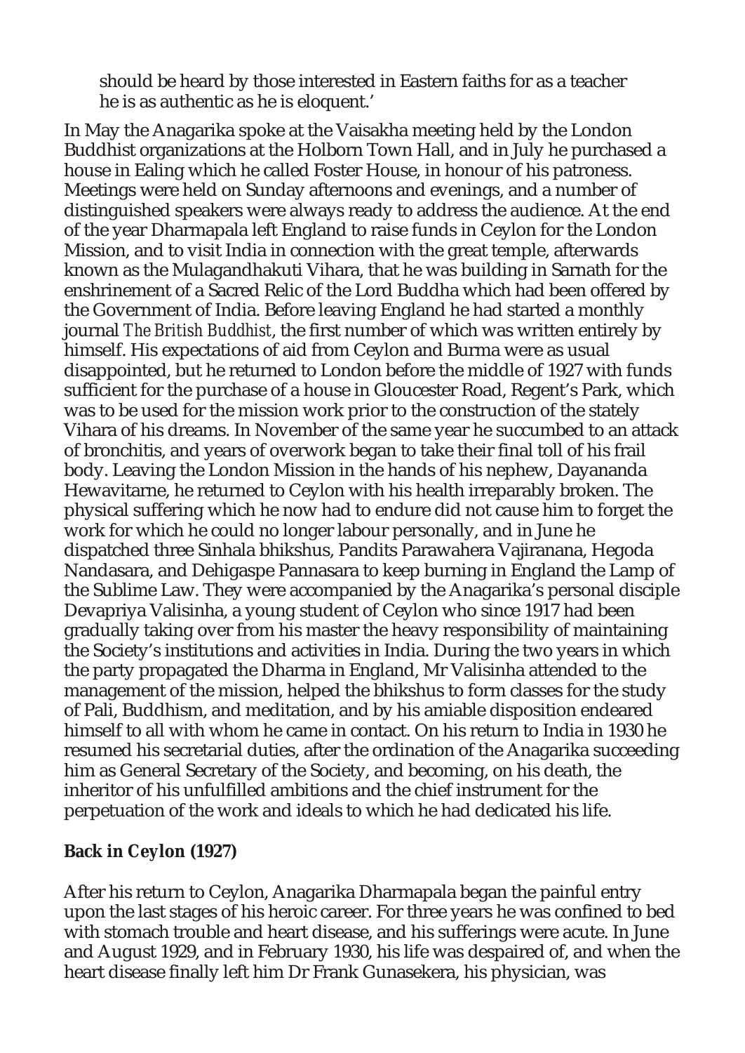should be heard by those interested in Eastern faiths for as a teacher he is as authentic as he is eloquent.'

In May the Anagarika spoke at the Vaisakha meeting held by the London Buddhist organizations at the Holborn Town Hall, and in July he purchased a house in Ealing which he called Foster House, in honour of his patroness. Meetings were held on Sunday afternoons and evenings, and a number of distinguished speakers were always ready to address the audience. At the end of the year Dharmapala left England to raise funds in Ceylon for the London Mission, and to visit India in connection with the great temple, afterwards known as the Mulagandhakuti Vihara, that he was building in Sarnath for the enshrinement of a Sacred Relic of the Lord Buddha which had been offered by the Government of India. Before leaving England he had started a monthly journal *The British Buddhist*, the first number of which was written entirely by himself. His expectations of aid from Ceylon and Burma were as usual disappointed, but he returned to London before the middle of 1927 with funds sufficient for the purchase of a house in Gloucester Road, Regent's Park, which was to be used for the mission work prior to the construction of the stately Vihara of his dreams. In November of the same year he succumbed to an attack of bronchitis, and years of overwork began to take their final toll of his frail body. Leaving the London Mission in the hands of his nephew, Dayananda Hewavitarne, he returned to Ceylon with his health irreparably broken. The physical suffering which he now had to endure did not cause him to forget the work for which he could no longer labour personally, and in June he dispatched three Sinhala bhikshus, Pandits Parawahera Vajiranana, Hegoda Nandasara, and Dehigaspe Pannasara to keep burning in England the Lamp of the Sublime Law. They were accompanied by the Anagarika's personal disciple Devapriya Valisinha, a young student of Ceylon who since 1917 had been gradually taking over from his master the heavy responsibility of maintaining the Society's institutions and activities in India. During the two years in which the party propagated the Dharma in England, Mr Valisinha attended to the management of the mission, helped the bhikshus to form classes for the study of Pali, Buddhism, and meditation, and by his amiable disposition endeared himself to all with whom he came in contact. On his return to India in 1930 he resumed his secretarial duties, after the ordination of the Anagarika succeeding him as General Secretary of the Society, and becoming, on his death, the inheritor of his unfulfilled ambitions and the chief instrument for the perpetuation of the work and ideals to which he had dedicated his life.

## Back in Ceylon (1927)

After his return to Ceylon, Anagarika Dharmapala began the painful entry upon the last stages of his heroic career. For three years he was confined to bed with stomach trouble and heart disease, and his sufferings were acute. In June and August 1929, and in February 1930, his life was despaired of, and when the heart disease finally left him Dr Frank Gunasekera, his physician, was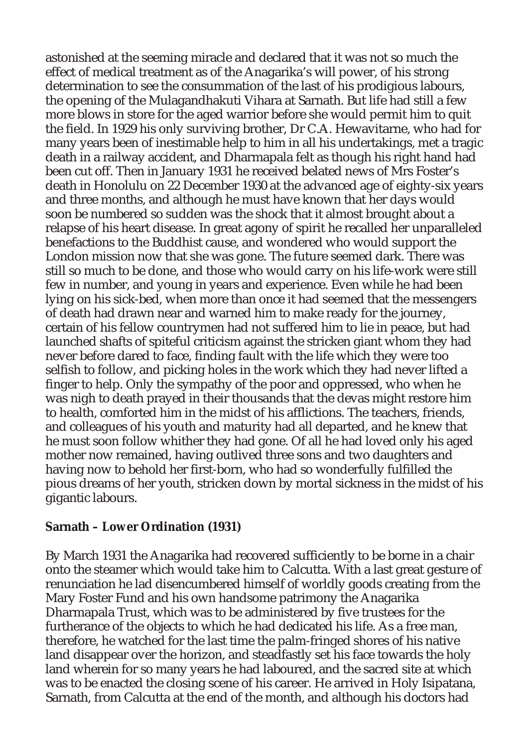astonished at the seeming miracle and declared that it was not so much the effect of medical treatment as of the Anagarika's will power, of his strong determination to see the consummation of the last of his prodigious labours, the opening of the Mulagandhakuti Vihara at Sarnath. But life had still a few more blows in store for the aged warrior before she would permit him to quit the field. In 1929 his only surviving brother, Dr C.A. Hewavitarne, who had for many years been of inestimable help to him in all his undertakings, met a tragic death in a railway accident, and Dharmapala felt as though his right hand had been cut off. Then in January 1931 he received belated news of Mrs Foster's death in Honolulu on 22 December 1930 at the advanced age of eighty-six years and three months, and although he must have known that her days would soon be numbered so sudden was the shock that it almost brought about a relapse of his heart disease. In great agony of spirit he recalled her unparalleled benefactions to the Buddhist cause, and wondered who would support the London mission now that she was gone. The future seemed dark. There was still so much to be done, and those who would carry on his life-work were still few in number, and young in years and experience. Even while he had been lying on his sick-bed, when more than once it had seemed that the messengers of death had drawn near and warned him to make ready for the journey, certain of his fellow countrymen had not suffered him to lie in peace, but had launched shafts of spiteful criticism against the stricken giant whom they had never before dared to face, finding fault with the life which they were too selfish to follow, and picking holes in the work which they had never lifted a finger to help. Only the sympathy of the poor and oppressed, who when he was nigh to death prayed in their thousands that the devas might restore him to health, comforted him in the midst of his afflictions. The teachers, friends, and colleagues of his youth and maturity had all departed, and he knew that he must soon follow whither they had gone. Of all he had loved only his aged mother now remained, having outlived three sons and two daughters and having now to behold her first-born, who had so wonderfully fulfilled the pious dreams of her youth, stricken down by mortal sickness in the midst of his gigantic labours.

### Sarnath – Lower Ordination (1931)

By March 1931 the Anagarika had recovered sufficiently to be borne in a chair onto the steamer which would take him to Calcutta. With a last great gesture of renunciation he lad disencumbered himself of worldly goods creating from the Mary Foster Fund and his own handsome patrimony the Anagarika Dharmapala Trust, which was to be administered by five trustees for the furtherance of the objects to which he had dedicated his life. As a free man, therefore, he watched for the last time the palm-fringed shores of his native land disappear over the horizon, and steadfastly set his face towards the holy land wherein for so many years he had laboured, and the sacred site at which was to be enacted the closing scene of his career. He arrived in Holy Isipatana, Sarnath, from Calcutta at the end of the month, and although his doctors had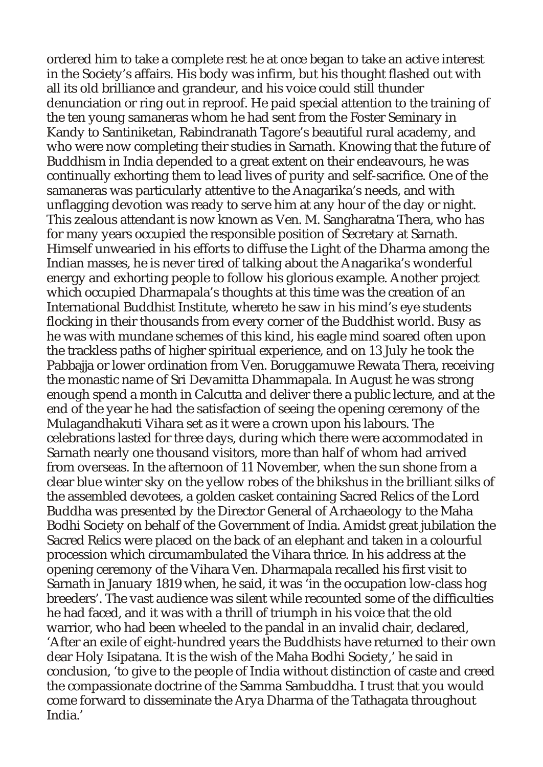ordered him to take a complete rest he at once began to take an active interest in the Society's affairs. His body was infirm, but his thought flashed out with all its old brilliance and grandeur, and his voice could still thunder denunciation or ring out in reproof. He paid special attention to the training of the ten young samaneras whom he had sent from the Foster Seminary in Kandy to Santiniketan, Rabindranath Tagore's beautiful rural academy, and who were now completing their studies in Sarnath. Knowing that the future of Buddhism in India depended to a great extent on their endeavours, he was continually exhorting them to lead lives of purity and self-sacrifice. One of the samaneras was particularly attentive to the Anagarika's needs, and with unflagging devotion was ready to serve him at any hour of the day or night. This zealous attendant is now known as Ven. M. Sangharatna Thera, who has for many years occupied the responsible position of Secretary at Sarnath. Himself unwearied in his efforts to diffuse the Light of the Dharma among the Indian masses, he is never tired of talking about the Anagarika's wonderful energy and exhorting people to follow his glorious example. Another project which occupied Dharmapala's thoughts at this time was the creation of an International Buddhist Institute, whereto he saw in his mind's eye students flocking in their thousands from every corner of the Buddhist world. Busy as he was with mundane schemes of this kind, his eagle mind soared often upon the trackless paths of higher spiritual experience, and on 13 July he took the Pabbajja or lower ordination from Ven. Boruggamuwe Rewata Thera, receiving the monastic name of Sri Devamitta Dhammapala. In August he was strong enough spend a month in Calcutta and deliver there a public lecture, and at the end of the year he had the satisfaction of seeing the opening ceremony of the Mulagandhakuti Vihara set as it were a crown upon his labours. The celebrations lasted for three days, during which there were accommodated in Sarnath nearly one thousand visitors, more than half of whom had arrived from overseas. In the afternoon of 11 November, when the sun shone from a clear blue winter sky on the yellow robes of the bhikshus in the brilliant silks of the assembled devotees, a golden casket containing Sacred Relics of the Lord Buddha was presented by the Director General of Archaeology to the Maha Bodhi Society on behalf of the Government of India. Amidst great jubilation the Sacred Relics were placed on the back of an elephant and taken in a colourful procession which circumambulated the Vihara thrice. In his address at the opening ceremony of the Vihara Ven. Dharmapala recalled his first visit to Sarnath in January 1819 when, he said, it was 'in the occupation low-class hog breeders'. The vast audience was silent while recounted some of the difficulties he had faced, and it was with a thrill of triumph in his voice that the old warrior, who had been wheeled to the pandal in an invalid chair, declared, 'After an exile of eight-hundred years the Buddhists have returned to their own dear Holy Isipatana. It is the wish of the Maha Bodhi Society,' he said in conclusion, 'to give to the people of India without distinction of caste and creed the compassionate doctrine of the Samma Sambuddha. I trust that you would come forward to disseminate the Arya Dharma of the Tathagata throughout India.'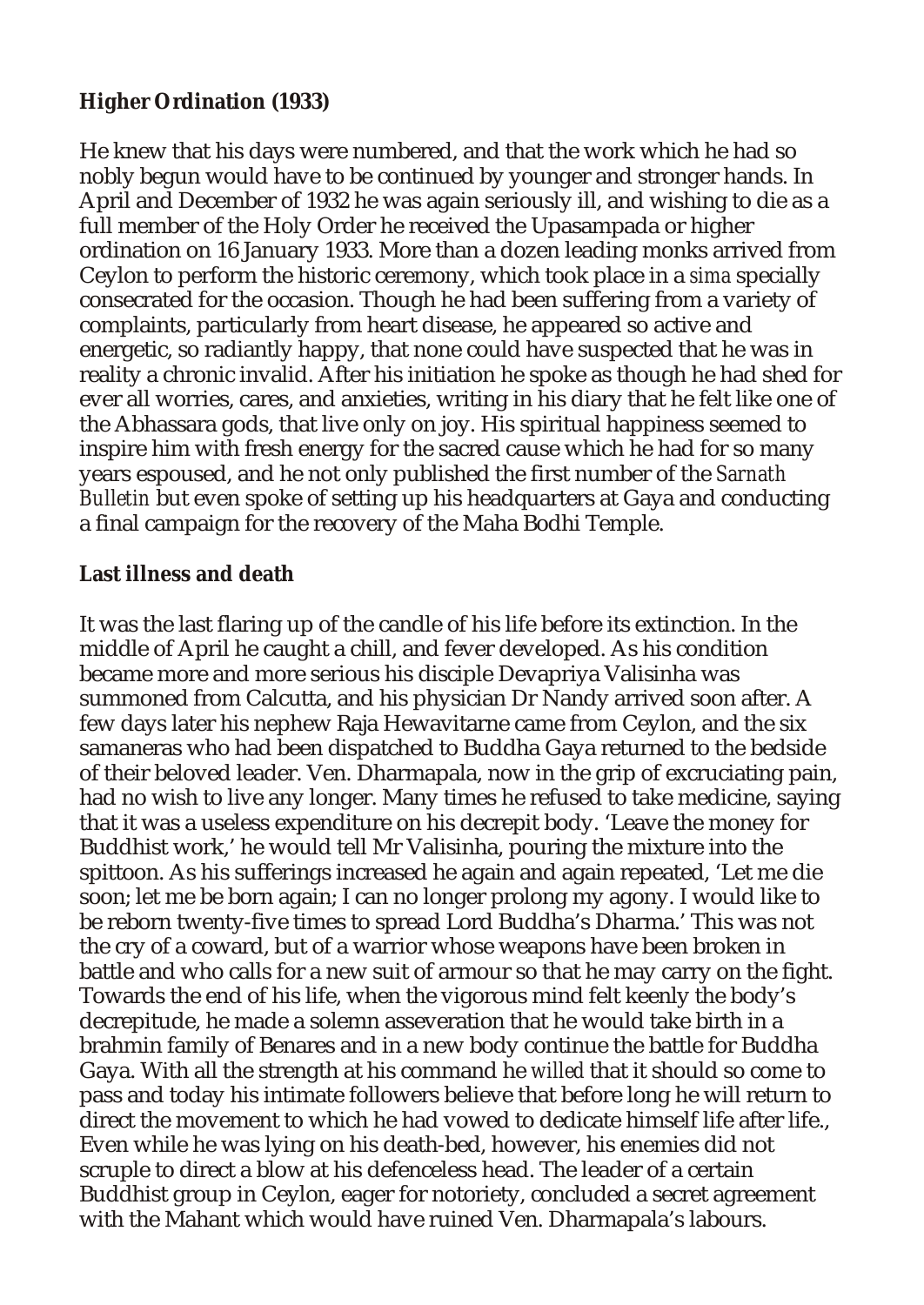## Higher Ordination (1933)

He knew that his days were numbered, and that the work which he had so nobly begun would have to be continued by younger and stronger hands. In April and December of 1932 he was again seriously ill, and wishing to die as a full member of the Holy Order he received the Upasampada or higher ordination on 16 January 1933. More than a dozen leading monks arrived from Ceylon to perform the historic ceremony, which took place in a *sima* specially consecrated for the occasion. Though he had been suffering from a variety of complaints, particularly from heart disease, he appeared so active and energetic, so radiantly happy, that none could have suspected that he was in reality a chronic invalid. After his initiation he spoke as though he had shed for ever all worries, cares, and anxieties, writing in his diary that he felt like one of the Abhassara gods, that live only on joy. His spiritual happiness seemed to inspire him with fresh energy for the sacred cause which he had for so many years espoused, and he not only published the first number of the *Sarnath Bulletin* but even spoke of setting up his headquarters at Gaya and conducting a final campaign for the recovery of the Maha Bodhi Temple.

## Last illness and death

It was the last flaring up of the candle of his life before its extinction. In the middle of April he caught a chill, and fever developed. As his condition became more and more serious his disciple Devapriya Valisinha was summoned from Calcutta, and his physician Dr Nandy arrived soon after. A few days later his nephew Raja Hewavitarne came from Ceylon, and the six samaneras who had been dispatched to Buddha Gaya returned to the bedside of their beloved leader. Ven. Dharmapala, now in the grip of excruciating pain, had no wish to live any longer. Many times he refused to take medicine, saying that it was a useless expenditure on his decrepit body. 'Leave the money for Buddhist work,' he would tell Mr Valisinha, pouring the mixture into the spittoon. As his sufferings increased he again and again repeated, 'Let me die soon; let me be born again; I can no longer prolong my agony. I would like to be reborn twenty-five times to spread Lord Buddha's Dharma.' This was not the cry of a coward, but of a warrior whose weapons have been broken in battle and who calls for a new suit of armour so that he may carry on the fight. Towards the end of his life, when the vigorous mind felt keenly the body's decrepitude, he made a solemn asseveration that he would take birth in a brahmin family of Benares and in a new body continue the battle for Buddha Gaya. With all the strength at his command he *willed* that it should so come to pass and today his intimate followers believe that before long he will return to direct the movement to which he had vowed to dedicate himself life after life., Even while he was lying on his death-bed, however, his enemies did not scruple to direct a blow at his defenceless head. The leader of a certain Buddhist group in Ceylon, eager for notoriety, concluded a secret agreement with the Mahant which would have ruined Ven. Dharmapala's labours.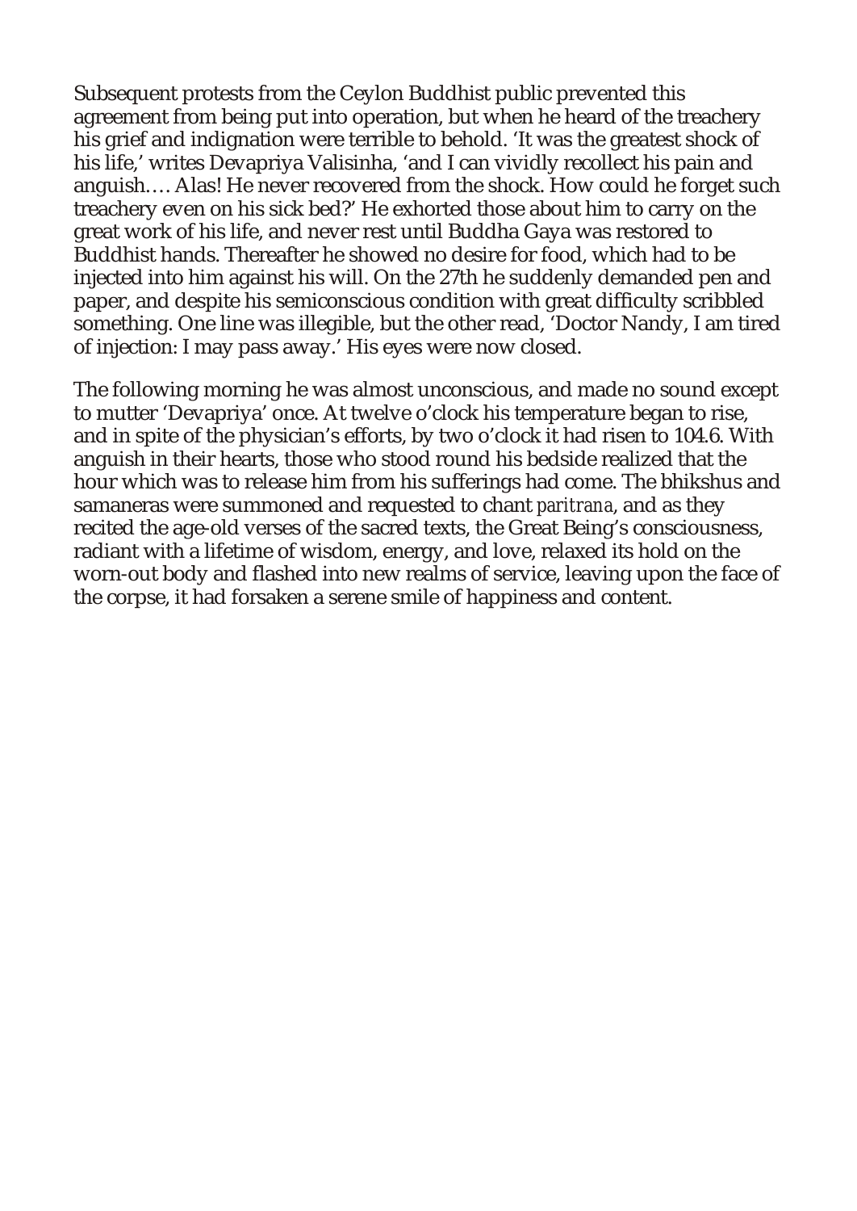Subsequent protests from the Ceylon Buddhist public prevented this agreement from being put into operation, but when he heard of the treachery his grief and indignation were terrible to behold. 'It was the greatest shock of his life,' writes Devapriya Valisinha, 'and I can vividly recollect his pain and anguish.… Alas! He never recovered from the shock. How could he forget such treachery even on his sick bed?' He exhorted those about him to carry on the great work of his life, and never rest until Buddha Gaya was restored to Buddhist hands. Thereafter he showed no desire for food, which had to be injected into him against his will. On the 27th he suddenly demanded pen and paper, and despite his semiconscious condition with great difficulty scribbled something. One line was illegible, but the other read, 'Doctor Nandy, I am tired of injection: I may pass away.' His eyes were now closed.

The following morning he was almost unconscious, and made no sound except to mutter 'Devapriya' once. At twelve o'clock his temperature began to rise, and in spite of the physician's efforts, by two o'clock it had risen to 104.6. With anguish in their hearts, those who stood round his bedside realized that the hour which was to release him from his sufferings had come. The bhikshus and samaneras were summoned and requested to chant *paritrana*, and as they recited the age-old verses of the sacred texts, the Great Being's consciousness, radiant with a lifetime of wisdom, energy, and love, relaxed its hold on the worn-out body and flashed into new realms of service, leaving upon the face of the corpse, it had forsaken a serene smile of happiness and content.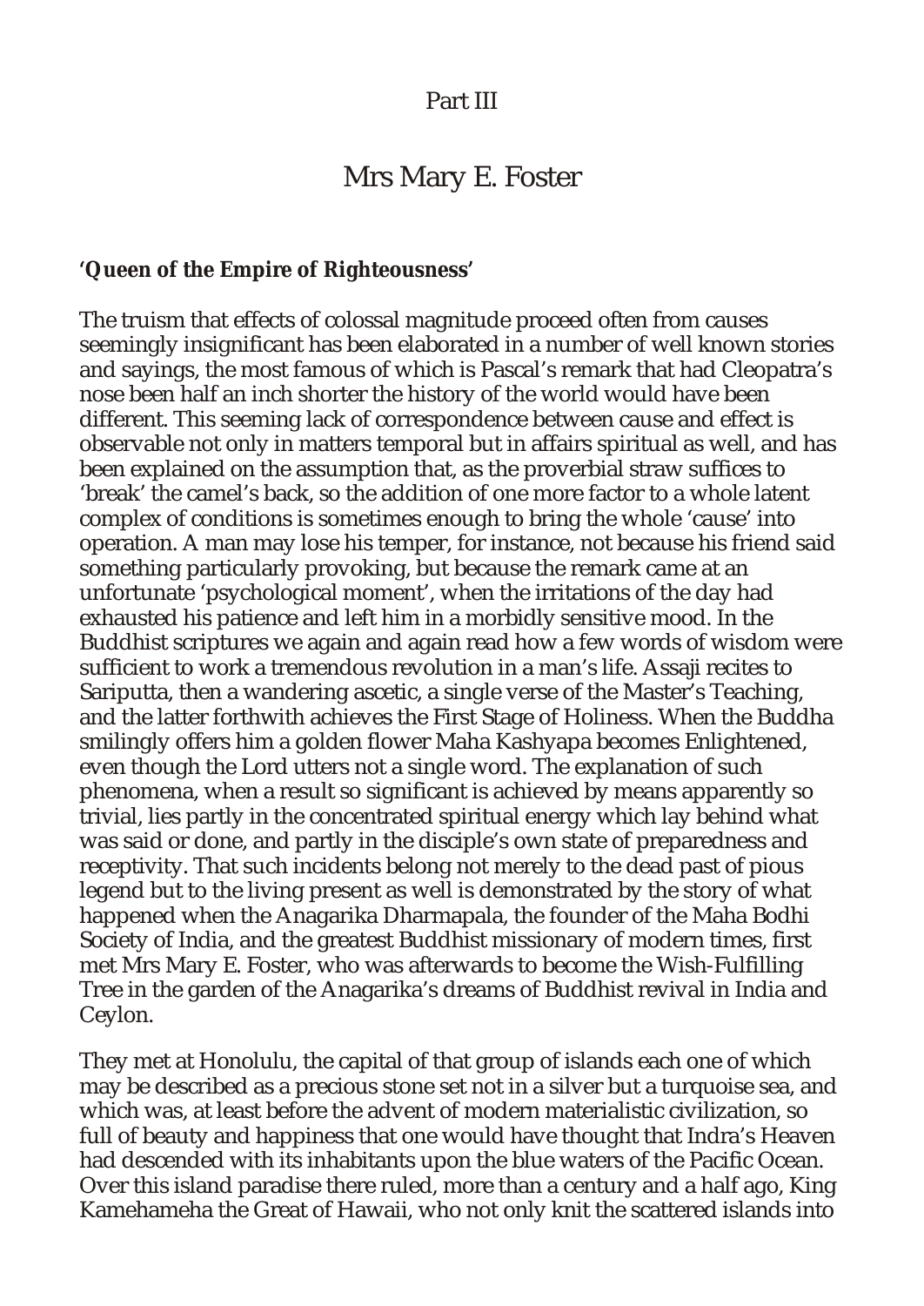Part III

# Mrs Mary E. Foster

**'Queen of the Empire of Righteousness'**

The truism that effects of colossal magnitude proceed often from causes seemingly insignificant has been elaborated in a number of well known stories and sayings, the most famous of which is Pascal's remark that had Cleopatra's nose been half an inch shorter the history of the world would have been different. This seeming lack of correspondence between cause and effect is observable not only in matters temporal but in affairs spiritual as well, and has been explained on the assumption that, as the proverbial straw suffices to 'break' the camel's back, so the addition of one more factor to a whole latent complex of conditions is sometimes enough to bring the whole 'cause' into operation. A man may lose his temper, for instance, not because his friend said something particularly provoking, but because the remark came at an unfortunate 'psychological moment', when the irritations of the day had exhausted his patience and left him in a morbidly sensitive mood. In the Buddhist scriptures we again and again read how a few words of wisdom were sufficient to work a tremendous revolution in a man's life. Assaji recites to Sariputta, then a wandering ascetic, a single verse of the Master's Teaching, and the latter forthwith achieves the First Stage of Holiness. When the Buddha smilingly offers him a golden flower Maha Kashyapa becomes Enlightened, even though the Lord utters not a single word. The explanation of such phenomena, when a result so significant is achieved by means apparently so trivial, lies partly in the concentrated spiritual energy which lay behind what was said or done, and partly in the disciple's own state of preparedness and receptivity. That such incidents belong not merely to the dead past of pious legend but to the living present as well is demonstrated by the story of what happened when the Anagarika Dharmapala, the founder of the Maha Bodhi Society of India, and the greatest Buddhist missionary of modern times, first met Mrs Mary E. Foster, who was afterwards to become the Wish-Fulfilling Tree in the garden of the Anagarika's dreams of Buddhist revival in India and Ceylon.

They met at Honolulu, the capital of that group of islands each one of which may be described as a precious stone set not in a silver but a turquoise sea, and which was, at least before the advent of modern materialistic civilization, so full of beauty and happiness that one would have thought that Indra's Heaven had descended with its inhabitants upon the blue waters of the Pacific Ocean. Over this island paradise there ruled, more than a century and a half ago, King Kamehameha the Great of Hawaii, who not only knit the scattered islands into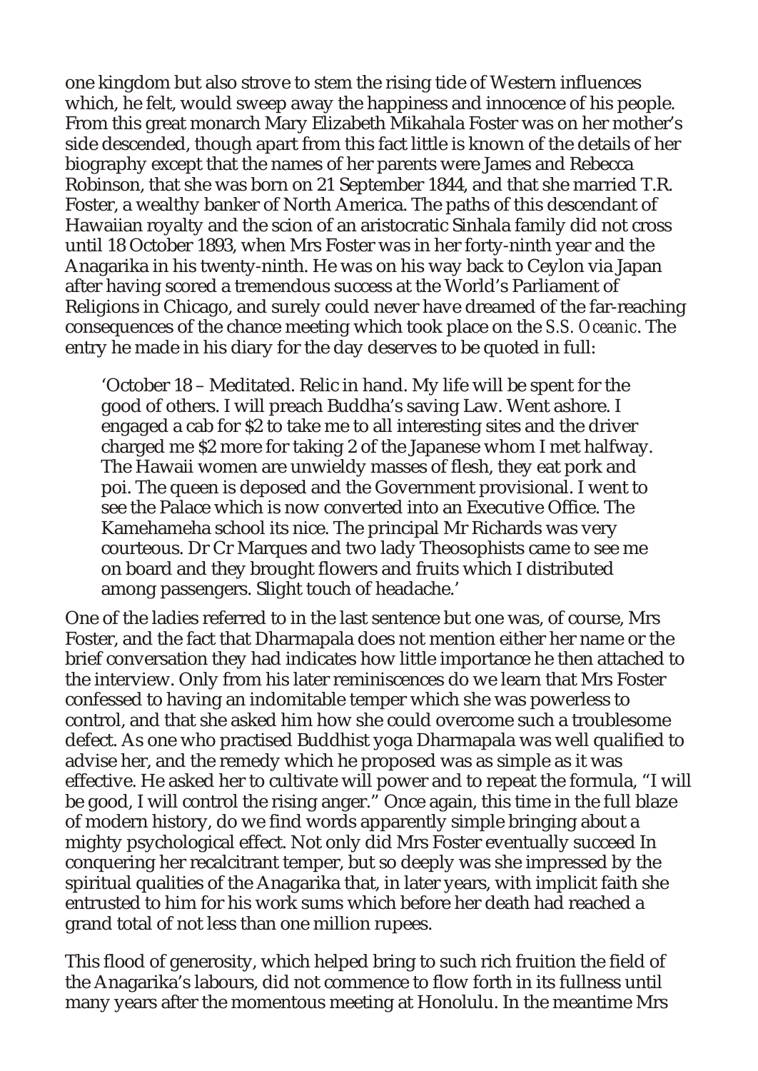one kingdom but also strove to stem the rising tide of Western influences which, he felt, would sweep away the happiness and innocence of his people. From this great monarch Mary Elizabeth Mikahala Foster was on her mother's side descended, though apart from this fact little is known of the details of her biography except that the names of her parents were James and Rebecca Robinson, that she was born on 21 September 1844, and that she married T.R. Foster, a wealthy banker of North America. The paths of this descendant of Hawaiian royalty and the scion of an aristocratic Sinhala family did not cross until 18 October 1893, when Mrs Foster was in her forty-ninth year and the Anagarika in his twenty-ninth. He was on his way back to Ceylon via Japan after having scored a tremendous success at the World's Parliament of Religions in Chicago, and surely could never have dreamed of the far-reaching consequences of the chance meeting which took place on the *S.S. Oceanic*. The entry he made in his diary for the day deserves to be quoted in full:

> 'October 18 – Meditated. Relic in hand. My life will be spent for the good of others. I will preach Buddha's saving Law. Went ashore. I engaged a cab for $2 to take me to all interesting sites and the driver charged me $2 more for taking 2 of the Japanese whom I met halfway. The Hawaii women are unwieldy masses of flesh, they eat pork and poi. The queen is deposed and the Government provisional. I went to see the Palace which is now converted into an Executive Office. The Kamehameha school its nice. The principal Mr Richards was very courteous. Dr Cr Marques and two lady Theosophists came to see me on board and they brought flowers and fruits which I distributed among passengers. Slight touch of headache.'

One of the ladies referred to in the last sentence but one was, of course, Mrs Foster, and the fact that Dharmapala does not mention either her name or the brief conversation they had indicates how little importance he then attached to the interview. Only from his later reminiscences do we learn that Mrs Foster confessed to having an indomitable temper which she was powerless to control, and that she asked him how she could overcome such a troublesome defect. As one who practised Buddhist yoga Dharmapala was well qualified to advise her, and the remedy which he proposed was as simple as it was effective. He asked her to cultivate will power and to repeat the formula, "I will be good, I will control the rising anger." Once again, this time in the full blaze of modern history, do we find words apparently simple bringing about a mighty psychological effect. Not only did Mrs Foster eventually succeed In conquering her recalcitrant temper, but so deeply was she impressed by the spiritual qualities of the Anagarika that, in later years, with implicit faith she entrusted to him for his work sums which before her death had reached a grand total of not less than one million rupees.

This flood of generosity, which helped bring to such rich fruition the field of the Anagarika's labours, did not commence to flow forth in its fullness until many years after the momentous meeting at Honolulu. In the meantime Mrs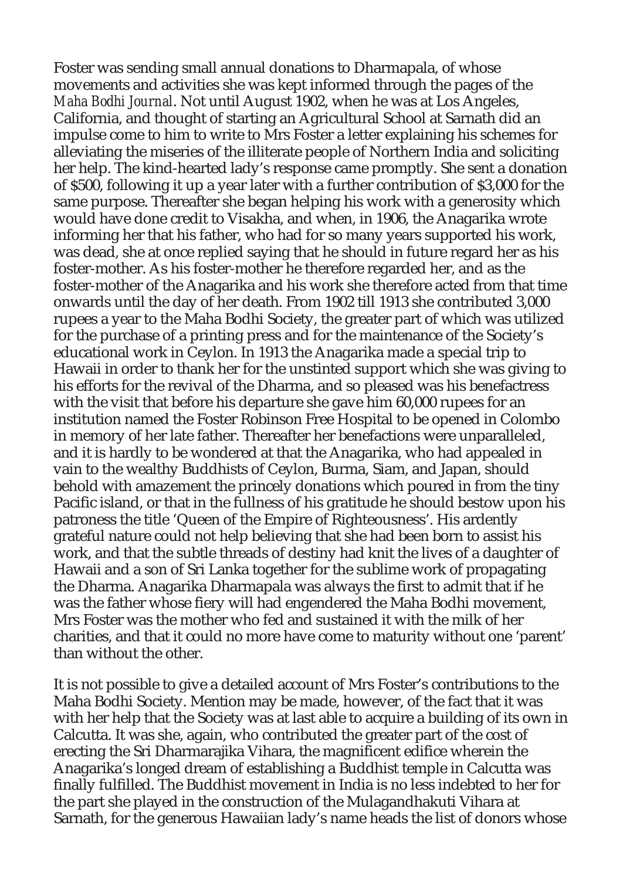Foster was sending small annual donations to Dharmapala, of whose movements and activities she was kept informed through the pages of the *Maha Bodhi Journal*. Not until August 1902, when he was at Los Angeles, California, and thought of starting an Agricultural School at Sarnath did an impulse come to him to write to Mrs Foster a letter explaining his schemes for alleviating the miseries of the illiterate people of Northern India and soliciting her help. The kind-hearted lady's response came promptly. She sent a donation of $500, following it up a year later with a further contribution of $3,000 for the same purpose. Thereafter she began helping his work with a generosity which would have done credit to Visakha, and when, in 1906, the Anagarika wrote informing her that his father, who had for so many years supported his work, was dead, she at once replied saying that he should in future regard her as his foster-mother. As his foster-mother he therefore regarded her, and as the foster-mother of the Anagarika and his work she therefore acted from that time onwards until the day of her death. From 1902 till 1913 she contributed 3,000 rupees a year to the Maha Bodhi Society, the greater part of which was utilized for the purchase of a printing press and for the maintenance of the Society's educational work in Ceylon. In 1913 the Anagarika made a special trip to Hawaii in order to thank her for the unstinted support which she was giving to his efforts for the revival of the Dharma, and so pleased was his benefactress with the visit that before his departure she gave him 60,000 rupees for an institution named the Foster Robinson Free Hospital to be opened in Colombo in memory of her late father. Thereafter her benefactions were unparalleled, and it is hardly to be wondered at that the Anagarika, who had appealed in vain to the wealthy Buddhists of Ceylon, Burma, Siam, and Japan, should behold with amazement the princely donations which poured in from the tiny Pacific island, or that in the fullness of his gratitude he should bestow upon his patroness the title 'Queen of the Empire of Righteousness'. His ardently grateful nature could not help believing that she had been born to assist his work, and that the subtle threads of destiny had knit the lives of a daughter of Hawaii and a son of Sri Lanka together for the sublime work of propagating the Dharma. Anagarika Dharmapala was always the first to admit that if he was the father whose fiery will had engendered the Maha Bodhi movement, Mrs Foster was the mother who fed and sustained it with the milk of her charities, and that it could no more have come to maturity without one 'parent' than without the other.

It is not possible to give a detailed account of Mrs Foster's contributions to the Maha Bodhi Society. Mention may be made, however, of the fact that it was with her help that the Society was at last able to acquire a building of its own in Calcutta. It was she, again, who contributed the greater part of the cost of erecting the Sri Dharmarajika Vihara, the magnificent edifice wherein the Anagarika's longed dream of establishing a Buddhist temple in Calcutta was finally fulfilled. The Buddhist movement in India is no less indebted to her for the part she played in the construction of the Mulagandhakuti Vihara at Sarnath, for the generous Hawaiian lady's name heads the list of donors whose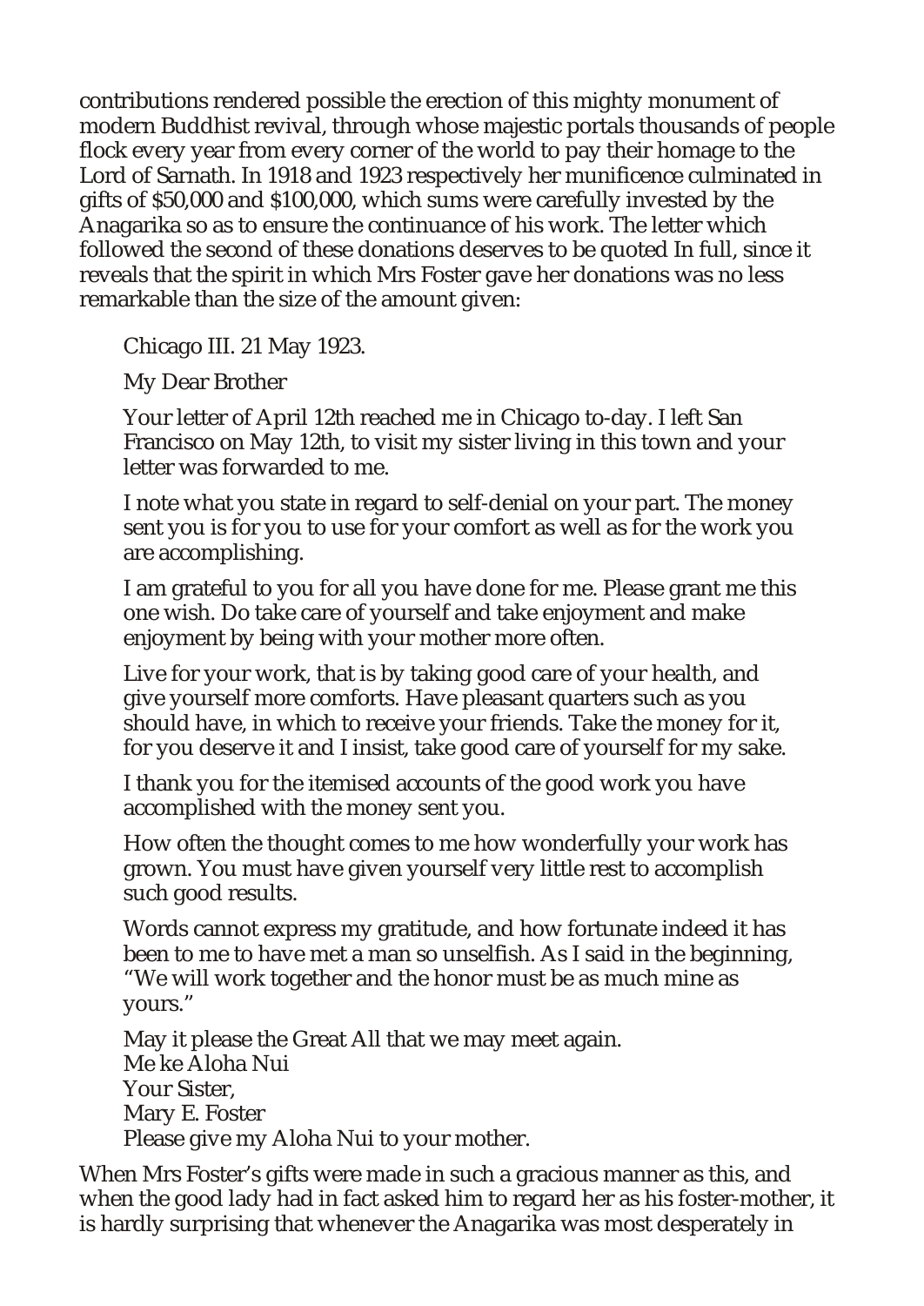contributions rendered possible the erection of this mighty monument of modern Buddhist revival, through whose majestic portals thousands of people flock every year from every corner of the world to pay their homage to the Lord of Sarnath. In 1918 and 1923 respectively her munificence culminated in gifts of $50,000 and $100,000, which sums were carefully invested by the Anagarika so as to ensure the continuance of his work. The letter which followed the second of these donations deserves to be quoted In full, since it reveals that the spirit in which Mrs Foster gave her donations was no less remarkable than the size of the amount given:

> Chicago III. 21 May 1923.
>
> My Dear Brother
>
> Your letter of April 12th reached me in Chicago to-day. I left San Francisco on May 12th, to visit my sister living in this town and your letter was forwarded to me.
>
> I note what you state in regard to self-denial on your part. The money sent you is for you to use for your comfort as well as for the work you are accomplishing.
>
> I am grateful to you for all you have done for me. Please grant me this one wish. Do take care of yourself and take enjoyment and make enjoyment by being with your mother more often.
>
> Live for your work, that is by taking good care of your health, and give yourself more comforts. Have pleasant quarters such as you should have, in which to receive your friends. Take the money for it, for you deserve it and I insist, take good care of yourself for my sake.
>
> I thank you for the itemised accounts of the good work you have accomplished with the money sent you.
>
> How often the thought comes to me how wonderfully your work has grown. You must have given yourself very little rest to accomplish such good results.
>
> Words cannot express my gratitude, and how fortunate indeed it has been to me to have met a man so unselfish. As I said in the beginning, "We will work together and the honor must be as much mine as yours."
>
> May it please the Great All that we may meet again.
> Me ke Aloha Nui
> Your Sister,
> Mary E. Foster
> Please give my Aloha Nui to your mother.

When Mrs Foster's gifts were made in such a gracious manner as this, and when the good lady had in fact asked him to regard her as his foster-mother, it is hardly surprising that whenever the Anagarika was most desperately in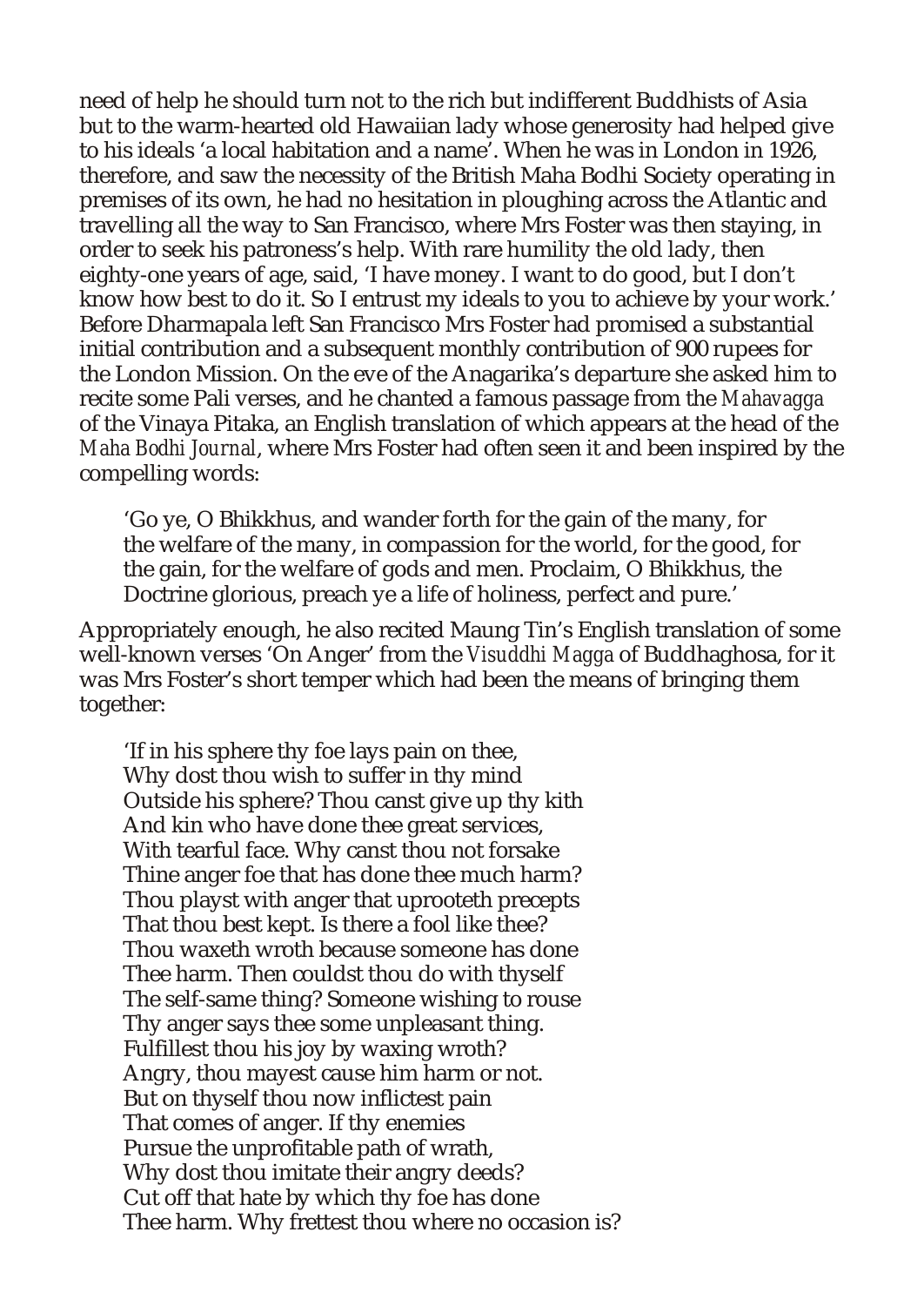need of help he should turn not to the rich but indifferent Buddhists of Asia but to the warm-hearted old Hawaiian lady whose generosity had helped give to his ideals 'a local habitation and a name'. When he was in London in 1926, therefore, and saw the necessity of the British Maha Bodhi Society operating in premises of its own, he had no hesitation in ploughing across the Atlantic and travelling all the way to San Francisco, where Mrs Foster was then staying, in order to seek his patroness's help. With rare humility the old lady, then eighty-one years of age, said, 'I have money. I want to do good, but I don't know how best to do it. So I entrust my ideals to you to achieve by your work.' Before Dharmapala left San Francisco Mrs Foster had promised a substantial initial contribution and a subsequent monthly contribution of 900 rupees for the London Mission. On the eve of the Anagarika's departure she asked him to recite some Pali verses, and he chanted a famous passage from the *Mahavagga* of the Vinaya Pitaka, an English translation of which appears at the head of the *Maha Bodhi Journal*, where Mrs Foster had often seen it and been inspired by the compelling words:

> 'Go ye, O Bhikkhus, and wander forth for the gain of the many, for the welfare of the many, in compassion for the world, for the good, for the gain, for the welfare of gods and men. Proclaim, O Bhikkhus, the Doctrine glorious, preach ye a life of holiness, perfect and pure.'

Appropriately enough, he also recited Maung Tin's English translation of some well-known verses 'On Anger' from the *Visuddhi Magga* of Buddhaghosa, for it was Mrs Foster's short temper which had been the means of bringing them together:

> 'If in his sphere thy foe lays pain on thee,
> Why dost thou wish to suffer in thy mind
> Outside his sphere? Thou canst give up thy kith
> And kin who have done thee great services,
> With tearful face. Why canst thou not forsake
> Thine anger foe that has done thee much harm?
> Thou playst with anger that uprooteth precepts
> That thou best kept. Is there a fool like thee?
> Thou waxeth wroth because someone has done
> Thee harm. Then couldst thou do with thyself
> The self-same thing? Someone wishing to rouse
> Thy anger says thee some unpleasant thing.
> Fulfillest thou his joy by waxing wroth?
> Angry, thou mayest cause him harm or not.
> But on thyself thou now inflictest pain
> That comes of anger. If thy enemies
> Pursue the unprofitable path of wrath,
> Why dost thou imitate their angry deeds?
> Cut off that hate by which thy foe has done
> Thee harm. Why frettest thou where no occasion is?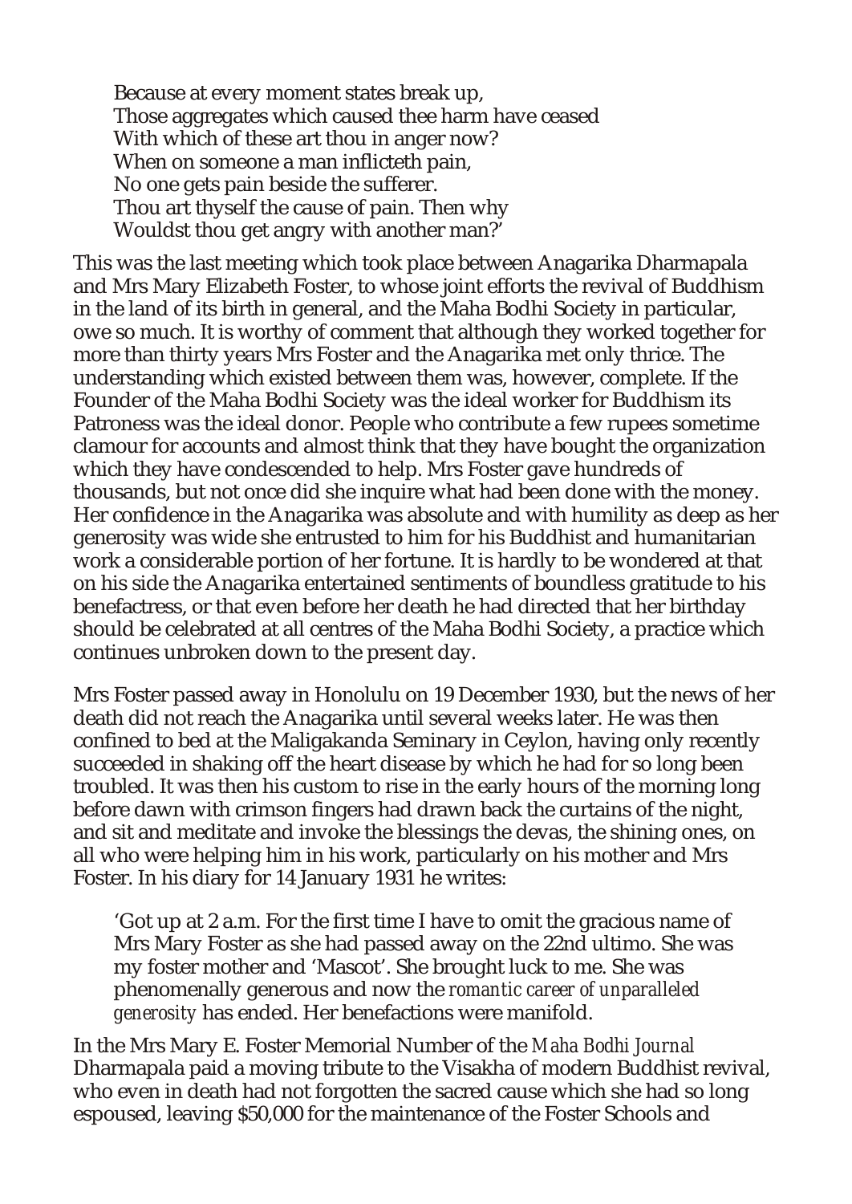> Because at every moment states break up,
> Those aggregates which caused thee harm have ceased
> With which of these art thou in anger now?
> When on someone a man inflicteth pain,
> No one gets pain beside the sufferer.
> Thou art thyself the cause of pain. Then why
> Wouldst thou get angry with another man?'

This was the last meeting which took place between Anagarika Dharmapala and Mrs Mary Elizabeth Foster, to whose joint efforts the revival of Buddhism in the land of its birth in general, and the Maha Bodhi Society in particular, owe so much. It is worthy of comment that although they worked together for more than thirty years Mrs Foster and the Anagarika met only thrice. The understanding which existed between them was, however, complete. If the Founder of the Maha Bodhi Society was the ideal worker for Buddhism its Patroness was the ideal donor. People who contribute a few rupees sometime clamour for accounts and almost think that they have bought the organization which they have condescended to help. Mrs Foster gave hundreds of thousands, but not once did she inquire what had been done with the money. Her confidence in the Anagarika was absolute and with humility as deep as her generosity was wide she entrusted to him for his Buddhist and humanitarian work a considerable portion of her fortune. It is hardly to be wondered at that on his side the Anagarika entertained sentiments of boundless gratitude to his benefactress, or that even before her death he had directed that her birthday should be celebrated at all centres of the Maha Bodhi Society, a practice which continues unbroken down to the present day.

Mrs Foster passed away in Honolulu on 19 December 1930, but the news of her death did not reach the Anagarika until several weeks later. He was then confined to bed at the Maligakanda Seminary in Ceylon, having only recently succeeded in shaking off the heart disease by which he had for so long been troubled. It was then his custom to rise in the early hours of the morning long before dawn with crimson fingers had drawn back the curtains of the night, and sit and meditate and invoke the blessings the devas, the shining ones, on all who were helping him in his work, particularly on his mother and Mrs Foster. In his diary for 14 January 1931 he writes:

> 'Got up at 2 a.m. For the first time I have to omit the gracious name of Mrs Mary Foster as she had passed away on the 22nd ultimo. She was my foster mother and 'Mascot'. She brought luck to me. She was phenomenally generous and now the *romantic career of unparalleled generosity* has ended. Her benefactions were manifold.

In the Mrs Mary E. Foster Memorial Number of the *Maha Bodhi Journal* Dharmapala paid a moving tribute to the Visakha of modern Buddhist revival, who even in death had not forgotten the sacred cause which she had so long espoused, leaving $50,000 for the maintenance of the Foster Schools and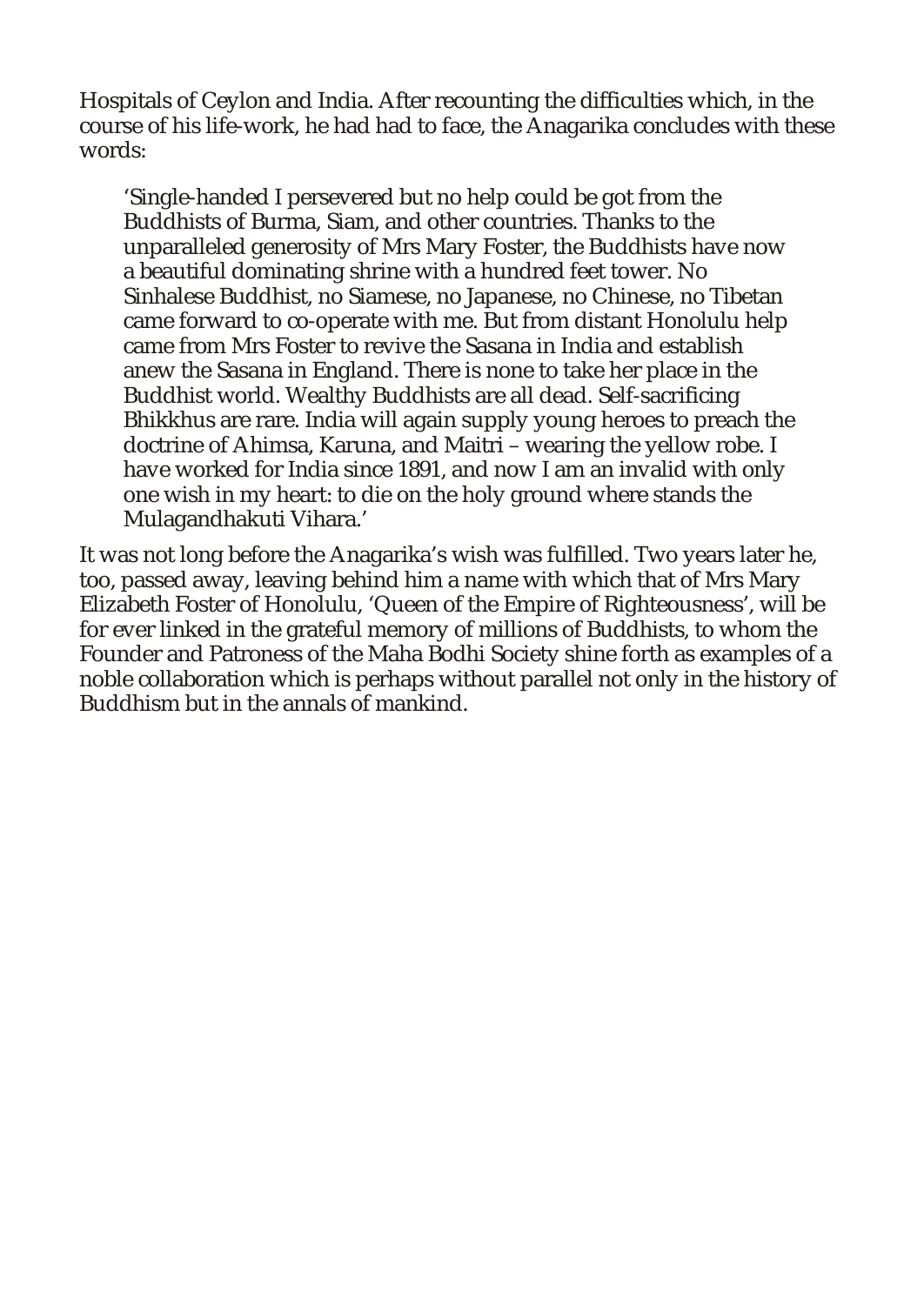Hospitals of Ceylon and India. After recounting the difficulties which, in the course of his life-work, he had had to face, the Anagarika concludes with these words:

> 'Single-handed I persevered but no help could be got from the Buddhists of Burma, Siam, and other countries. Thanks to the unparalleled generosity of Mrs Mary Foster, the Buddhists have now a beautiful dominating shrine with a hundred feet tower. No Sinhalese Buddhist, no Siamese, no Japanese, no Chinese, no Tibetan came forward to co-operate with me. But from distant Honolulu help came from Mrs Foster to revive the Sasana in India and establish anew the Sasana in England. There is none to take her place in the Buddhist world. Wealthy Buddhists are all dead. Self-sacrificing Bhikkhus are rare. India will again supply young heroes to preach the doctrine of Ahimsa, Karuna, and Maitri – wearing the yellow robe. I have worked for India since 1891, and now I am an invalid with only one wish in my heart: to die on the holy ground where stands the Mulagandhakuti Vihara.'

It was not long before the Anagarika's wish was fulfilled. Two years later he, too, passed away, leaving behind him a name with which that of Mrs Mary Elizabeth Foster of Honolulu, 'Queen of the Empire of Righteousness', will be for ever linked in the grateful memory of millions of Buddhists, to whom the Founder and Patroness of the Maha Bodhi Society shine forth as examples of a noble collaboration which is perhaps without parallel not only in the history of Buddhism but in the annals of mankind.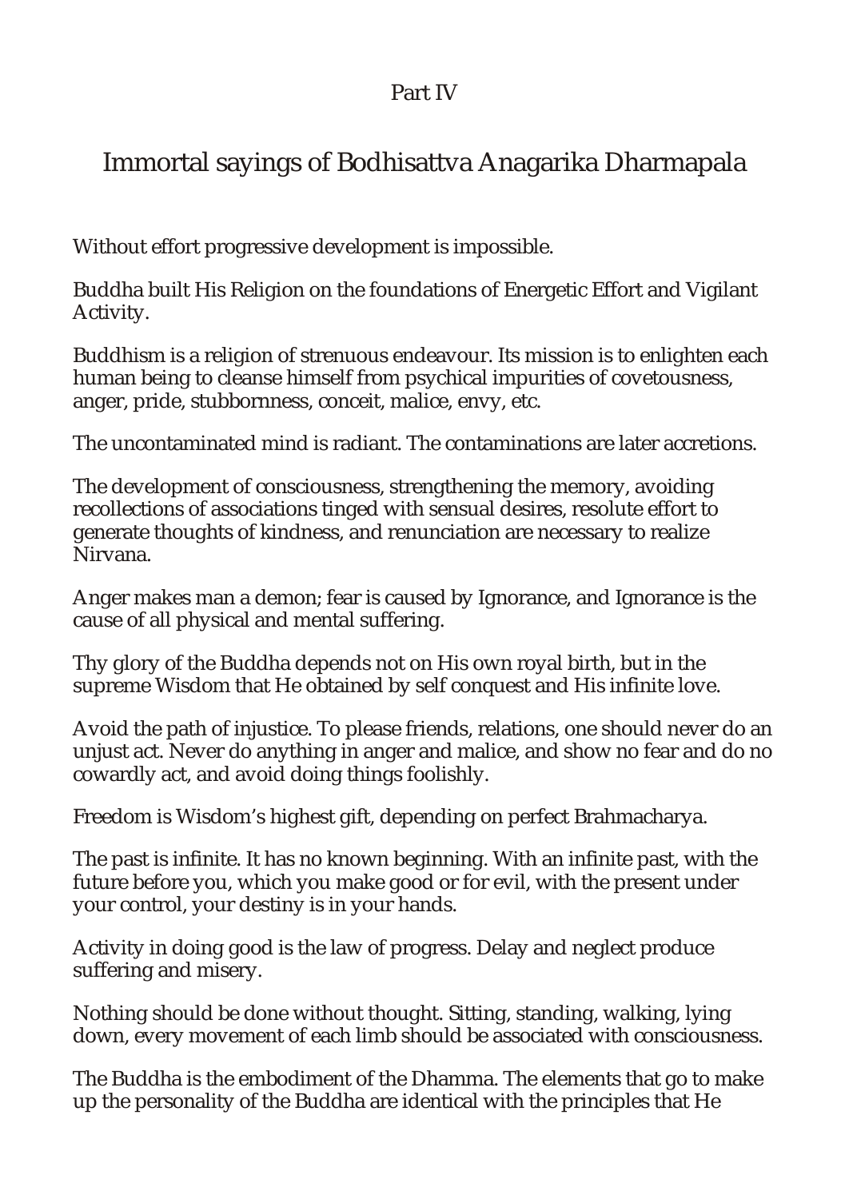Part IV

# Immortal sayings of Bodhisattva Anagarika Dharmapala

Without effort progressive development is impossible.

Buddha built His Religion on the foundations of Energetic Effort and Vigilant Activity.

Buddhism is a religion of strenuous endeavour. Its mission is to enlighten each human being to cleanse himself from psychical impurities of covetousness, anger, pride, stubbornness, conceit, malice, envy, etc.

The uncontaminated mind is radiant. The contaminations are later accretions.

The development of consciousness, strengthening the memory, avoiding recollections of associations tinged with sensual desires, resolute effort to generate thoughts of kindness, and renunciation are necessary to realize Nirvana.

Anger makes man a demon; fear is caused by Ignorance, and Ignorance is the cause of all physical and mental suffering.

Thy glory of the Buddha depends not on His own royal birth, but in the supreme Wisdom that He obtained by self conquest and His infinite love.

Avoid the path of injustice. To please friends, relations, one should never do an unjust act. Never do anything in anger and malice, and show no fear and do no cowardly act, and avoid doing things foolishly.

Freedom is Wisdom's highest gift, depending on perfect Brahmacharya.

The past is infinite. It has no known beginning. With an infinite past, with the future before you, which you make good or for evil, with the present under your control, your destiny is in your hands.

Activity in doing good is the law of progress. Delay and neglect produce suffering and misery.

Nothing should be done without thought. Sitting, standing, walking, lying down, every movement of each limb should be associated with consciousness.

The Buddha is the embodiment of the Dhamma. The elements that go to make up the personality of the Buddha are identical with the principles that He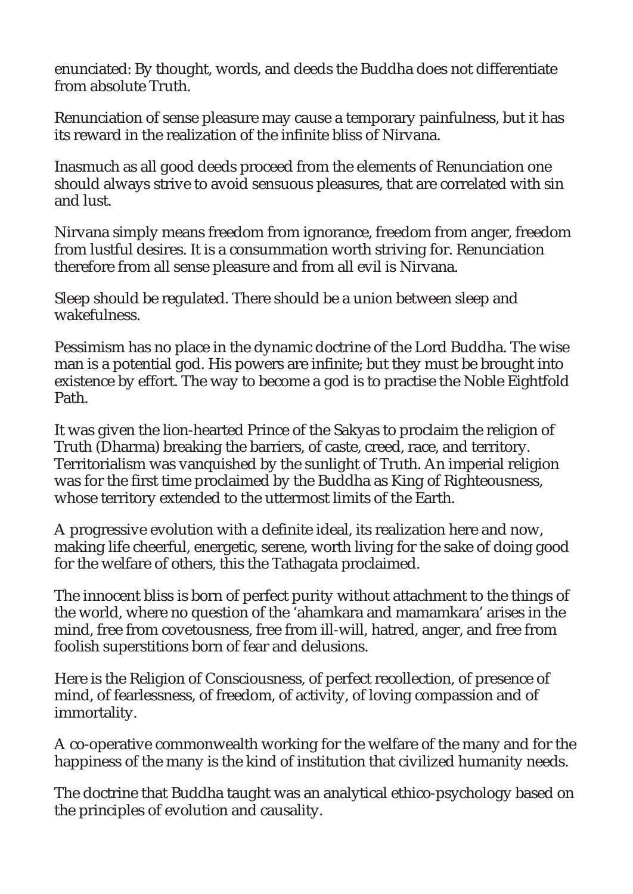enunciated: By thought, words, and deeds the Buddha does not differentiate from absolute Truth.

Renunciation of sense pleasure may cause a temporary painfulness, but it has its reward in the realization of the infinite bliss of Nirvana.

Inasmuch as all good deeds proceed from the elements of Renunciation one should always strive to avoid sensuous pleasures, that are correlated with sin and lust.

Nirvana simply means freedom from ignorance, freedom from anger, freedom from lustful desires. It is a consummation worth striving for. Renunciation therefore from all sense pleasure and from all evil is Nirvana.

Sleep should be regulated. There should be a union between sleep and wakefulness.

Pessimism has no place in the dynamic doctrine of the Lord Buddha. The wise man is a potential god. His powers are infinite; but they must be brought into existence by effort. The way to become a god is to practise the Noble Eightfold Path.

It was given the lion-hearted Prince of the Sakyas to proclaim the religion of Truth (Dharma) breaking the barriers, of caste, creed, race, and territory. Territorialism was vanquished by the sunlight of Truth. An imperial religion was for the first time proclaimed by the Buddha as King of Righteousness, whose territory extended to the uttermost limits of the Earth.

A progressive evolution with a definite ideal, its realization here and now, making life cheerful, energetic, serene, worth living for the sake of doing good for the welfare of others, this the Tathagata proclaimed.

The innocent bliss is born of perfect purity without attachment to the things of the world, where no question of the 'ahamkara and mamamkara' arises in the mind, free from covetousness, free from ill-will, hatred, anger, and free from foolish superstitions born of fear and delusions.

Here is the Religion of Consciousness, of perfect recollection, of presence of mind, of fearlessness, of freedom, of activity, of loving compassion and of immortality.

A co-operative commonwealth working for the welfare of the many and for the happiness of the many is the kind of institution that civilized humanity needs.

The doctrine that Buddha taught was an analytical ethico-psychology based on the principles of evolution and causality.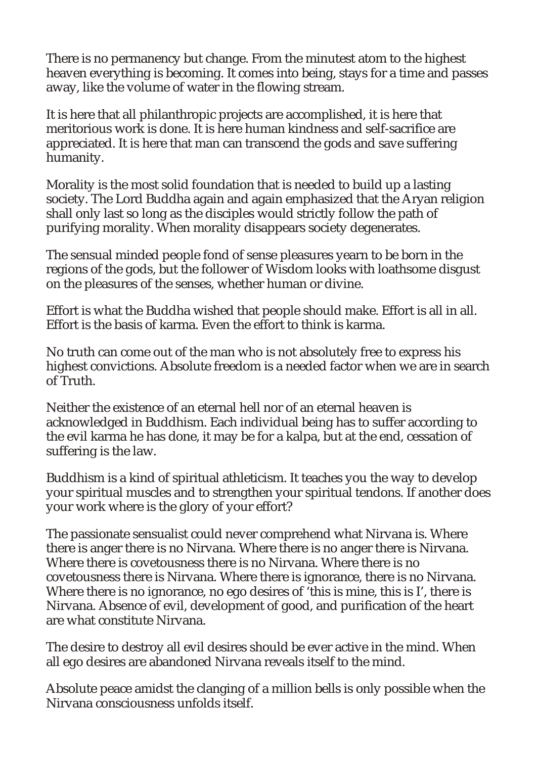There is no permanency but change. From the minutest atom to the highest heaven everything is becoming. It comes into being, stays for a time and passes away, like the volume of water in the flowing stream.

It is here that all philanthropic projects are accomplished, it is here that meritorious work is done. It is here human kindness and self-sacrifice are appreciated. It is here that man can transcend the gods and save suffering humanity.

Morality is the most solid foundation that is needed to build up a lasting society. The Lord Buddha again and again emphasized that the Aryan religion shall only last so long as the disciples would strictly follow the path of purifying morality. When morality disappears society degenerates.

The sensual minded people fond of sense pleasures yearn to be born in the regions of the gods, but the follower of Wisdom looks with loathsome disgust on the pleasures of the senses, whether human or divine.

Effort is what the Buddha wished that people should make. Effort is all in all. Effort is the basis of karma. Even the effort to think is karma.

No truth can come out of the man who is not absolutely free to express his highest convictions. Absolute freedom is a needed factor when we are in search of Truth.

Neither the existence of an eternal hell nor of an eternal heaven is acknowledged in Buddhism. Each individual being has to suffer according to the evil karma he has done, it may be for a kalpa, but at the end, cessation of suffering is the law.

Buddhism is a kind of spiritual athleticism. It teaches you the way to develop your spiritual muscles and to strengthen your spiritual tendons. If another does your work where is the glory of your effort?

The passionate sensualist could never comprehend what Nirvana is. Where there is anger there is no Nirvana. Where there is no anger there is Nirvana. Where there is covetousness there is no Nirvana. Where there is no covetousness there is Nirvana. Where there is ignorance, there is no Nirvana. Where there is no ignorance, no ego desires of 'this is mine, this is I', there is Nirvana. Absence of evil, development of good, and purification of the heart are what constitute Nirvana.

The desire to destroy all evil desires should be ever active in the mind. When all ego desires are abandoned Nirvana reveals itself to the mind.

Absolute peace amidst the clanging of a million bells is only possible when the Nirvana consciousness unfolds itself.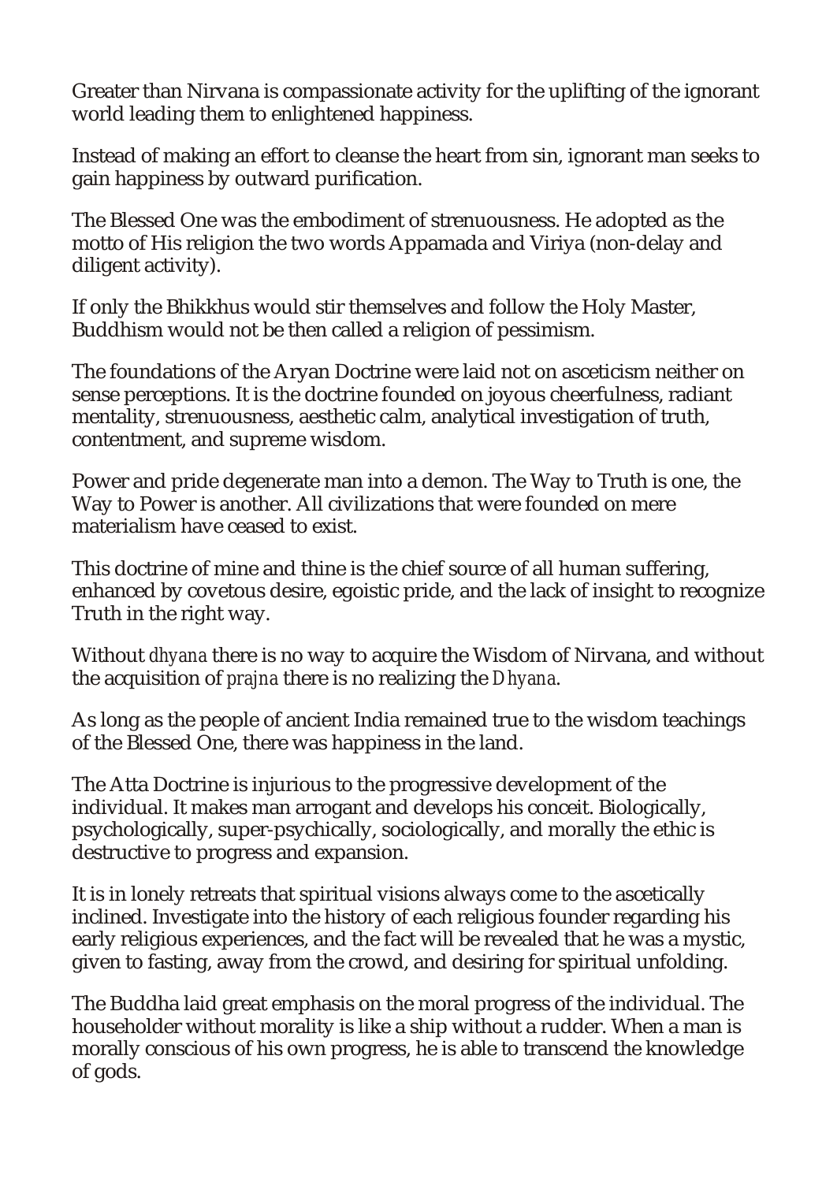Greater than Nirvana is compassionate activity for the uplifting of the ignorant world leading them to enlightened happiness.

Instead of making an effort to cleanse the heart from sin, ignorant man seeks to gain happiness by outward purification.

The Blessed One was the embodiment of strenuousness. He adopted as the motto of His religion the two words Appamada and Viriya (non-delay and diligent activity).

If only the Bhikkhus would stir themselves and follow the Holy Master, Buddhism would not be then called a religion of pessimism.

The foundations of the Aryan Doctrine were laid not on asceticism neither on sense perceptions. It is the doctrine founded on joyous cheerfulness, radiant mentality, strenuousness, aesthetic calm, analytical investigation of truth, contentment, and supreme wisdom.

Power and pride degenerate man into a demon. The Way to Truth is one, the Way to Power is another. All civilizations that were founded on mere materialism have ceased to exist.

This doctrine of mine and thine is the chief source of all human suffering, enhanced by covetous desire, egoistic pride, and the lack of insight to recognize Truth in the right way.

Without *dhyana* there is no way to acquire the Wisdom of Nirvana, and without the acquisition of *prajna* there is no realizing the *Dhyana*.

As long as the people of ancient India remained true to the wisdom teachings of the Blessed One, there was happiness in the land.

The Atta Doctrine is injurious to the progressive development of the individual. It makes man arrogant and develops his conceit. Biologically, psychologically, super-psychically, sociologically, and morally the ethic is destructive to progress and expansion.

It is in lonely retreats that spiritual visions always come to the ascetically inclined. Investigate into the history of each religious founder regarding his early religious experiences, and the fact will be revealed that he was a mystic, given to fasting, away from the crowd, and desiring for spiritual unfolding.

The Buddha laid great emphasis on the moral progress of the individual. The householder without morality is like a ship without a rudder. When a man is morally conscious of his own progress, he is able to transcend the knowledge of gods.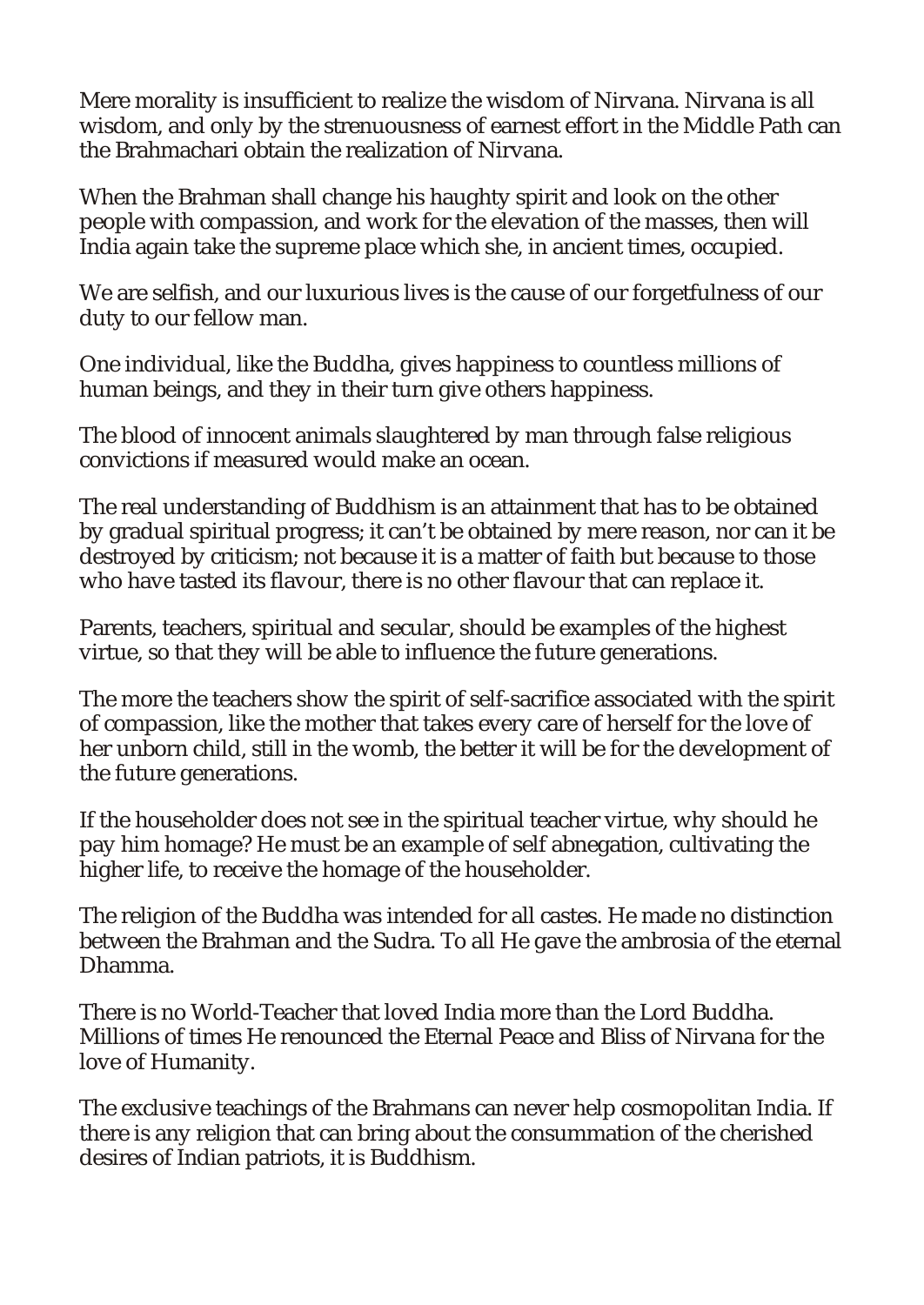Mere morality is insufficient to realize the wisdom of Nirvana. Nirvana is all wisdom, and only by the strenuousness of earnest effort in the Middle Path can the Brahmachari obtain the realization of Nirvana.

When the Brahman shall change his haughty spirit and look on the other people with compassion, and work for the elevation of the masses, then will India again take the supreme place which she, in ancient times, occupied.

We are selfish, and our luxurious lives is the cause of our forgetfulness of our duty to our fellow man.

One individual, like the Buddha, gives happiness to countless millions of human beings, and they in their turn give others happiness.

The blood of innocent animals slaughtered by man through false religious convictions if measured would make an ocean.

The real understanding of Buddhism is an attainment that has to be obtained by gradual spiritual progress; it can't be obtained by mere reason, nor can it be destroyed by criticism; not because it is a matter of faith but because to those who have tasted its flavour, there is no other flavour that can replace it.

Parents, teachers, spiritual and secular, should be examples of the highest virtue, so that they will be able to influence the future generations.

The more the teachers show the spirit of self-sacrifice associated with the spirit of compassion, like the mother that takes every care of herself for the love of her unborn child, still in the womb, the better it will be for the development of the future generations.

If the householder does not see in the spiritual teacher virtue, why should he pay him homage? He must be an example of self abnegation, cultivating the higher life, to receive the homage of the householder.

The religion of the Buddha was intended for all castes. He made no distinction between the Brahman and the Sudra. To all He gave the ambrosia of the eternal Dhamma.

There is no World-Teacher that loved India more than the Lord Buddha. Millions of times He renounced the Eternal Peace and Bliss of Nirvana for the love of Humanity.

The exclusive teachings of the Brahmans can never help cosmopolitan India. If there is any religion that can bring about the consummation of the cherished desires of Indian patriots, it is Buddhism.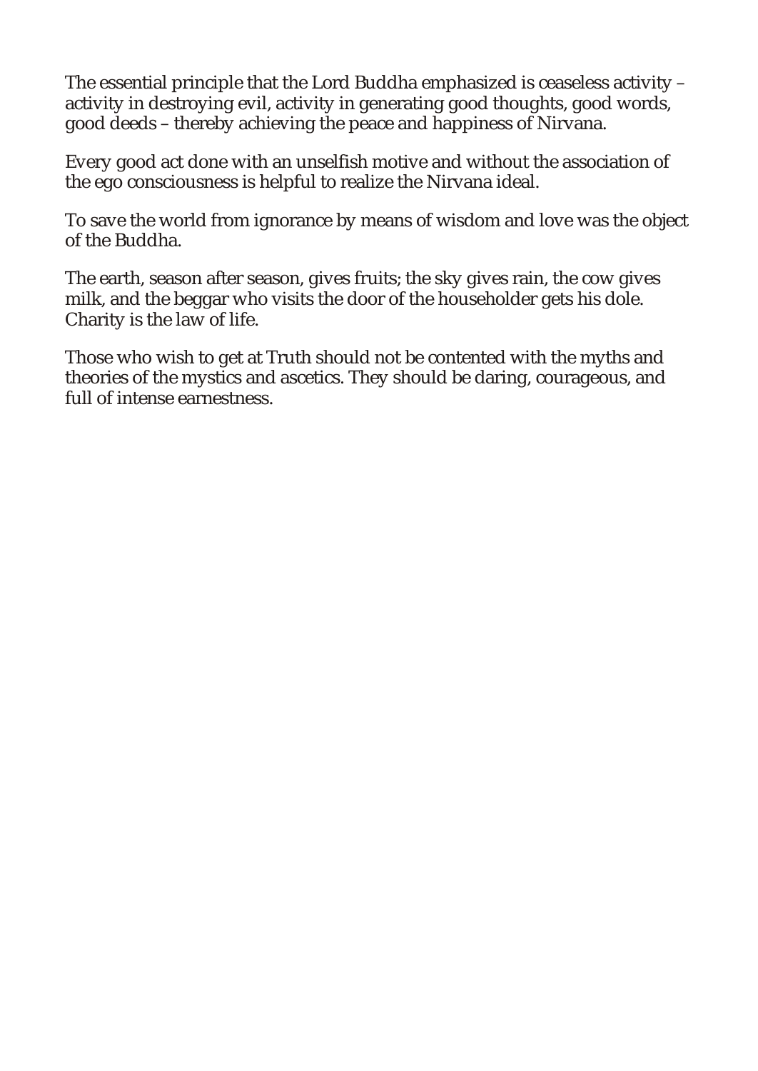The essential principle that the Lord Buddha emphasized is ceaseless activity – activity in destroying evil, activity in generating good thoughts, good words, good deeds – thereby achieving the peace and happiness of Nirvana.

Every good act done with an unselfish motive and without the association of the ego consciousness is helpful to realize the Nirvana ideal.

To save the world from ignorance by means of wisdom and love was the object of the Buddha.

The earth, season after season, gives fruits; the sky gives rain, the cow gives milk, and the beggar who visits the door of the householder gets his dole. Charity is the law of life.

Those who wish to get at Truth should not be contented with the myths and theories of the mystics and ascetics. They should be daring, courageous, and full of intense earnestness.